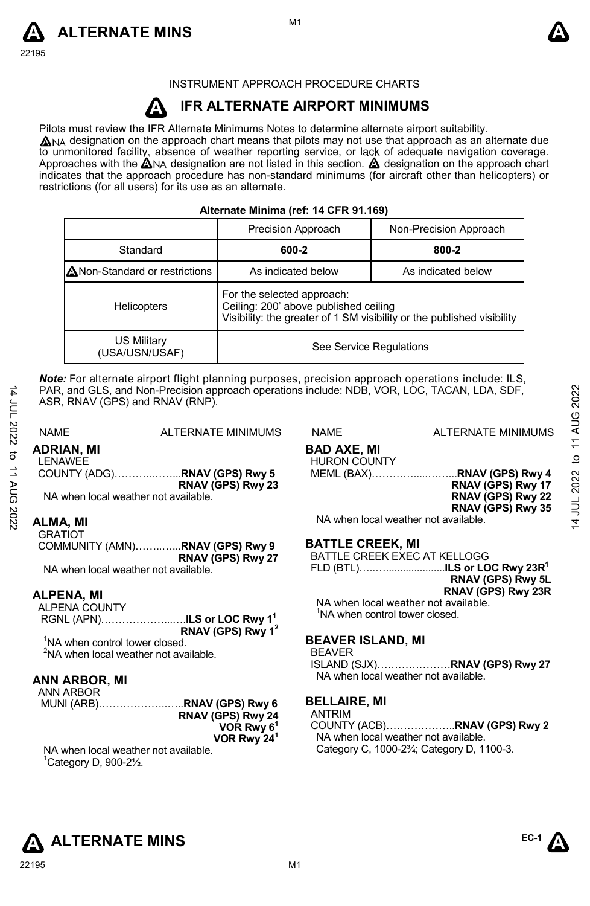INSTRUMENT APPROACH PROCEDURE CHARTS

# IFR ALTERNATE AIRPORT MINIMUMS

Pilots must review the IFR Alternate Minimums Notes to determine alternate airport suitability.

NA designation on the approach chart means that pilots may not use that approach as an alternate due to unmonitored facility, absence of weather reporting service, or lack of adequate navigation coverage. Approaches with the NA designation are not listed in this section. designation on the approach chart indicates that the approach procedure has non-standard minimums (for aircraft other than helicopters) or restrictions (for all users) for its use as an alternate.

**Alternate Minima (ref: 14 CFR 91.169)**

| | Precision Approach | Non-Precision Approach |
|---|---|---|
| Standard | **600-2** | **800-2** |
| Non-Standard or restrictions | As indicated below | As indicated below |
| Helicopters | For the selected approach: Ceiling: 200' above published ceiling Visibility: the greater of 1 SM visibility or the published visibility | |
| US Military (USA/USN/USAF) | See Service Regulations | |

***Note:*** For alternate airport flight planning purposes, precision approach operations include: ILS, PAR, and GLS, and Non-Precision approach operations include: NDB, VOR, LOC, TACAN, LDA, SDF, ASR, RNAV (GPS) and RNAV (RNP).

NAME — ALTERNATE MINIMUMS

**ADRIAN, MI**
LENAWEE COUNTY (ADG)………..……..**RNAV (GPS) Rwy 5**
**RNAV (GPS) Rwy 23**
NA when local weather not available.

**ALMA, MI**
GRATIOT COMMUNITY (AMN)……..…..**RNAV (GPS) Rwy 9**
**RNAV (GPS) Rwy 27**
NA when local weather not available.

**ALPENA, MI**
ALPENA COUNTY RGNL (APN)………………...….**ILS or LOC Rwy 1**[1]
**RNAV (GPS) Rwy 1**[2]
[1]NA when control tower closed.
[2]NA when local weather not available.

**ANN ARBOR, MI**
ANN ARBOR MUNI (ARB)………………...…..**RNAV (GPS) Rwy 6**
**RNAV (GPS) Rwy 24**
**VOR Rwy 6**[1]
**VOR Rwy 24**[1]
NA when local weather not available.
[1]Category D, 900-2½.

**BAD AXE, MI**
HURON COUNTY MEML (BAX)…………....……...**RNAV (GPS) Rwy 4**
**RNAV (GPS) Rwy 17**
**RNAV (GPS) Rwy 22**
**RNAV (GPS) Rwy 35**
NA when local weather not available.

**BATTLE CREEK, MI**
BATTLE CREEK EXEC AT KELLOGG FLD (BTL)…..…...................**ILS or LOC Rwy 23R**[1]
**RNAV (GPS) Rwy 5L**
**RNAV (GPS) Rwy 23R**
NA when local weather not available.
[1]NA when control tower closed.

**BEAVER ISLAND, MI**
BEAVER ISLAND (SJX)…………………**RNAV (GPS) Rwy 27**
NA when local weather not available.

**BELLAIRE, MI**
ANTRIM COUNTY (ACB)………………..**RNAV (GPS) Rwy 2**
NA when local weather not available.
Category C, 1000-2¾; Category D, 1100-3.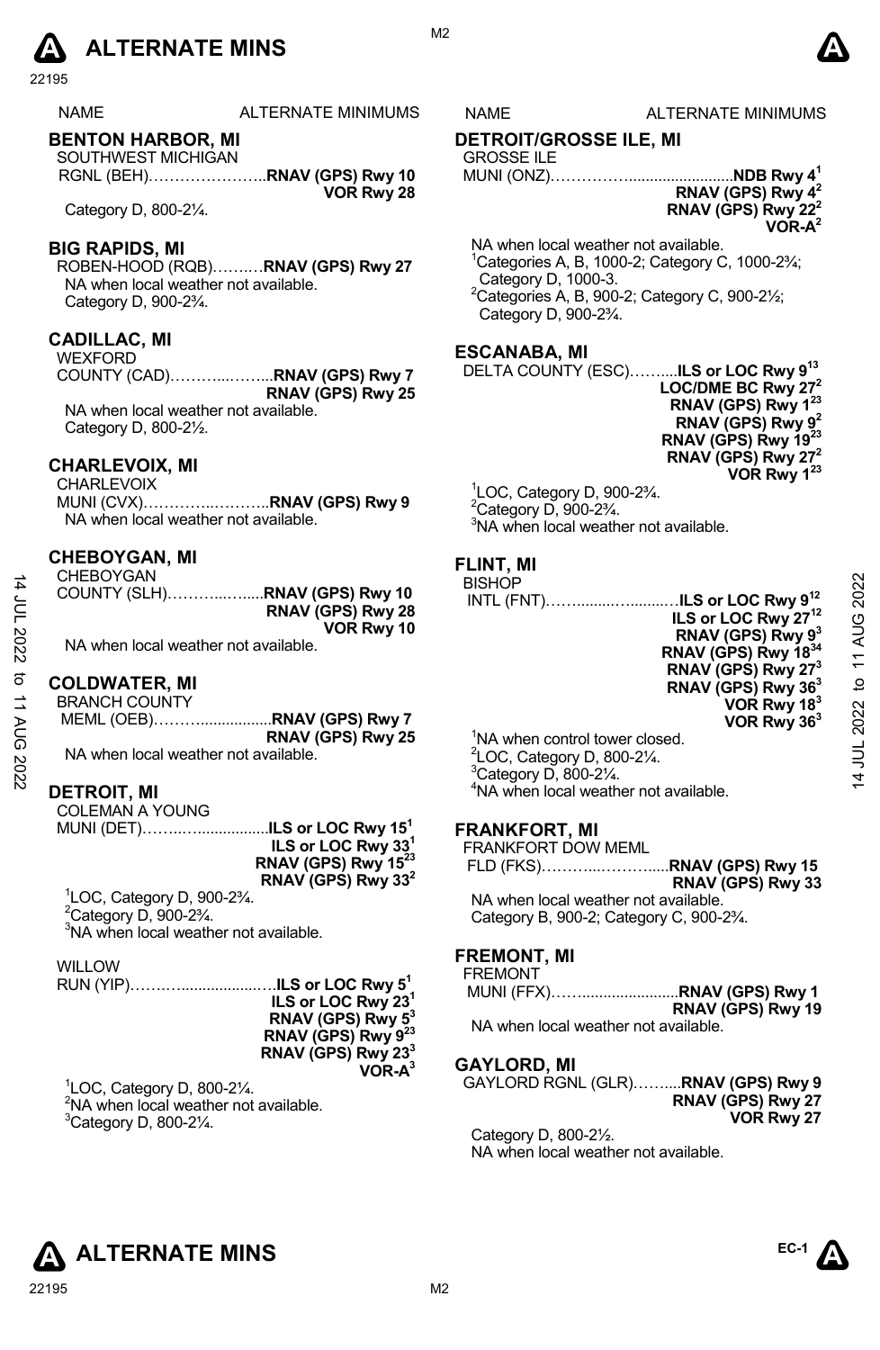NAME ALTERNATE MINIMUMS

## BENTON HARBOR, MI

SOUTHWEST MICHIGAN
RGNL (BEH)…………………..**RNAV (GPS) Rwy 10**
**VOR Rwy 28**

Category D, 800-2¼.

## BIG RAPIDS, MI

ROBEN-HOOD (RQB)……..**RNAV (GPS) Rwy 27**

NA when local weather not available.
Category D, 900-2¾.

## CADILLAC, MI

WEXFORD
COUNTY (CAD)………....……...**RNAV (GPS) Rwy 7**
**RNAV (GPS) Rwy 25**

NA when local weather not available.
Category D, 800-2½.

## CHARLEVOIX, MI

CHARLEVOIX
MUNI (CVX)…………..………..**RNAV (GPS) Rwy 9**

NA when local weather not available.

## CHEBOYGAN, MI

CHEBOYGAN
COUNTY (SLH)………...…....**RNAV (GPS) Rwy 10**
**RNAV (GPS) Rwy 28**
**VOR Rwy 10**

NA when local weather not available.

## COLDWATER, MI

BRANCH COUNTY
MEML (OEB)……….................**RNAV (GPS) Rwy 7**
**RNAV (GPS) Rwy 25**

NA when local weather not available.

## DETROIT, MI

COLEMAN A YOUNG
MUNI (DET)……..…...............**ILS or LOC Rwy 15**[1]
**ILS or LOC Rwy 33**[1]
**RNAV (GPS) Rwy 15**[23]
**RNAV (GPS) Rwy 33**[2]

[1]LOC, Category D, 900-2¾.
[2]Category D, 900-2¾.
[3]NA when local weather not available.

WILLOW
RUN (YIP)…….….................….**ILS or LOC Rwy 5**[1]
**ILS or LOC Rwy 23**[1]
**RNAV (GPS) Rwy 5**[3]
**RNAV (GPS) Rwy 9**[23]
**RNAV (GPS) Rwy 23**[3]
**VOR-A**[3]

[1]LOC, Category D, 800-2¼.
[2]NA when local weather not available.
[3]Category D, 800-2¼.

## DETROIT/GROSSE ILE, MI

GROSSE ILE
MUNI (ONZ)……………........................**NDB Rwy 4**[1]
**RNAV (GPS) Rwy 4**[2]
**RNAV (GPS) Rwy 22**[2]
**VOR-A**[2]

NA when local weather not available.
[1]Categories A, B, 1000-2; Category C, 1000-2¾; Category D, 1000-3.
[2]Categories A, B, 900-2; Category C, 900-2½; Category D, 900-2¾.

## ESCANABA, MI

DELTA COUNTY (ESC)……....**ILS or LOC Rwy 9**[13]
**LOC/DME BC Rwy 27**[2]
**RNAV (GPS) Rwy 1**[23]
**RNAV (GPS) Rwy 9**[2]
**RNAV (GPS) Rwy 19**[23]
**RNAV (GPS) Rwy 27**[2]
**VOR Rwy 1**[23]

[1]LOC, Category D, 900-2¾.
[2]Category D, 900-2¾.
[3]NA when local weather not available.

## FLINT, MI

BISHOP
INTL (FNT)……........…........…**ILS or LOC Rwy 9**[12]
**ILS or LOC Rwy 27**[12]
**RNAV (GPS) Rwy 9**[3]
**RNAV (GPS) Rwy 18**[34]
**RNAV (GPS) Rwy 27**[3]
**RNAV (GPS) Rwy 36**[3]
**VOR Rwy 18**[3]
**VOR Rwy 36**[3]

[1]NA when control tower closed.
[2]LOC, Category D, 800-2¼.
[3]Category D, 800-2¼.
[4]NA when local weather not available.

## FRANKFORT, MI

FRANKFORT DOW MEML
FLD (FKS)………...……….....**RNAV (GPS) Rwy 15**
**RNAV (GPS) Rwy 33**

NA when local weather not available.
Category B, 900-2; Category C, 900-2¾.

## FREMONT, MI

FREMONT
MUNI (FFX)……......................**RNAV (GPS) Rwy 1**
**RNAV (GPS) Rwy 19**

NA when local weather not available.

## GAYLORD, MI

GAYLORD RGNL (GLR)……....**RNAV (GPS) Rwy 9**
**RNAV (GPS) Rwy 27**
**VOR Rwy 27**

Category D, 800-2½.
NA when local weather not available.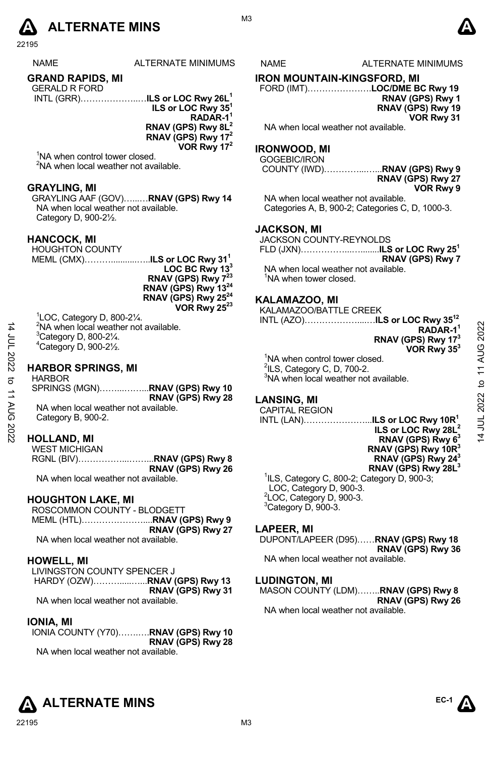NAME ALTERNATE MINIMUMS

## GRAND RAPIDS, MI
GERALD R FORD INTL (GRR)………………..…**ILS or LOC Rwy 26L**[1]
**ILS or LOC Rwy 35**[1]
**RADAR-1**[1]
**RNAV (GPS) Rwy 8L**[2]
**RNAV (GPS) Rwy 17**[2]
**VOR Rwy 17**[2]

[1]NA when control tower closed.
[2]NA when local weather not available.

## GRAYLING, MI
GRAYLING AAF (GOV)…...…**RNAV (GPS) Rwy 14**
NA when local weather not available.
Category D, 900-2½.

## HANCOCK, MI
HOUGHTON COUNTY MEML (CMX)………..........…..**ILS or LOC Rwy 31**[1]
**LOC BC Rwy 13**[3]
**RNAV (GPS) Rwy 7**[23]
**RNAV (GPS) Rwy 13**[24]
**RNAV (GPS) Rwy 25**[24]
**VOR Rwy 25**[23]

[1]LOC, Category D, 800-2¼.
[2]NA when local weather not available.
[3]Category D, 800-2¼.
[4]Category D, 900-2½.

## HARBOR SPRINGS, MI
HARBOR SPRINGS (MGN)……..……...**RNAV (GPS) Rwy 10**
**RNAV (GPS) Rwy 28**
NA when local weather not available.
Category B, 900-2.

## HOLLAND, MI
WEST MICHIGAN RGNL (BIV)……………..…….**RNAV (GPS) Rwy 8**
**RNAV (GPS) Rwy 26**
NA when local weather not available.

## HOUGHTON LAKE, MI
ROSCOMMON COUNTY - BLODGETT MEML (HTL)…………………....**RNAV (GPS) Rwy 9**
**RNAV (GPS) Rwy 27**
NA when local weather not available.

## HOWELL, MI
LIVINGSTON COUNTY SPENCER J HARDY (OZW)………......…..**RNAV (GPS) Rwy 13**
**RNAV (GPS) Rwy 31**
NA when local weather not available.

## IONIA, MI
IONIA COUNTY (Y70)……..….**RNAV (GPS) Rwy 10**
**RNAV (GPS) Rwy 28**
NA when local weather not available.

## IRON MOUNTAIN-KINGSFORD, MI
FORD (IMT)………………….**LOC/DME BC Rwy 19**
**RNAV (GPS) Rwy 1**
**RNAV (GPS) Rwy 19**
**VOR Rwy 31**
NA when local weather not available.

## IRONWOOD, MI
GOGEBIC/IRON COUNTY (IWD)…………...…...**RNAV (GPS) Rwy 9**
**RNAV (GPS) Rwy 27**
**VOR Rwy 9**
NA when local weather not available.
Categories A, B, 900-2; Categories C, D, 1000-3.

## JACKSON, MI
JACKSON COUNTY-REYNOLDS FLD (JXN)……………...…........**ILS or LOC Rwy 25**[1]
**RNAV (GPS) Rwy 7**
NA when local weather not available.
[1]NA when tower closed.

## KALAMAZOO, MI
KALAMAZOO/BATTLE CREEK INTL (AZO)………………....…**ILS or LOC Rwy 35**[12]
**RADAR-1**[1]
**RNAV (GPS) Rwy 17**[3]
**VOR Rwy 35**[3]

[1]NA when control tower closed.
[2]ILS, Category C, D, 700-2.
[3]NA when local weather not available.

## LANSING, MI
CAPITAL REGION INTL (LAN)…………………...**ILS or LOC Rwy 10R**[1]
**ILS or LOC Rwy 28L**[2]
**RNAV (GPS) Rwy 6**[3]
**RNAV (GPS) Rwy 10R**[3]
**RNAV (GPS) Rwy 24**[3]
**RNAV (GPS) Rwy 28L**[3]

[1]ILS, Category C, 800-2; Category D, 900-3; LOC, Category D, 900-3.
[2]LOC, Category D, 900-3.
[3]Category D, 900-3.

## LAPEER, MI
DUPONT/LAPEER (D95)……**RNAV (GPS) Rwy 18**
**RNAV (GPS) Rwy 36**
NA when local weather not available.

## LUDINGTON, MI
MASON COUNTY (LDM)……..**RNAV (GPS) Rwy 8**
**RNAV (GPS) Rwy 26**
NA when local weather not available.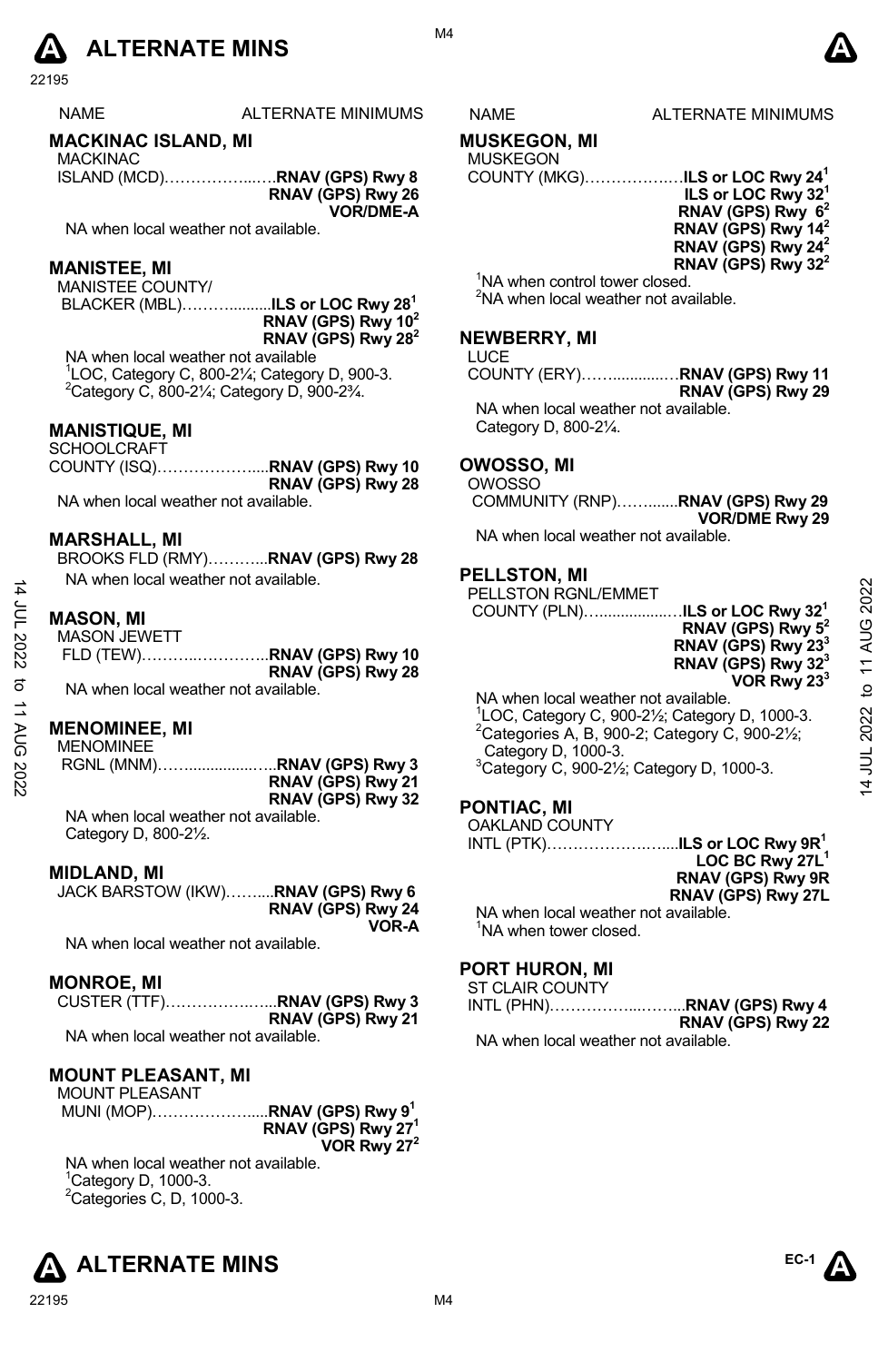# ALTERNATE MINS

| NAME | ALTERNATE MINIMUMS |
|---|---|

## MACKINAC ISLAND, MI

MACKINAC ISLAND (MCD)……………...….**RNAV (GPS) Rwy 8**
**RNAV (GPS) Rwy 26**
**VOR/DME-A**

NA when local weather not available.

## MANISTEE, MI

MANISTEE COUNTY/ BLACKER (MBL)………..........**ILS or LOC Rwy 28**[1]
**RNAV (GPS) Rwy 10**[2]
**RNAV (GPS) Rwy 28**[2]

NA when local weather not available
[1]LOC, Category C, 800-2¼; Category D, 900-3.
[2]Category C, 800-2¼; Category D, 900-2¾.

## MANISTIQUE, MI

SCHOOLCRAFT COUNTY (ISQ)………………....**RNAV (GPS) Rwy 10**
**RNAV (GPS) Rwy 28**

NA when local weather not available.

## MARSHALL, MI

BROOKS FLD (RMY)………...**RNAV (GPS) Rwy 28**

NA when local weather not available.

## MASON, MI

MASON JEWETT FLD (TEW)………..…………..**RNAV (GPS) Rwy 10**
**RNAV (GPS) Rwy 28**

NA when local weather not available.

## MENOMINEE, MI

MENOMINEE RGNL (MNM)……...............…..**RNAV (GPS) Rwy 3**
**RNAV (GPS) Rwy 21**
**RNAV (GPS) Rwy 32**

NA when local weather not available.
Category D, 800-2½.

## MIDLAND, MI

JACK BARSTOW (IKW)……....**RNAV (GPS) Rwy 6**
**RNAV (GPS) Rwy 24**
**VOR-A**

NA when local weather not available.

## MONROE, MI

CUSTER (TTF)……………….…...**RNAV (GPS) Rwy 3**
**RNAV (GPS) Rwy 21**

NA when local weather not available.

## MOUNT PLEASANT, MI

MOUNT PLEASANT MUNI (MOP)………………....**RNAV (GPS) Rwy 9**[1]
**RNAV (GPS) Rwy 27**[1]
**VOR Rwy 27**[2]

NA when local weather not available.
[1]Category D, 1000-3.
[2]Categories C, D, 1000-3.

## MUSKEGON, MI

MUSKEGON COUNTY (MKG)…………….….**ILS or LOC Rwy 24**[1]
**ILS or LOC Rwy 32**[1]
**RNAV (GPS) Rwy 6**[2]
**RNAV (GPS) Rwy 14**[2]
**RNAV (GPS) Rwy 24**[2]
**RNAV (GPS) Rwy 32**[2]

[1]NA when control tower closed.
[2]NA when local weather not available.

## NEWBERRY, MI

LUCE COUNTY (ERY)……............…**RNAV (GPS) Rwy 11**
**RNAV (GPS) Rwy 29**

NA when local weather not available.
Category D, 800-2¼.

## OWOSSO, MI

OWOSSO COMMUNITY (RNP)……......**RNAV (GPS) Rwy 29**
**VOR/DME Rwy 29**

NA when local weather not available.

## PELLSTON, MI

PELLSTON RGNL/EMMET COUNTY (PLN)…...............…**ILS or LOC Rwy 32**[1]
**RNAV (GPS) Rwy 5**[2]
**RNAV (GPS) Rwy 23**[3]
**RNAV (GPS) Rwy 32**[3]
**VOR Rwy 23**[3]

NA when local weather not available.
[1]LOC, Category C, 900-2½; Category D, 1000-3.
[2]Categories A, B, 900-2; Category C, 900-2½; Category D, 1000-3.
[3]Category C, 900-2½; Category D, 1000-3.

## PONTIAC, MI

OAKLAND COUNTY INTL (PTK)…………………….....**ILS or LOC Rwy 9R**[1]
**LOC BC Rwy 27L**[1]
**RNAV (GPS) Rwy 9R**
**RNAV (GPS) Rwy 27L**

NA when local weather not available.
[1]NA when tower closed.

## PORT HURON, MI

ST CLAIR COUNTY INTL (PHN)……………...……...**RNAV (GPS) Rwy 4**
**RNAV (GPS) Rwy 22**

NA when local weather not available.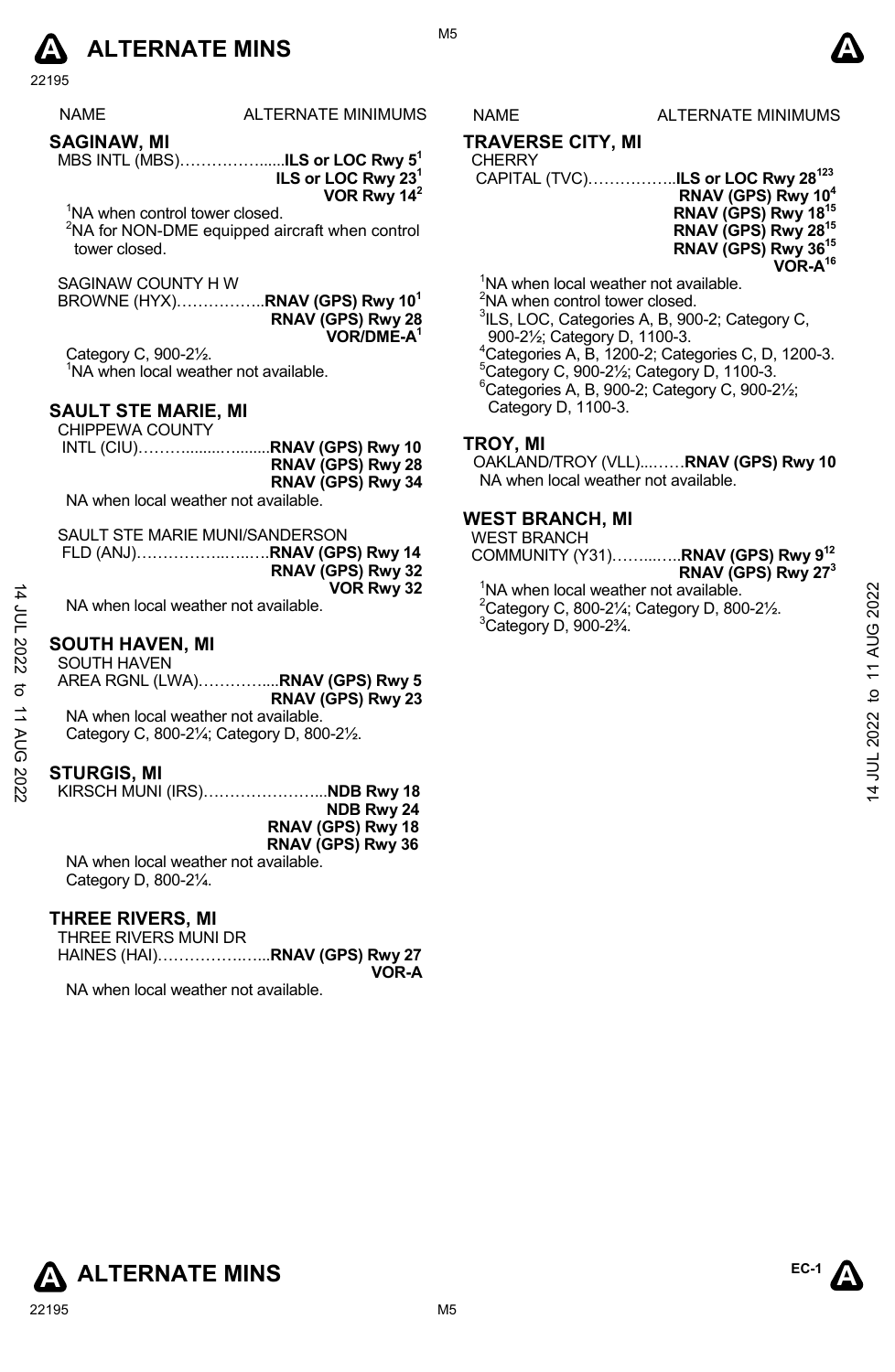| NAME | ALTERNATE MINIMUMS |
|---|---|

## SAGINAW, MI

MBS INTL (MBS)………………......**ILS or LOC Rwy 5**[1]
**ILS or LOC Rwy 23**[1]
**VOR Rwy 14**[2]

[1]NA when control tower closed.
[2]NA for NON-DME equipped aircraft when control tower closed.

SAGINAW COUNTY H W BROWNE (HYX)……………..**RNAV (GPS) Rwy 10**[1]
**RNAV (GPS) Rwy 28**
**VOR/DME-A**[1]

Category C, 900-2½.
[1]NA when local weather not available.

## SAULT STE MARIE, MI

CHIPPEWA COUNTY INTL (CIU)………........….......**RNAV (GPS) Rwy 10**
**RNAV (GPS) Rwy 28**
**RNAV (GPS) Rwy 34**

NA when local weather not available.

SAULT STE MARIE MUNI/SANDERSON FLD (ANJ)……………..…..…**RNAV (GPS) Rwy 14**
**RNAV (GPS) Rwy 32**
**VOR Rwy 32**

NA when local weather not available.

## SOUTH HAVEN, MI

SOUTH HAVEN AREA RGNL (LWA)…………....**RNAV (GPS) Rwy 5**
**RNAV (GPS) Rwy 23**

NA when local weather not available.
Category C, 800-2¼; Category D, 800-2½.

## STURGIS, MI

KIRSCH MUNI (IRS)…………………...**NDB Rwy 18**
**NDB Rwy 24**
**RNAV (GPS) Rwy 18**
**RNAV (GPS) Rwy 36**

NA when local weather not available.
Category D, 800-2¼.

## THREE RIVERS, MI

THREE RIVERS MUNI DR HAINES (HAI)………………..…..**RNAV (GPS) Rwy 27**
**VOR-A**

NA when local weather not available.

## TRAVERSE CITY, MI

CHERRY CAPITAL (TVC)……………..**ILS or LOC Rwy 28**[123]
**RNAV (GPS) Rwy 10**[4]
**RNAV (GPS) Rwy 18**[15]
**RNAV (GPS) Rwy 28**[15]
**RNAV (GPS) Rwy 36**[15]
**VOR-A**[16]

[1]NA when local weather not available.
[2]NA when control tower closed.
[3]ILS, LOC, Categories A, B, 900-2; Category C, 900-2½; Category D, 1100-3.
[4]Categories A, B, 1200-2; Categories C, D, 1200-3.
[5]Category C, 900-2½; Category D, 1100-3.
[6]Categories A, B, 900-2; Category C, 900-2½; Category D, 1100-3.

## TROY, MI

OAKLAND/TROY (VLL)...……**RNAV (GPS) Rwy 10**

NA when local weather not available.

## WEST BRANCH, MI

WEST BRANCH COMMUNITY (Y31)……...…..**RNAV (GPS) Rwy 9**[12]
**RNAV (GPS) Rwy 27**[3]

[1]NA when local weather not available.
[2]Category C, 800-2¼; Category D, 800-2½.
[3]Category D, 900-2¾.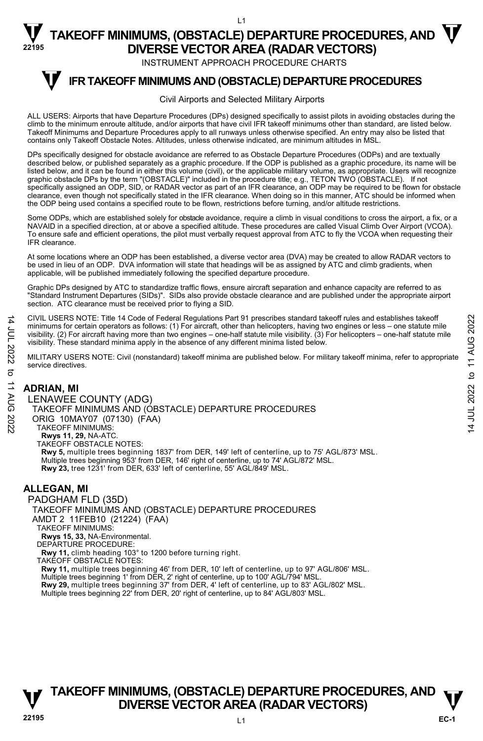# TAKEOFF MINIMUMS, (OBSTACLE) DEPARTURE PROCEDURES, AND DIVERSE VECTOR AREA (RADAR VECTORS)

INSTRUMENT APPROACH PROCEDURE CHARTS

## IFR TAKEOFF MINIMUMS AND (OBSTACLE) DEPARTURE PROCEDURES

Civil Airports and Selected Military Airports

ALL USERS: Airports that have Departure Procedures (DPs) designed specifically to assist pilots in avoiding obstacles during the climb to the minimum enroute altitude, and/or airports that have civil IFR takeoff minimums other than standard, are listed below. Takeoff Minimums and Departure Procedures apply to all runways unless otherwise specified. An entry may also be listed that contains only Takeoff Obstacle Notes. Altitudes, unless otherwise indicated, are minimum altitudes in MSL.

DPs specifically designed for obstacle avoidance are referred to as Obstacle Departure Procedures (ODPs) and are textually described below, or published separately as a graphic procedure. If the ODP is published as a graphic procedure, its name will be listed below, and it can be found in either this volume (civil), or the applicable military volume, as appropriate. Users will recognize graphic obstacle DPs by the term "(OBSTACLE)" included in the procedure title; e.g., TETON TWO (OBSTACLE). If not specifically assigned an ODP, SID, or RADAR vector as part of an IFR clearance, an ODP may be required to be flown for obstacle clearance, even though not specifically stated in the IFR clearance. When doing so in this manner, ATC should be informed when the ODP being used contains a specified route to be flown, restrictions before turning, and/or altitude restrictions.

Some ODPs, which are established solely for obstacle avoidance, require a climb in visual conditions to cross the airport, a fix, or a NAVAID in a specified direction, at or above a specified altitude. These procedures are called Visual Climb Over Airport (VCOA). To ensure safe and efficient operations, the pilot must verbally request approval from ATC to fly the VCOA when requesting their IFR clearance.

At some locations where an ODP has been established, a diverse vector area (DVA) may be created to allow RADAR vectors to be used in lieu of an ODP. DVA information will state that headings will be as assigned by ATC and climb gradients, when applicable, will be published immediately following the specified departure procedure.

Graphic DPs designed by ATC to standardize traffic flows, ensure aircraft separation and enhance capacity are referred to as "Standard Instrument Departures (SIDs)". SIDs also provide obstacle clearance and are published under the appropriate airport section. ATC clearance must be received prior to flying a SID.

CIVIL USERS NOTE: Title 14 Code of Federal Regulations Part 91 prescribes standard takeoff rules and establishes takeoff minimums for certain operators as follows: (1) For aircraft, other than helicopters, having two engines or less – one statute mile visibility. (2) For aircraft having more than two engines – one-half statute mile visibility. (3) For helicopters – one-half statute mile visibility. These standard minima apply in the absence of any different minima listed below.

MILITARY USERS NOTE: Civil (nonstandard) takeoff minima are published below. For military takeoff minima, refer to appropriate service directives.

### ADRIAN, MI

LENAWEE COUNTY (ADG)
TAKEOFF MINIMUMS AND (OBSTACLE) DEPARTURE PROCEDURES
ORIG 10MAY07 (07130) (FAA)
TAKEOFF MINIMUMS:
**Rwys 11, 29,** NA-ATC.
TAKEOFF OBSTACLE NOTES:
**Rwy 5,** multiple trees beginning 1837' from DER, 149' left of centerline, up to 75' AGL/873' MSL.
Multiple trees beginning 953' from DER, 146' right of centerline, up to 74' AGL/872' MSL.
**Rwy 23,** tree 1231' from DER, 633' left of centerline, 55' AGL/849' MSL.

### ALLEGAN, MI

PADGHAM FLD (35D)
TAKEOFF MINIMUMS AND (OBSTACLE) DEPARTURE PROCEDURES
AMDT 2 11FEB10 (21224) (FAA)
TAKEOFF MINIMUMS:
**Rwys 15, 33,** NA-Environmental.
DEPARTURE PROCEDURE:
**Rwy 11,** climb heading 103° to 1200 before turning right.
TAKEOFF OBSTACLE NOTES:
**Rwy 11,** multiple trees beginning 46' from DER, 10' left of centerline, up to 97' AGL/806' MSL.
Multiple trees beginning 1' from DER, 2' right of centerline, up to 100' AGL/794' MSL.
**Rwy 29,** multiple trees beginning 37' from DER, 4' left of centerline, up to 83' AGL/802' MSL.
Multiple trees beginning 22' from DER, 20' right of centerline, up to 84' AGL/803' MSL.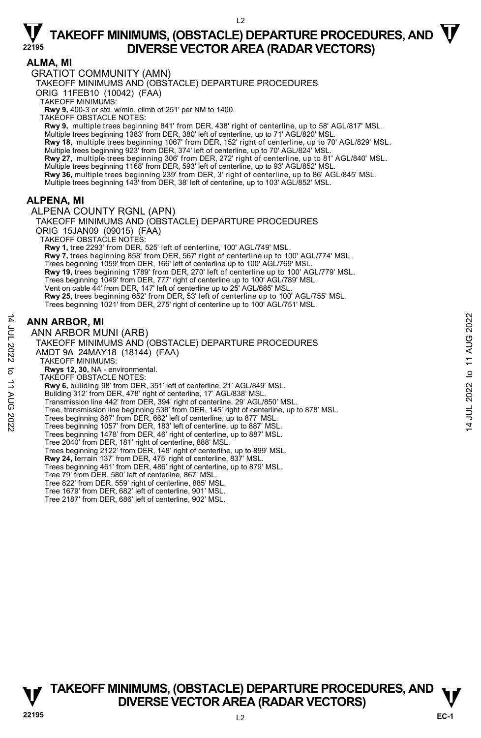## ALMA, MI

GRATIOT COMMUNITY (AMN)

TAKEOFF MINIMUMS AND (OBSTACLE) DEPARTURE PROCEDURES

ORIG 11FEB10 (10042) (FAA)

TAKEOFF MINIMUMS:

**Rwy 9,** 400-3 or std. w/min. climb of 251' per NM to 1400.

TAKEOFF OBSTACLE NOTES:

**Rwy 9,** multiple trees beginning 841' from DER, 438' right of centerline, up to 58' AGL/817' MSL. Multiple trees beginning 1383' from DER, 380' left of centerline, up to 71' AGL/820' MSL.

**Rwy 18,** multiple trees beginning 1067' from DER, 152' right of centerline, up to 70' AGL/829' MSL. Multiple trees beginning 923' from DER, 374' left of centerline, up to 70' AGL/824' MSL.

**Rwy 27,** multiple trees beginning 306' from DER, 272' right of centerline, up to 81' AGL/840' MSL. Multiple trees beginning 1168' from DER, 593' left of centerline, up to 93' AGL/852' MSL.

**Rwy 36,** multiple trees beginning 239' from DER, 3' right of centerline, up to 86' AGL/845' MSL. Multiple trees beginning 143' from DER, 38' left of centerline, up to 103' AGL/852' MSL.

## ALPENA, MI

ALPENA COUNTY RGNL (APN)

TAKEOFF MINIMUMS AND (OBSTACLE) DEPARTURE PROCEDURES

ORIG 15JAN09 (09015) (FAA)

TAKEOFF OBSTACLE NOTES:

**Rwy 1,** tree 2293' from DER, 525' left of centerline, 100' AGL/749' MSL.

**Rwy 7,** trees beginning 858' from DER, 567' right of centerline up to 100' AGL/774' MSL. Trees beginning 1059' from DER, 166' left of centerline up to 100' AGL/769' MSL.

**Rwy 19,** trees beginning 1789' from DER, 270' left of centerline up to 100' AGL/779' MSL. Trees beginning 1049' from DER, 777' right of centerline up to 100' AGL/789' MSL. Vent on cable 44' from DER, 147' left of centerline up to 25' AGL/685' MSL.

**Rwy 25,** trees beginning 652' from DER, 53' left of centerline up to 100' AGL/755' MSL. Trees beginning 1021' from DER, 275' right of centerline up to 100' AGL/751' MSL.

## ANN ARBOR, MI

ANN ARBOR MUNI (ARB)

TAKEOFF MINIMUMS AND (OBSTACLE) DEPARTURE PROCEDURES

AMDT 9A 24MAY18 (18144) (FAA)

TAKEOFF MINIMUMS:

**Rwys 12, 30,** NA - environmental.

TAKEOFF OBSTACLE NOTES:

**Rwy 6,** building 98' from DER, 351' left of centerline, 21' AGL/849' MSL.
Building 312' from DER, 478' right of centerline, 17' AGL/838' MSL.
Transmission line 442' from DER, 394' right of centerline, 29' AGL/850' MSL.
Tree, transmission line beginning 538' from DER, 145' right of centerline, up to 878' MSL.
Trees beginning 887' from DER, 662' left of centerline, up to 877' MSL.
Trees beginning 1057' from DER, 183' left of centerline, up to 887' MSL.
Trees beginning 1478' from DER, 46' right of centerline, up to 887' MSL.
Tree 2040' from DER, 181' right of centerline, 888' MSL.
Trees beginning 2122' from DER, 148' right of centerline, up to 899' MSL.

**Rwy 24,** terrain 137' from DER, 475' right of centerline, 837' MSL.
Trees beginning 461' from DER, 486' right of centerline, up to 879' MSL.
Tree 79' from DER, 580' left of centerline, 867' MSL.
Tree 822' from DER, 559' right of centerline, 885' MSL.
Tree 1679' from DER, 682' left of centerline, 901' MSL.
Tree 2187' from DER, 686' left of centerline, 902' MSL.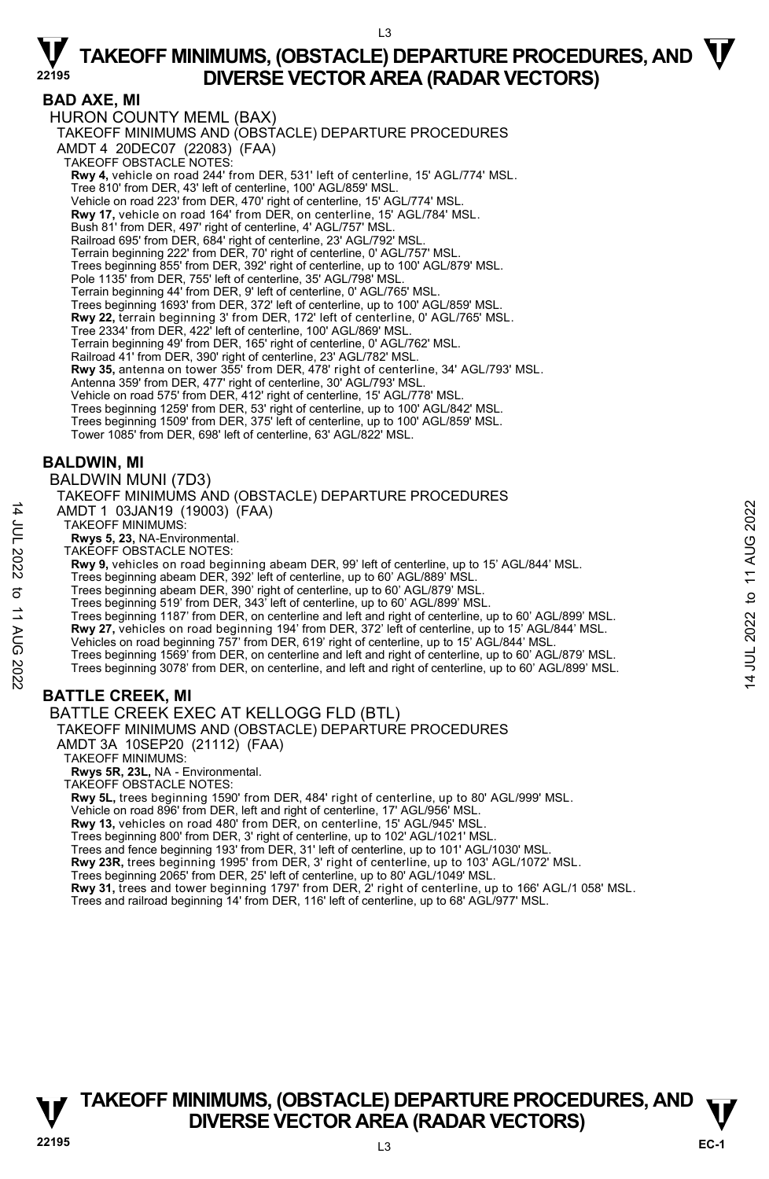## BAD AXE, MI

HURON COUNTY MEML (BAX)

TAKEOFF MINIMUMS AND (OBSTACLE) DEPARTURE PROCEDURES

AMDT 4 20DEC07 (22083) (FAA)

TAKEOFF OBSTACLE NOTES:

**Rwy 4,** vehicle on road 244' from DER, 531' left of centerline, 15' AGL/774' MSL.
Tree 810' from DER, 43' left of centerline, 100' AGL/859' MSL.
Vehicle on road 223' from DER, 470' right of centerline, 15' AGL/774' MSL.
**Rwy 17,** vehicle on road 164' from DER, on centerline, 15' AGL/784' MSL.
Bush 81' from DER, 497' right of centerline, 4' AGL/757' MSL.
Railroad 695' from DER, 684' right of centerline, 23' AGL/792' MSL.
Terrain beginning 222' from DER, 70' right of centerline, 0' AGL/757' MSL.
Trees beginning 855' from DER, 392' right of centerline, up to 100' AGL/879' MSL.
Pole 1135' from DER, 755' left of centerline, 35' AGL/798' MSL.
Terrain beginning 44' from DER, 9' left of centerline, 0' AGL/765' MSL.
Trees beginning 1693' from DER, 372' left of centerline, up to 100' AGL/859' MSL.
**Rwy 22,** terrain beginning 3' from DER, 172' left of centerline, 0' AGL/765' MSL.
Tree 2334' from DER, 422' left of centerline, 100' AGL/869' MSL.
Terrain beginning 49' from DER, 165' right of centerline, 0' AGL/762' MSL.
Railroad 41' from DER, 390' right of centerline, 23' AGL/782' MSL.
**Rwy 35,** antenna on tower 355' from DER, 478' right of centerline, 34' AGL/793' MSL.
Antenna 359' from DER, 477' right of centerline, 30' AGL/793' MSL.
Vehicle on road 575' from DER, 412' right of centerline, 15' AGL/778' MSL.
Trees beginning 1259' from DER, 53' right of centerline, up to 100' AGL/842' MSL.
Trees beginning 1509' from DER, 375' left of centerline, up to 100' AGL/859' MSL.
Tower 1085' from DER, 698' left of centerline, 63' AGL/822' MSL.

## BALDWIN, MI

BALDWIN MUNI (7D3)

TAKEOFF MINIMUMS AND (OBSTACLE) DEPARTURE PROCEDURES

AMDT 1 03JAN19 (19003) (FAA)

TAKEOFF MINIMUMS:

**Rwys 5, 23,** NA-Environmental.

TAKEOFF OBSTACLE NOTES:

**Rwy 9,** vehicles on road beginning abeam DER, 99' left of centerline, up to 15' AGL/844' MSL.
Trees beginning abeam DER, 392' left of centerline, up to 60' AGL/889' MSL.
Trees beginning abeam DER, 390' right of centerline, up to 60' AGL/879' MSL.
Trees beginning 519' from DER, 343' left of centerline, up to 60' AGL/899' MSL.
Trees beginning 1187' from DER, on centerline and left and right of centerline, up to 60' AGL/899' MSL.
**Rwy 27,** vehicles on road beginning 194' from DER, 372' left of centerline, up to 15' AGL/844' MSL.
Vehicles on road beginning 757' from DER, 619' right of centerline, up to 15' AGL/844' MSL.
Trees beginning 1569' from DER, on centerline and left and right of centerline, up to 60' AGL/879' MSL.
Trees beginning 3078' from DER, on centerline, and left and right of centerline, up to 60' AGL/899' MSL.

## BATTLE CREEK, MI

BATTLE CREEK EXEC AT KELLOGG FLD (BTL)

TAKEOFF MINIMUMS AND (OBSTACLE) DEPARTURE PROCEDURES

AMDT 3A 10SEP20 (21112) (FAA)

TAKEOFF MINIMUMS:

**Rwys 5R, 23L,** NA - Environmental.

TAKEOFF OBSTACLE NOTES:

**Rwy 5L,** trees beginning 1590' from DER, 484' right of centerline, up to 80' AGL/999' MSL.
Vehicle on road 896' from DER, left and right of centerline, 17' AGL/956' MSL.
**Rwy 13,** vehicles on road 480' from DER, on centerline, 15' AGL/945' MSL.
Trees beginning 800' from DER, 3' right of centerline, up to 102' AGL/1021' MSL.
Trees and fence beginning 193' from DER, 31' left of centerline, up to 101' AGL/1030' MSL.
**Rwy 23R,** trees beginning 1995' from DER, 3' right of centerline, up to 103' AGL/1072' MSL.
Trees beginning 2065' from DER, 25' left of centerline, up to 80' AGL/1049' MSL.
**Rwy 31,** trees and tower beginning 1797' from DER, 2' right of centerline, up to 166' AGL/1 058' MSL.
Trees and railroad beginning 14' from DER, 116' left of centerline, up to 68' AGL/977' MSL.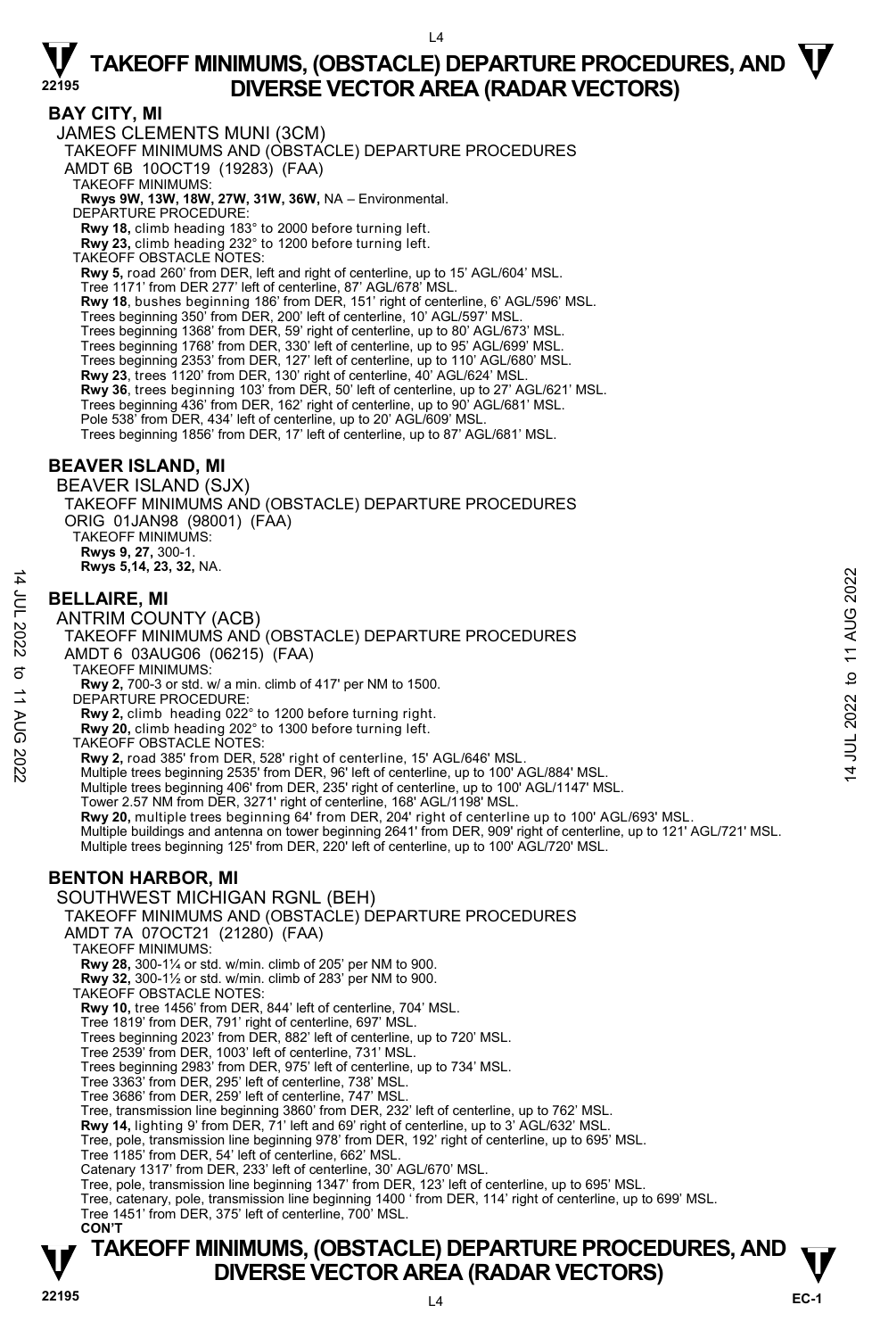# TAKEOFF MINIMUMS, (OBSTACLE) DEPARTURE PROCEDURES, AND DIVERSE VECTOR AREA (RADAR VECTORS)

## BAY CITY, MI

JAMES CLEMENTS MUNI (3CM)
TAKEOFF MINIMUMS AND (OBSTACLE) DEPARTURE PROCEDURES
AMDT 6B 10OCT19 (19283) (FAA)

TAKEOFF MINIMUMS:
**Rwys 9W, 13W, 18W, 27W, 31W, 36W,** NA – Environmental.

DEPARTURE PROCEDURE:
**Rwy 18,** climb heading 183° to 2000 before turning left.
**Rwy 23,** climb heading 232° to 1200 before turning left.

TAKEOFF OBSTACLE NOTES:
**Rwy 5,** road 260' from DER, left and right of centerline, up to 15' AGL/604' MSL.
Tree 1171' from DER 277' left of centerline, 87' AGL/678' MSL.
**Rwy 18**, bushes beginning 186' from DER, 151' right of centerline, 6' AGL/596' MSL.
Trees beginning 350' from DER, 200' left of centerline, 10' AGL/597' MSL.
Trees beginning 1368' from DER, 59' right of centerline, up to 80' AGL/673' MSL.
Trees beginning 1768' from DER, 330' left of centerline, up to 95' AGL/699' MSL.
Trees beginning 2353' from DER, 127' left of centerline, up to 110' AGL/680' MSL.
**Rwy 23**, trees 1120' from DER, 130' right of centerline, 40' AGL/624' MSL.
**Rwy 36**, trees beginning 103' from DER, 50' left of centerline, up to 27' AGL/621' MSL.
Trees beginning 436' from DER, 162' right of centerline, up to 90' AGL/681' MSL.
Pole 538' from DER, 434' left of centerline, up to 20' AGL/609' MSL.
Trees beginning 1856' from DER, 17' left of centerline, up to 87' AGL/681' MSL.

## BEAVER ISLAND, MI

BEAVER ISLAND (SJX)
TAKEOFF MINIMUMS AND (OBSTACLE) DEPARTURE PROCEDURES
ORIG 01JAN98 (98001) (FAA)

TAKEOFF MINIMUMS:
**Rwys 9, 27,** 300-1.
**Rwys 5,14, 23, 32,** NA.

## BELLAIRE, MI

ANTRIM COUNTY (ACB)
TAKEOFF MINIMUMS AND (OBSTACLE) DEPARTURE PROCEDURES
AMDT 6 03AUG06 (06215) (FAA)

TAKEOFF MINIMUMS:
**Rwy 2,** 700-3 or std. w/ a min. climb of 417' per NM to 1500.

DEPARTURE PROCEDURE:
**Rwy 2,** climb heading 022° to 1200 before turning right.
**Rwy 20,** climb heading 202° to 1300 before turning left.

TAKEOFF OBSTACLE NOTES:
**Rwy 2,** road 385' from DER, 528' right of centerline, 15' AGL/646' MSL.
Multiple trees beginning 2535' from DER, 96' left of centerline, up to 100' AGL/884' MSL.
Multiple trees beginning 406' from DER, 235' right of centerline, up to 100' AGL/1147' MSL.
Tower 2.57 NM from DER, 3271' right of centerline, 168' AGL/1198' MSL.
**Rwy 20,** multiple trees beginning 64' from DER, 204' right of centerline up to 100' AGL/693' MSL.
Multiple buildings and antenna on tower beginning 2641' from DER, 909' right of centerline, up to 121' AGL/721' MSL.
Multiple trees beginning 125' from DER, 220' left of centerline, up to 100' AGL/720' MSL.

## BENTON HARBOR, MI

SOUTHWEST MICHIGAN RGNL (BEH)
TAKEOFF MINIMUMS AND (OBSTACLE) DEPARTURE PROCEDURES
AMDT 7A 07OCT21 (21280) (FAA)

TAKEOFF MINIMUMS:
**Rwy 28,** 300-1¼ or std. w/min. climb of 205' per NM to 900.
**Rwy 32,** 300-1½ or std. w/min. climb of 283' per NM to 900.

TAKEOFF OBSTACLE NOTES:
**Rwy 10,** tree 1456' from DER, 844' left of centerline, 704' MSL.
Tree 1819' from DER, 791' right of centerline, 697' MSL.
Trees beginning 2023' from DER, 882' left of centerline, up to 720' MSL.
Tree 2539' from DER, 1003' left of centerline, 731' MSL.
Trees beginning 2983' from DER, 975' left of centerline, up to 734' MSL.
Tree 3363' from DER, 295' left of centerline, 738' MSL.
Tree 3686' from DER, 259' left of centerline, 747' MSL.
Tree, transmission line beginning 3860' from DER, 232' left of centerline, up to 762' MSL.
**Rwy 14,** lighting 9' from DER, 71' left and 69' right of centerline, up to 3' AGL/632' MSL.
Tree, pole, transmission line beginning 978' from DER, 192' right of centerline, up to 695' MSL.
Tree 1185' from DER, 54' left of centerline, 662' MSL.
Catenary 1317' from DER, 233' left of centerline, 30' AGL/670' MSL.
Tree, pole, transmission line beginning 1347' from DER, 123' left of centerline, up to 695' MSL.
Tree, catenary, pole, transmission line beginning 1400 ' from DER, 114' right of centerline, up to 699' MSL.
Tree 1451' from DER, 375' left of centerline, 700' MSL.
**CON'T**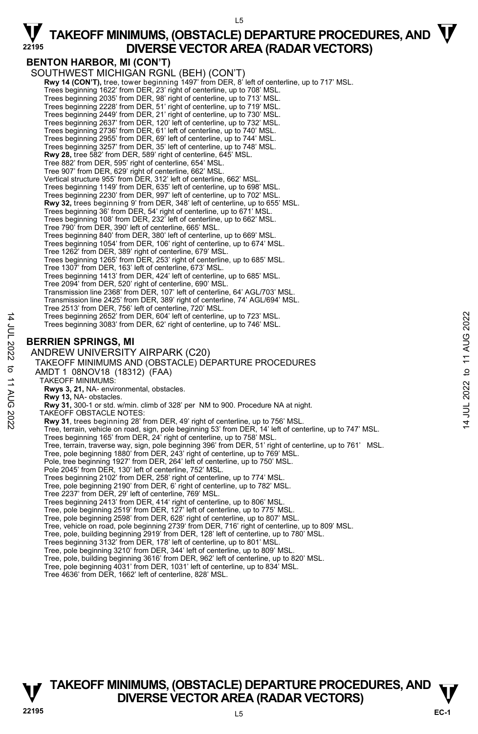## BENTON HARBOR, MI (CON'T)

SOUTHWEST MICHIGAN RGNL (BEH) (CON'T)

**Rwy 14 (CON'T),** tree, tower beginning 1497' from DER, 8' left of centerline, up to 717' MSL.
Trees beginning 1622' from DER, 23' right of centerline, up to 708' MSL.
Trees beginning 2035' from DER, 98' right of centerline, up to 713' MSL.
Trees beginning 2228' from DER, 51' right of centerline, up to 719' MSL.
Trees beginning 2449' from DER, 21' right of centerline, up to 730' MSL.
Trees beginning 2637' from DER, 120' left of centerline, up to 732' MSL.
Trees beginning 2736' from DER, 61' left of centerline, up to 740' MSL.
Trees beginning 2955' from DER, 69' left of centerline, up to 744' MSL.
Trees beginning 3257' from DER, 35' left of centerline, up to 748' MSL.
**Rwy 28,** tree 582' from DER, 589' right of centerline, 645' MSL.
Tree 882' from DER, 595' right of centerline, 654' MSL.
Tree 907' from DER, 629' right of centerline, 662' MSL.
Vertical structure 955' from DER, 312' left of centerline, 662' MSL.
Trees beginning 1149' from DER, 635' left of centerline, up to 698' MSL.
Trees beginning 2230' from DER, 997' left of centerline, up to 702' MSL.
**Rwy 32,** trees beginning 9' from DER, 348' left of centerline, up to 655' MSL.
Trees beginning 36' from DER, 54' right of centerline, up to 671' MSL.
Trees beginning 108' from DER, 232' left of centerline, up to 662' MSL.
Tree 790' from DER, 390' left of centerline, 665' MSL.
Trees beginning 840' from DER, 380' left of centerline, up to 669' MSL.
Trees beginning 1054' from DER, 106' right of centerline, up to 674' MSL.
Tree 1262' from DER, 389' right of centerline, 679' MSL.
Trees beginning 1265' from DER, 253' right of centerline, up to 685' MSL.
Tree 1307' from DER, 163' left of centerline, 673' MSL.
Trees beginning 1413' from DER, 424' left of centerline, up to 685' MSL.
Tree 2094' from DER, 520' right of centerline, 690' MSL.
Transmission line 2368' from DER, 107' left of centerline, 64' AGL/703' MSL.
Transmission line 2425' from DER, 389' right of centerline, 74' AGL/694' MSL.
Tree 2513' from DER, 756' left of centerline, 720' MSL.
Trees beginning 2652' from DER, 604' left of centerline, up to 723' MSL.
Trees beginning 3083' from DER, 62' right of centerline, up to 746' MSL.

## BERRIEN SPRINGS, MI

ANDREW UNIVERSITY AIRPARK (C20)

TAKEOFF MINIMUMS AND (OBSTACLE) DEPARTURE PROCEDURES

AMDT 1 08NOV18 (18312) (FAA)

TAKEOFF MINIMUMS:

**Rwys 3, 21,** NA- environmental, obstacles.
**Rwy 13,** NA- obstacles.
**Rwy 31,** 300-1 or std. w/min. climb of 328' per NM to 900. Procedure NA at night.

TAKEOFF OBSTACLE NOTES:

**Rwy 31**, trees beginning 28' from DER, 49' right of centerline, up to 756' MSL.
Tree, terrain, vehicle on road, sign, pole beginning 53' from DER, 14' left of centerline, up to 747' MSL.
Trees beginning 165' from DER, 24' right of centerline, up to 758' MSL.
Tree, terrain, traverse way, sign, pole beginning 396' from DER, 51' right of centerline, up to 761' MSL.
Tree, pole beginning 1880' from DER, 243' right of centerline, up to 769' MSL.
Pole, tree beginning 1927' from DER, 264' left of centerline, up to 750' MSL.
Pole 2045' from DER, 130' left of centerline, 752' MSL.
Trees beginning 2102' from DER, 258' right of centerline, up to 774' MSL.
Tree, pole beginning 2190' from DER, 6' right of centerline, up to 782' MSL.
Tree 2237' from DER, 29' left of centerline, 769' MSL.
Trees beginning 2413' from DER, 414' right of centerline, up to 806' MSL.
Tree, pole beginning 2519' from DER, 127' left of centerline, up to 775' MSL.
Tree, pole beginning 2598' from DER, 628' right of centerline, up to 807' MSL.
Tree, vehicle on road, pole beginning 2739' from DER, 716' right of centerline, up to 809' MSL.
Tree, pole, building beginning 2919' from DER, 128' left of centerline, up to 780' MSL.
Trees beginning 3132' from DER, 178' left of centerline, up to 801' MSL.
Tree, pole beginning 3210' from DER, 344' left of centerline, up to 809' MSL.
Tree, pole, building beginning 3616' from DER, 962' left of centerline, up to 820' MSL.
Tree, pole beginning 4031' from DER, 1031' left of centerline, up to 834' MSL.
Tree 4636' from DER, 1662' left of centerline, 828' MSL.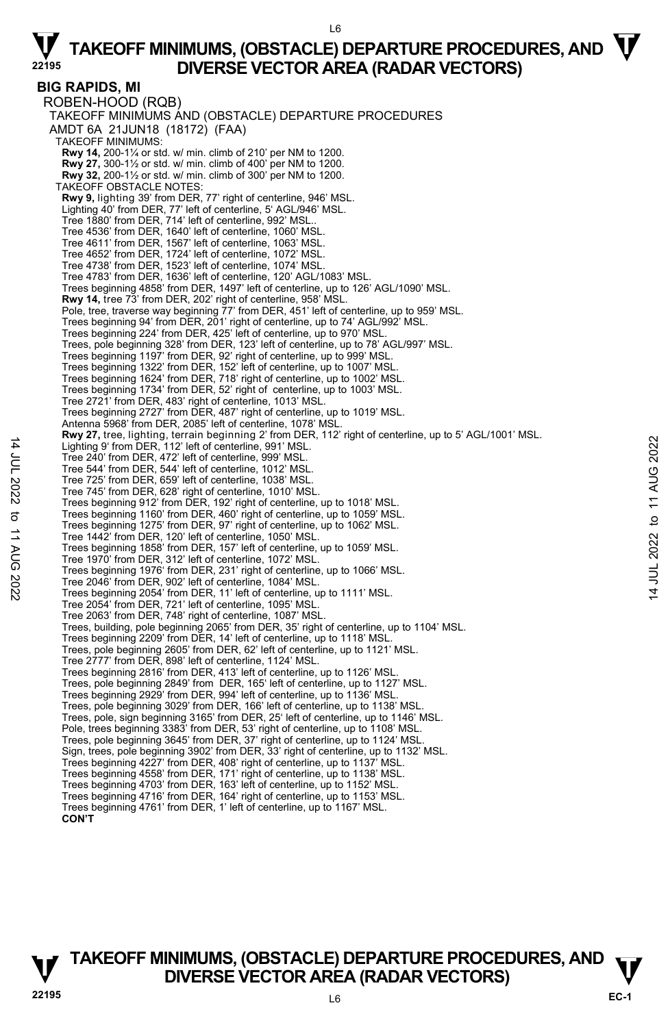## BIG RAPIDS, MI

ROBEN-HOOD (RQB)

TAKEOFF MINIMUMS AND (OBSTACLE) DEPARTURE PROCEDURES

AMDT 6A 21JUN18 (18172) (FAA)

TAKEOFF MINIMUMS:

**Rwy 14,** 200-1¼ or std. w/ min. climb of 210' per NM to 1200.
**Rwy 27,** 300-1½ or std. w/ min. climb of 400' per NM to 1200.
**Rwy 32,** 200-1½ or std. w/ min. climb of 300' per NM to 1200.

TAKEOFF OBSTACLE NOTES:

**Rwy 9,** lighting 39' from DER, 77' right of centerline, 946' MSL.
Lighting 40' from DER, 77' left of centerline, 5' AGL/946' MSL.
Tree 1880' from DER, 714' left of centerline, 992' MSL..
Tree 4536' from DER, 1640' left of centerline, 1060' MSL.
Tree 4611' from DER, 1567' left of centerline, 1063' MSL.
Tree 4652' from DER, 1724' left of centerline, 1072' MSL.
Tree 4738' from DER, 1523' left of centerline, 1074' MSL.
Tree 4783' from DER, 1636' left of centerline, 120' AGL/1083' MSL.
Trees beginning 4858' from DER, 1497' left of centerline, up to 126' AGL/1090' MSL.
**Rwy 14,** tree 73' from DER, 202' right of centerline, 958' MSL.
Pole, tree, traverse way beginning 77' from DER, 451' left of centerline, up to 959' MSL.
Trees beginning 94' from DER, 201' right of centerline, up to 74' AGL/992' MSL.
Trees beginning 224' from DER, 425' left of centerline, up to 970' MSL.
Trees, pole beginning 328' from DER, 123' left of centerline, up to 78' AGL/997' MSL.
Trees beginning 1197' from DER, 92' right of centerline, up to 999' MSL.
Trees beginning 1322' from DER, 152' left of centerline, up to 1007' MSL.
Trees beginning 1624' from DER, 718' right of centerline, up to 1002' MSL.
Trees beginning 1734' from DER, 52' right of centerline, up to 1003' MSL.
Tree 2721' from DER, 483' right of centerline, 1013' MSL.
Trees beginning 2727' from DER, 487' right of centerline, up to 1019' MSL.
Antenna 5968' from DER, 2085' left of centerline, 1078' MSL.
**Rwy 27,** tree, lighting, terrain beginning 2' from DER, 112' right of centerline, up to 5' AGL/1001' MSL.
Lighting 9' from DER, 112' left of centerline, 991' MSL.
Tree 240' from DER, 472' left of centerline, 999' MSL.
Tree 544' from DER, 544' left of centerline, 1012' MSL.
Tree 725' from DER, 659' left of centerline, 1038' MSL.
Tree 745' from DER, 628' right of centerline, 1010' MSL.
Trees beginning 912' from DER, 192' right of centerline, up to 1018' MSL.
Trees beginning 1160' from DER, 460' right of centerline, up to 1059' MSL.
Trees beginning 1275' from DER, 97' right of centerline, up to 1062' MSL.
Tree 1442' from DER, 120' left of centerline, 1050' MSL.
Trees beginning 1858' from DER, 157' left of centerline, up to 1059' MSL.
Tree 1970' from DER, 312' left of centerline, 1072' MSL.
Trees beginning 1976' from DER, 231' right of centerline, up to 1066' MSL.
Tree 2046' from DER, 902' left of centerline, 1084' MSL.
Trees beginning 2054' from DER, 11' left of centerline, up to 1111' MSL.
Tree 2054' from DER, 721' left of centerline, 1095' MSL.
Tree 2063' from DER, 748' right of centerline, 1087' MSL.
Trees, building, pole beginning 2065' from DER, 35' right of centerline, up to 1104' MSL.
Trees beginning 2209' from DER, 14' left of centerline, up to 1118' MSL.
Trees, pole beginning 2605' from DER, 62' left of centerline, up to 1121' MSL.
Tree 2777' from DER, 898' left of centerline, 1124' MSL.
Trees beginning 2816' from DER, 413' left of centerline, up to 1126' MSL.
Trees, pole beginning 2849' from DER, 165' left of centerline, up to 1127' MSL.
Trees beginning 2929' from DER, 994' left of centerline, up to 1136' MSL.
Trees, pole beginning 3029' from DER, 166' left of centerline, up to 1138' MSL.
Trees, pole, sign beginning 3165' from DER, 25' left of centerline, up to 1146' MSL.
Pole, trees beginning 3383' from DER, 53' right of centerline, up to 1108' MSL.
Trees, pole beginning 3645' from DER, 37' right of centerline, up to 1124' MSL.
Sign, trees, pole beginning 3902' from DER, 33' right of centerline, up to 1132' MSL.
Trees beginning 4227' from DER, 408' right of centerline, up to 1137' MSL.
Trees beginning 4558' from DER, 171' right of centerline, up to 1138' MSL.
Trees beginning 4703' from DER, 163' left of centerline, up to 1152' MSL.
Trees beginning 4716' from DER, 164' right of centerline, up to 1153' MSL.
Trees beginning 4761' from DER, 1' left of centerline, up to 1167' MSL.

**CON'T**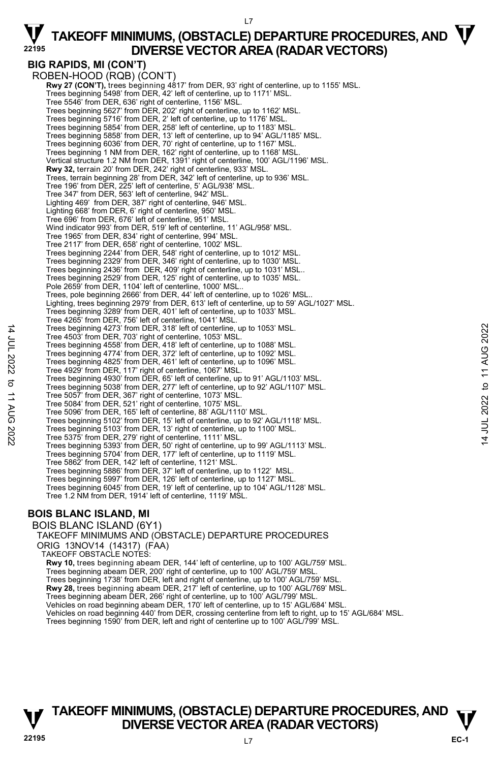## BIG RAPIDS, MI (CON'T)

ROBEN-HOOD (RQB) (CON'T)

**Rwy 27 (CON'T),** trees beginning 4817' from DER, 93' right of centerline, up to 1155' MSL.
Trees beginning 5498' from DER, 42' left of centerline, up to 1171' MSL.
Tree 5546' from DER, 636' right of centerline, 1156' MSL.
Trees beginning 5627' from DER, 202' right of centerline, up to 1162' MSL.
Trees beginning 5716' from DER, 2' left of centerline, up to 1176' MSL.
Trees beginning 5854' from DER, 258' left of centerline, up to 1183' MSL.
Trees beginning 5858' from DER, 13' left of centerline, up to 94' AGL/1185' MSL.
Trees beginning 6036' from DER, 70' right of centerline, up to 1167' MSL.
Trees beginning 1 NM from DER, 162' right of centerline, up to 1168' MSL.
Vertical structure 1.2 NM from DER, 1391' right of centerline, 100' AGL/1196' MSL.
**Rwy 32,** terrain 20' from DER, 242' right of centerline, 933' MSL.
Trees, terrain beginning 28' from DER, 342' left of centerline, up to 936' MSL.
Tree 196' from DER, 225' left of centerline, 5' AGL/938' MSL.
Tree 347' from DER, 563' left of centerline, 942' MSL.
Lighting 469' from DER, 387' right of centerline, 946' MSL.
Lighting 668' from DER, 6' right of centerline, 950' MSL.
Tree 696' from DER, 676' left of centerline, 951' MSL.
Wind indicator 993' from DER, 519' left of centerline, 11' AGL/958' MSL.
Tree 1965' from DER, 834' right of centerline, 994' MSL.
Tree 2117' from DER, 658' right of centerline, 1002' MSL.
Trees beginning 2244' from DER, 548' right of centerline, up to 1012' MSL.
Trees beginning 2329' from DER, 346' right of centerline, up to 1030' MSL.
Trees beginning 2436' from DER, 409' right of centerline, up to 1031' MSL..
Trees beginning 2529' from DER, 125' right of centerline, up to 1035' MSL.
Pole 2659' from DER, 1104' left of centerline, 1000' MSL..
Trees, pole beginning 2666' from DER, 44' left of centerline, up to 1026' MSL..
Lighting, trees beginning 2979' from DER, 613' left of centerline, up to 59' AGL/1027' MSL.
Trees beginning 3289' from DER, 401' left of centerline, up to 1033' MSL.
Tree 4265' from DER, 756' left of centerline, 1041' MSL.
Trees beginning 4273' from DER, 318' left of centerline, up to 1053' MSL.
Tree 4503' from DER, 703' right of centerline, 1053' MSL.
Trees beginning 4558' from DER, 418' left of centerline, up to 1088' MSL.
Trees beginning 4774' from DER, 372' left of centerline, up to 1092' MSL.
Trees beginning 4825' from DER, 461' left of centerline, up to 1096' MSL.
Tree 4929' from DER, 117' right of centerline, 1067' MSL.
Trees beginning 4930' from DER, 65' left of centerline, up to 91' AGL/1103' MSL.
Trees beginning 5038' from DER, 277' left of centerline, up to 92' AGL/1107' MSL.
Tree 5057' from DER, 367' right of centerline, 1073' MSL.
Tree 5084' from DER, 521' right of centerline, 1075' MSL.
Tree 5096' from DER, 165' left of centerline, 88' AGL/1110' MSL.
Trees beginning 5102' from DER, 15' left of centerline, up to 92' AGL/1118' MSL.
Trees beginning 5103' from DER, 13' right of centerline, up to 1100' MSL.
Tree 5375' from DER, 279' right of centerline, 1111' MSL.
Trees beginning 5393' from DER, 50' right of centerline, up to 99' AGL/1113' MSL.
Trees beginning 5704' from DER, 177' left of centerline, up to 1119' MSL.
Tree 5862' from DER, 142' left of centerline, 1121' MSL.
Trees beginning 5886' from DER, 37' left of centerline, up to 1122' MSL.
Trees beginning 5997' from DER, 126' left of centerline, up to 1127' MSL.
Trees beginning 6045' from DER, 19' left of centerline, up to 104' AGL/1128' MSL.
Tree 1.2 NM from DER, 1914' left of centerline, 1119' MSL.

## BOIS BLANC ISLAND, MI

BOIS BLANC ISLAND (6Y1)

TAKEOFF MINIMUMS AND (OBSTACLE) DEPARTURE PROCEDURES

ORIG 13NOV14 (14317) (FAA)

TAKEOFF OBSTACLE NOTES:

**Rwy 10,** trees beginning abeam DER, 144' left of centerline, up to 100' AGL/759' MSL.
Trees beginning abeam DER, 200' right of centerline, up to 100' AGL/759' MSL.
Trees beginning 1738' from DER, left and right of centerline, up to 100' AGL/759' MSL.
**Rwy 28,** trees beginning abeam DER, 217' left of centerline, up to 100' AGL/769' MSL.
Trees beginning abeam DER, 266' right of centerline, up to 100' AGL/799' MSL.
Vehicles on road beginning abeam DER, 170' left of centerline, up to 15' AGL/684' MSL.
Vehicles on road beginning 440' from DER, crossing centerline from left to right, up to 15' AGL/684' MSL.
Trees beginning 1590' from DER, left and right of centerline up to 100' AGL/799' MSL.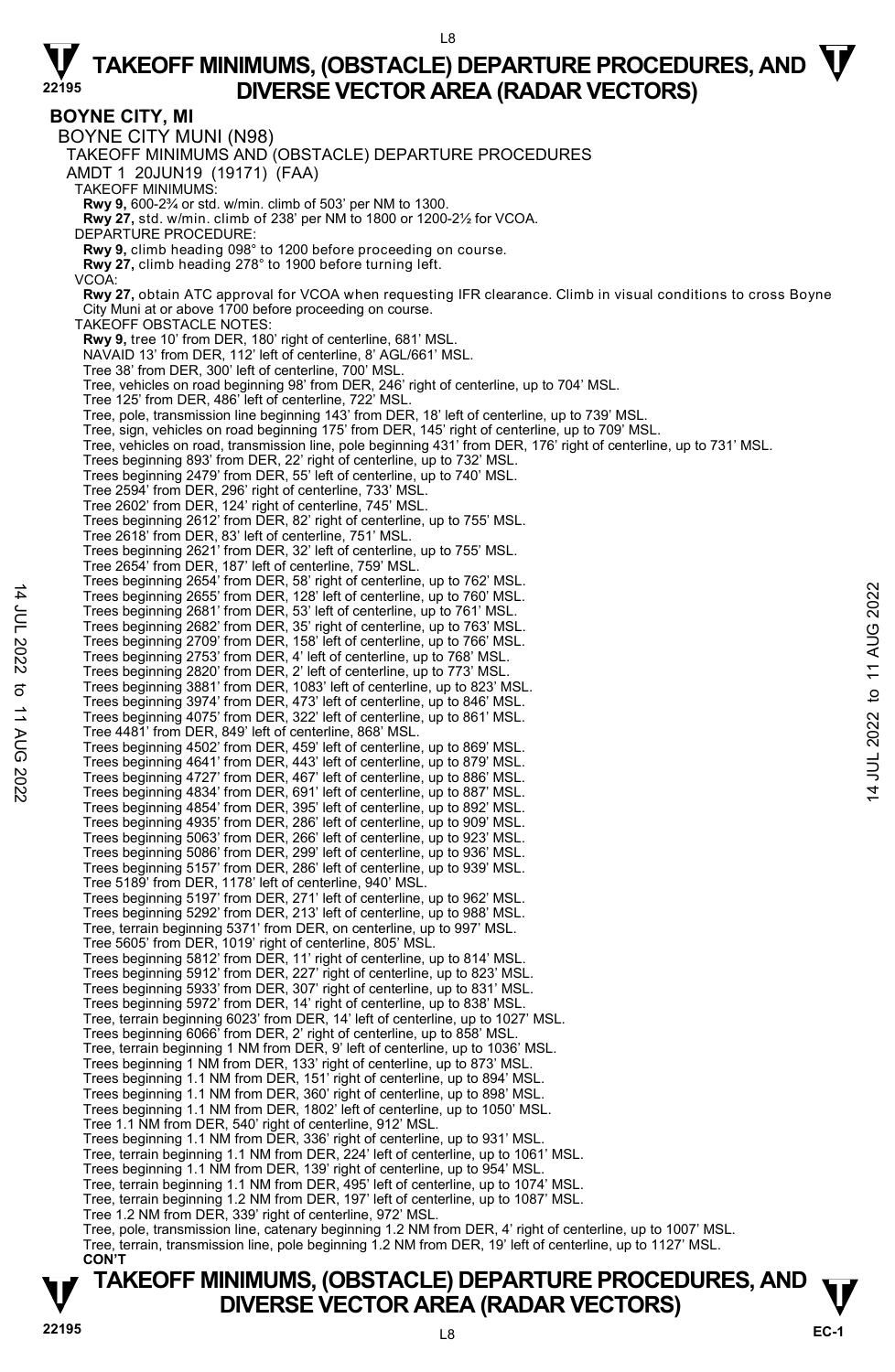# TAKEOFF MINIMUMS, (OBSTACLE) DEPARTURE PROCEDURES, AND DIVERSE VECTOR AREA (RADAR VECTORS)

## BOYNE CITY, MI

BOYNE CITY MUNI (N98)

TAKEOFF MINIMUMS AND (OBSTACLE) DEPARTURE PROCEDURES

AMDT 1 20JUN19 (19171) (FAA)

TAKEOFF MINIMUMS:

**Rwy 9,** 600-2¾ or std. w/min. climb of 503' per NM to 1300.

**Rwy 27,** std. w/min. climb of 238' per NM to 1800 or 1200-2½ for VCOA.

DEPARTURE PROCEDURE:

**Rwy 9,** climb heading 098° to 1200 before proceeding on course.

**Rwy 27,** climb heading 278° to 1900 before turning left.

VCOA:

**Rwy 27,** obtain ATC approval for VCOA when requesting IFR clearance. Climb in visual conditions to cross Boyne City Muni at or above 1700 before proceeding on course.

TAKEOFF OBSTACLE NOTES:

**Rwy 9,** tree 10' from DER, 180' right of centerline, 681' MSL.
NAVAID 13' from DER, 112' left of centerline, 8' AGL/661' MSL.
Tree 38' from DER, 300' left of centerline, 700' MSL.
Tree, vehicles on road beginning 98' from DER, 246' right of centerline, up to 704' MSL.
Tree 125' from DER, 486' left of centerline, 722' MSL.
Tree, pole, transmission line beginning 143' from DER, 18' left of centerline, up to 739' MSL.
Tree, sign, vehicles on road beginning 175' from DER, 145' right of centerline, up to 709' MSL.
Tree, vehicles on road, transmission line, pole beginning 431' from DER, 176' right of centerline, up to 731' MSL.
Trees beginning 893' from DER, 22' right of centerline, up to 732' MSL.
Trees beginning 2479' from DER, 55' left of centerline, up to 740' MSL.
Tree 2594' from DER, 296' right of centerline, 733' MSL.
Tree 2602' from DER, 124' right of centerline, 745' MSL.
Trees beginning 2612' from DER, 82' right of centerline, up to 755' MSL.
Tree 2618' from DER, 83' left of centerline, 751' MSL.
Trees beginning 2621' from DER, 32' left of centerline, up to 755' MSL.
Tree 2654' from DER, 187' left of centerline, 759' MSL.
Trees beginning 2654' from DER, 58' right of centerline, up to 762' MSL.
Trees beginning 2655' from DER, 128' left of centerline, up to 760' MSL.
Trees beginning 2681' from DER, 53' left of centerline, up to 761' MSL.
Trees beginning 2682' from DER, 35' right of centerline, up to 763' MSL.
Trees beginning 2709' from DER, 158' left of centerline, up to 766' MSL.
Trees beginning 2753' from DER, 4' left of centerline, up to 768' MSL.
Trees beginning 2820' from DER, 2' left of centerline, up to 773' MSL.
Trees beginning 3881' from DER, 1083' left of centerline, up to 823' MSL.
Trees beginning 3974' from DER, 473' left of centerline, up to 846' MSL.
Trees beginning 4075' from DER, 322' left of centerline, up to 861' MSL.
Tree 4481' from DER, 849' left of centerline, 868' MSL.
Trees beginning 4502' from DER, 459' left of centerline, up to 869' MSL.
Trees beginning 4641' from DER, 443' left of centerline, up to 879' MSL.
Trees beginning 4727' from DER, 467' left of centerline, up to 886' MSL.
Trees beginning 4834' from DER, 691' left of centerline, up to 887' MSL.
Trees beginning 4854' from DER, 395' left of centerline, up to 892' MSL.
Trees beginning 4935' from DER, 286' left of centerline, up to 909' MSL.
Trees beginning 5063' from DER, 266' left of centerline, up to 923' MSL.
Trees beginning 5086' from DER, 299' left of centerline, up to 936' MSL.
Trees beginning 5157' from DER, 286' left of centerline, up to 939' MSL.
Tree 5189' from DER, 1178' left of centerline, 940' MSL.
Trees beginning 5197' from DER, 271' left of centerline, up to 962' MSL.
Trees beginning 5292' from DER, 213' left of centerline, up to 988' MSL.
Tree, terrain beginning 5371' from DER, on centerline, up to 997' MSL.
Tree 5605' from DER, 1019' right of centerline, 805' MSL.
Trees beginning 5812' from DER, 11' right of centerline, up to 814' MSL.
Trees beginning 5912' from DER, 227' right of centerline, up to 823' MSL.
Trees beginning 5933' from DER, 307' right of centerline, up to 831' MSL.
Trees beginning 5972' from DER, 14' right of centerline, up to 838' MSL.
Tree, terrain beginning 6023' from DER, 14' left of centerline, up to 1027' MSL.
Trees beginning 6066' from DER, 2' right of centerline, up to 858' MSL.
Tree, terrain beginning 1 NM from DER, 9' left of centerline, up to 1036' MSL.
Trees beginning 1 NM from DER, 133' right of centerline, up to 873' MSL.
Trees beginning 1.1 NM from DER, 151' right of centerline, up to 894' MSL.
Trees beginning 1.1 NM from DER, 360' right of centerline, up to 898' MSL.
Trees beginning 1.1 NM from DER, 1802' left of centerline, up to 1050' MSL.
Tree 1.1 NM from DER, 540' right of centerline, 912' MSL.
Trees beginning 1.1 NM from DER, 336' right of centerline, up to 931' MSL.
Tree, terrain beginning 1.1 NM from DER, 224' left of centerline, up to 1061' MSL.
Trees beginning 1.1 NM from DER, 139' right of centerline, up to 954' MSL.
Tree, terrain beginning 1.1 NM from DER, 495' left of centerline, up to 1074' MSL.
Tree, terrain beginning 1.2 NM from DER, 197' left of centerline, up to 1087' MSL.
Tree 1.2 NM from DER, 339' right of centerline, 972' MSL.
Tree, pole, transmission line, catenary beginning 1.2 NM from DER, 4' right of centerline, up to 1007' MSL.
Tree, terrain, transmission line, pole beginning 1.2 NM from DER, 19' left of centerline, up to 1127' MSL.

**CON'T**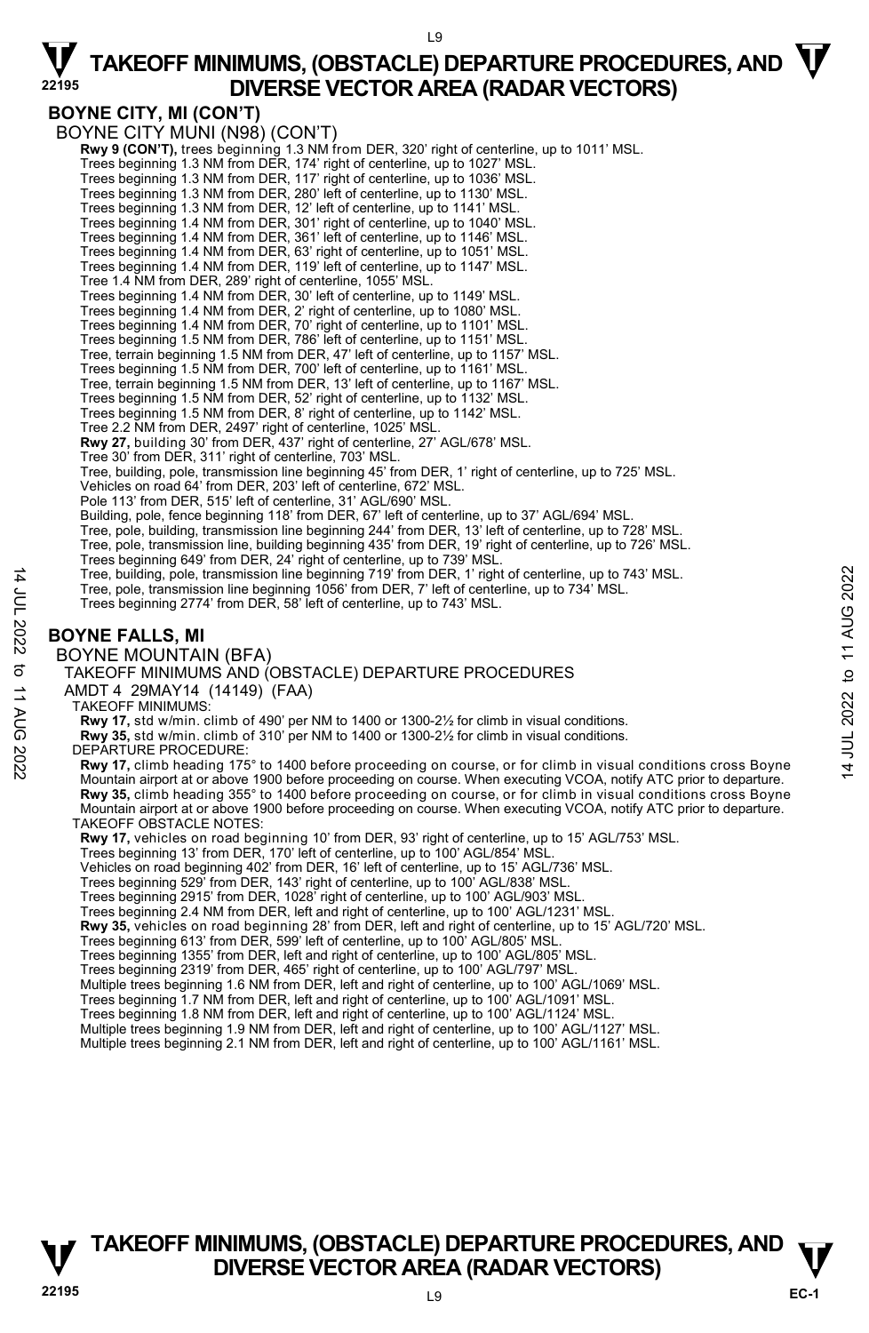## BOYNE CITY, MI (CON'T)

BOYNE CITY MUNI (N98) (CON'T)

**Rwy 9 (CON'T),** trees beginning 1.3 NM from DER, 320' right of centerline, up to 1011' MSL.
Trees beginning 1.3 NM from DER, 174' right of centerline, up to 1027' MSL.
Trees beginning 1.3 NM from DER, 117' right of centerline, up to 1036' MSL.
Trees beginning 1.3 NM from DER, 280' left of centerline, up to 1130' MSL.
Trees beginning 1.3 NM from DER, 12' left of centerline, up to 1141' MSL.
Trees beginning 1.4 NM from DER, 301' right of centerline, up to 1040' MSL.
Trees beginning 1.4 NM from DER, 361' left of centerline, up to 1146' MSL.
Trees beginning 1.4 NM from DER, 63' right of centerline, up to 1051' MSL.
Trees beginning 1.4 NM from DER, 119' left of centerline, up to 1147' MSL.
Tree 1.4 NM from DER, 289' right of centerline, 1055' MSL.
Trees beginning 1.4 NM from DER, 30' left of centerline, up to 1149' MSL.
Trees beginning 1.4 NM from DER, 2' right of centerline, up to 1080' MSL.
Trees beginning 1.4 NM from DER, 70' right of centerline, up to 1101' MSL.
Trees beginning 1.5 NM from DER, 786' left of centerline, up to 1151' MSL.
Tree, terrain beginning 1.5 NM from DER, 47' left of centerline, up to 1157' MSL.
Trees beginning 1.5 NM from DER, 700' left of centerline, up to 1161' MSL.
Tree, terrain beginning 1.5 NM from DER, 13' left of centerline, up to 1167' MSL.
Trees beginning 1.5 NM from DER, 52' right of centerline, up to 1132' MSL.
Trees beginning 1.5 NM from DER, 8' right of centerline, up to 1142' MSL.
Tree 2.2 NM from DER, 2497' right of centerline, 1025' MSL.
**Rwy 27,** building 30' from DER, 437' right of centerline, 27' AGL/678' MSL.
Tree 30' from DER, 311' right of centerline, 703' MSL.
Tree, building, pole, transmission line beginning 45' from DER, 1' right of centerline, up to 725' MSL.
Vehicles on road 64' from DER, 203' left of centerline, 672' MSL.
Pole 113' from DER, 515' left of centerline, 31' AGL/690' MSL.
Building, pole, fence beginning 118' from DER, 67' left of centerline, up to 37' AGL/694' MSL.
Tree, pole, building, transmission line beginning 244' from DER, 13' left of centerline, up to 728' MSL.
Tree, pole, transmission line, building beginning 435' from DER, 19' right of centerline, up to 726' MSL.
Trees beginning 649' from DER, 24' right of centerline, up to 739' MSL.
Tree, building, pole, transmission line beginning 719' from DER, 1' right of centerline, up to 743' MSL.
Tree, pole, transmission line beginning 1056' from DER, 7' left of centerline, up to 734' MSL.
Trees beginning 2774' from DER, 58' left of centerline, up to 743' MSL.

## BOYNE FALLS, MI

BOYNE MOUNTAIN (BFA)

TAKEOFF MINIMUMS AND (OBSTACLE) DEPARTURE PROCEDURES

AMDT 4 29MAY14 (14149) (FAA)

TAKEOFF MINIMUMS:

**Rwy 17,** std w/min. climb of 490' per NM to 1400 or 1300-2½ for climb in visual conditions.
**Rwy 35,** std w/min. climb of 310' per NM to 1400 or 1300-2½ for climb in visual conditions.

DEPARTURE PROCEDURE:

**Rwy 17,** climb heading 175° to 1400 before proceeding on course, or for climb in visual conditions cross Boyne Mountain airport at or above 1900 before proceeding on course. When executing VCOA, notify ATC prior to departure.
**Rwy 35,** climb heading 355° to 1400 before proceeding on course, or for climb in visual conditions cross Boyne Mountain airport at or above 1900 before proceeding on course. When executing VCOA, notify ATC prior to departure.

TAKEOFF OBSTACLE NOTES:

**Rwy 17,** vehicles on road beginning 10' from DER, 93' right of centerline, up to 15' AGL/753' MSL.
Trees beginning 13' from DER, 170' left of centerline, up to 100' AGL/854' MSL.
Vehicles on road beginning 402' from DER, 16' left of centerline, up to 15' AGL/736' MSL.
Trees beginning 529' from DER, 143' right of centerline, up to 100' AGL/838' MSL.
Trees beginning 2915' from DER, 1028' right of centerline, up to 100' AGL/903' MSL.
Trees beginning 2.4 NM from DER, left and right of centerline, up to 100' AGL/1231' MSL.
**Rwy 35,** vehicles on road beginning 28' from DER, left and right of centerline, up to 15' AGL/720' MSL.
Trees beginning 613' from DER, 599' left of centerline, up to 100' AGL/805' MSL.
Trees beginning 1355' from DER, left and right of centerline, up to 100' AGL/805' MSL.
Trees beginning 2319' from DER, 465' right of centerline, up to 100' AGL/797' MSL.
Multiple trees beginning 1.6 NM from DER, left and right of centerline, up to 100' AGL/1069' MSL.
Trees beginning 1.7 NM from DER, left and right of centerline, up to 100' AGL/1091' MSL.
Trees beginning 1.8 NM from DER, left and right of centerline, up to 100' AGL/1124' MSL.
Multiple trees beginning 1.9 NM from DER, left and right of centerline, up to 100' AGL/1127' MSL.
Multiple trees beginning 2.1 NM from DER, left and right of centerline, up to 100' AGL/1161' MSL.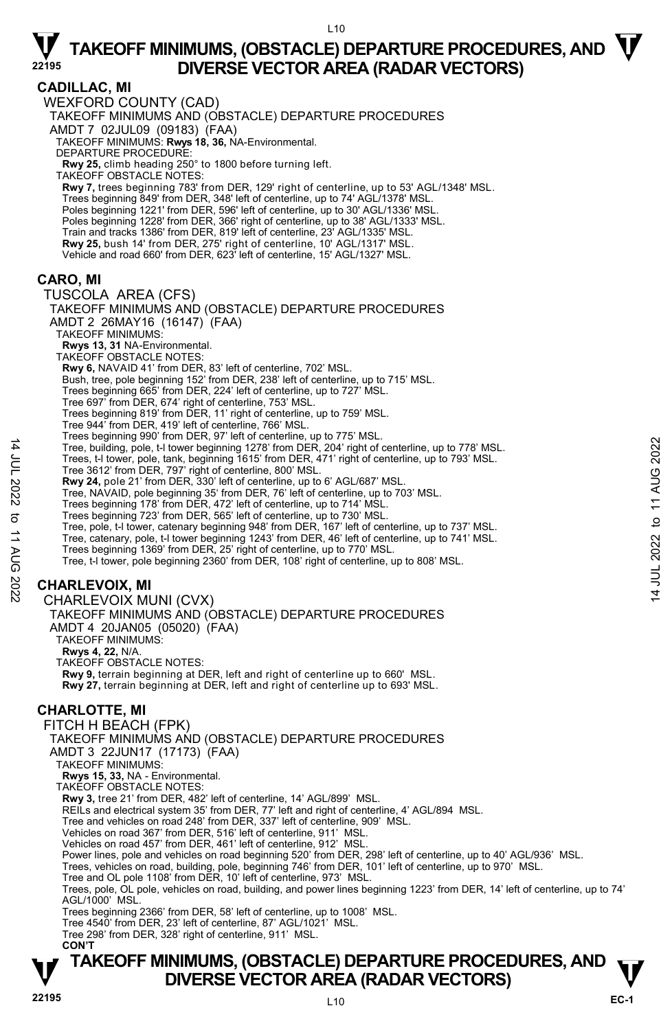## CADILLAC, MI

WEXFORD COUNTY (CAD)

TAKEOFF MINIMUMS AND (OBSTACLE) DEPARTURE PROCEDURES

AMDT 7 02JUL09 (09183) (FAA)

TAKEOFF MINIMUMS: **Rwys 18, 36,** NA-Environmental.

DEPARTURE PROCEDURE:

**Rwy 25,** climb heading 250° to 1800 before turning left.

TAKEOFF OBSTACLE NOTES:

**Rwy 7,** trees beginning 783' from DER, 129' right of centerline, up to 53' AGL/1348' MSL.
Trees beginning 849' from DER, 348' left of centerline, up to 74' AGL/1378' MSL.
Poles beginning 1221' from DER, 596' left of centerline, up to 30' AGL/1336' MSL.
Poles beginning 1228' from DER, 366' right of centerline, up to 38' AGL/1333' MSL.
Train and tracks 1386' from DER, 819' left of centerline, 23' AGL/1335' MSL.
**Rwy 25,** bush 14' from DER, 275' right of centerline, 10' AGL/1317' MSL.
Vehicle and road 660' from DER, 623' left of centerline, 15' AGL/1327' MSL.

## CARO, MI

TUSCOLA AREA (CFS)

TAKEOFF MINIMUMS AND (OBSTACLE) DEPARTURE PROCEDURES

AMDT 2 26MAY16 (16147) (FAA)

TAKEOFF MINIMUMS:

**Rwys 13, 31** NA-Environmental.

TAKEOFF OBSTACLE NOTES:

**Rwy 6,** NAVAID 41' from DER, 83' left of centerline, 702' MSL.
Bush, tree, pole beginning 152' from DER, 238' left of centerline, up to 715' MSL.
Trees beginning 665' from DER, 224' left of centerline, up to 727' MSL.
Tree 697' from DER, 674' right of centerline, 753' MSL.
Trees beginning 819' from DER, 11' right of centerline, up to 759' MSL.
Tree 944' from DER, 419' left of centerline, 766' MSL.
Trees beginning 990' from DER, 97' left of centerline, up to 775' MSL.
Tree, building, pole, t-l tower beginning 1278' from DER, 204' right of centerline, up to 778' MSL.
Trees, t-l tower, pole, tank, beginning 1615' from DER, 471' right of centerline, up to 793' MSL.
Tree 3612' from DER, 797' right of centerline, 800' MSL.
**Rwy 24,** pole 21' from DER, 330' left of centerline, up to 6' AGL/687' MSL.
Tree, NAVAID, pole beginning 35' from DER, 76' left of centerline, up to 703' MSL.
Trees beginning 178' from DER, 472' left of centerline, up to 714' MSL.
Trees beginning 723' from DER, 565' left of centerline, up to 730' MSL.
Tree, pole, t-l tower, catenary beginning 948' from DER, 167' left of centerline, up to 737' MSL.
Tree, catenary, pole, t-l tower beginning 1243' from DER, 46' left of centerline, up to 741' MSL.
Trees beginning 1369' from DER, 25' right of centerline, up to 770' MSL.
Tree, t-l tower, pole beginning 2360' from DER, 108' right of centerline, up to 808' MSL.

## CHARLEVOIX, MI

CHARLEVOIX MUNI (CVX)

TAKEOFF MINIMUMS AND (OBSTACLE) DEPARTURE PROCEDURES

AMDT 4 20JAN05 (05020) (FAA)

TAKEOFF MINIMUMS:

**Rwys 4, 22,** N/A.

TAKEOFF OBSTACLE NOTES:

**Rwy 9,** terrain beginning at DER, left and right of centerline up to 660' MSL.
**Rwy 27,** terrain beginning at DER, left and right of centerline up to 693' MSL.

## CHARLOTTE, MI

FITCH H BEACH (FPK)

TAKEOFF MINIMUMS AND (OBSTACLE) DEPARTURE PROCEDURES

AMDT 3 22JUN17 (17173) (FAA)

TAKEOFF MINIMUMS:

**Rwys 15, 33,** NA - Environmental.

TAKEOFF OBSTACLE NOTES:

**Rwy 3,** tree 21' from DER, 482' left of centerline, 14' AGL/899' MSL.
REILs and electrical system 35' from DER, 77' left and right of centerline, 4' AGL/894 MSL.
Tree and vehicles on road 248' from DER, 337' left of centerline, 909' MSL.
Vehicles on road 367' from DER, 516' left of centerline, 911' MSL.
Vehicles on road 457' from DER, 461' left of centerline, 912' MSL.
Power lines, pole and vehicles on road beginning 520' from DER, 298' left of centerline, up to 40' AGL/936' MSL.
Trees, vehicles on road, building, pole, beginning 746' from DER, 101' left of centerline, up to 970' MSL.
Tree and OL pole 1108' from DER, 10' left of centerline, 973' MSL.
Trees, pole, OL pole, vehicles on road, building, and power lines beginning 1223' from DER, 14' left of centerline, up to 74' AGL/1000' MSL.
Trees beginning 2366' from DER, 58' left of centerline, up to 1008' MSL.
Tree 4540' from DER, 23' left of centerline, 87' AGL/1021' MSL.
Tree 298' from DER, 328' right of centerline, 911' MSL.

**CON'T**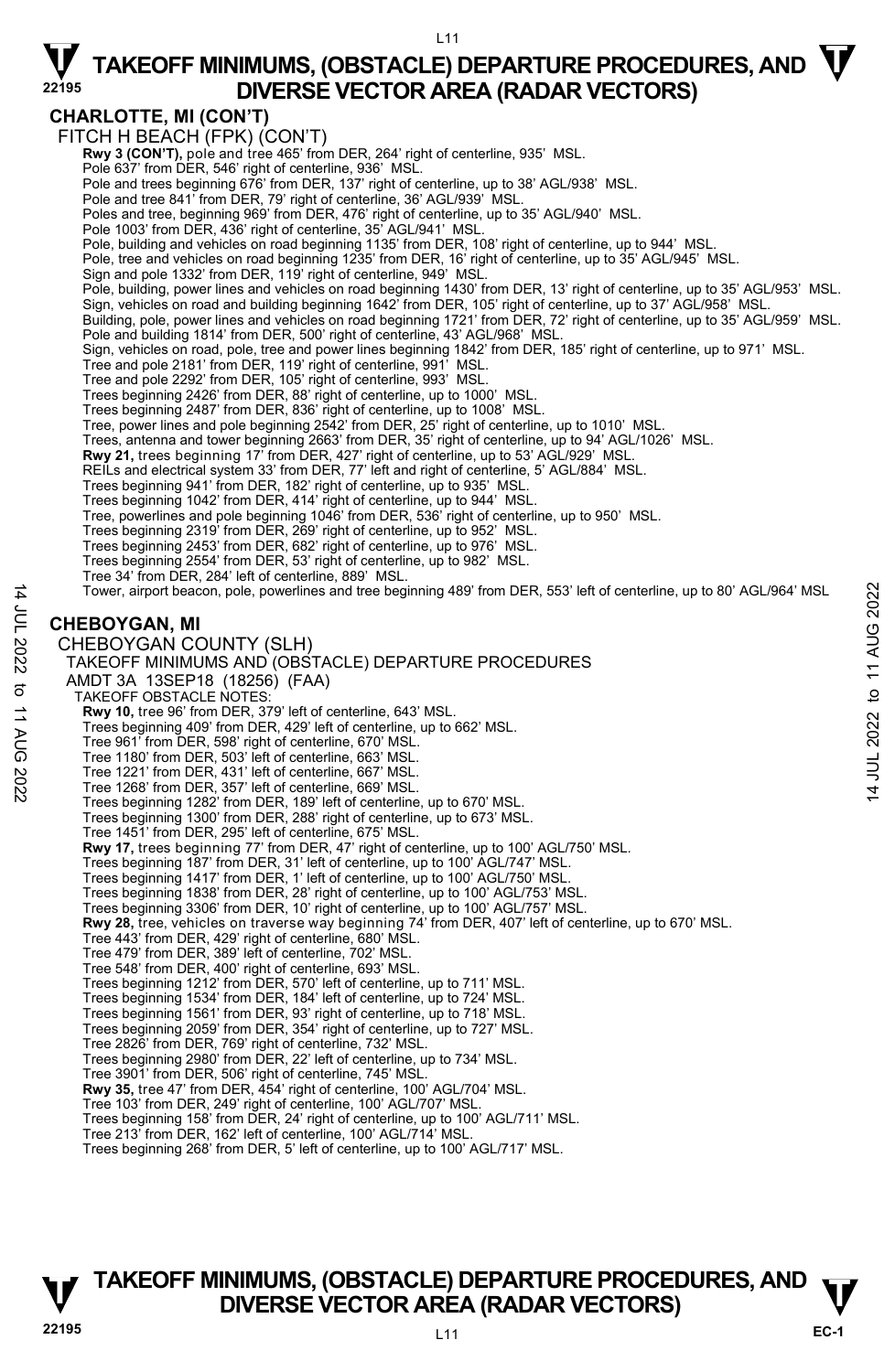## CHARLOTTE, MI (CON'T)

FITCH H BEACH (FPK) (CON'T)

**Rwy 3 (CON'T),** pole and tree 465' from DER, 264' right of centerline, 935' MSL.
Pole 637' from DER, 546' right of centerline, 936' MSL.
Pole and trees beginning 676' from DER, 137' right of centerline, up to 38' AGL/938' MSL.
Pole and tree 841' from DER, 79' right of centerline, 36' AGL/939' MSL.
Poles and tree, beginning 969' from DER, 476' right of centerline, up to 35' AGL/940' MSL.
Pole 1003' from DER, 436' right of centerline, 35' AGL/941' MSL.
Pole, building and vehicles on road beginning 1135' from DER, 108' right of centerline, up to 944' MSL.
Pole, tree and vehicles on road beginning 1235' from DER, 16' right of centerline, up to 35' AGL/945' MSL.
Sign and pole 1332' from DER, 119' right of centerline, 949' MSL.
Pole, building, power lines and vehicles on road beginning 1430' from DER, 13' right of centerline, up to 35' AGL/953' MSL.
Sign, vehicles on road and building beginning 1642' from DER, 105' right of centerline, up to 37' AGL/958' MSL.
Building, pole, power lines and vehicles on road beginning 1721' from DER, 72' right of centerline, up to 35' AGL/959' MSL.
Pole and building 1814' from DER, 500' right of centerline, 43' AGL/968' MSL.
Sign, vehicles on road, pole, tree and power lines beginning 1842' from DER, 185' right of centerline, up to 971' MSL.
Tree and pole 2181' from DER, 119' right of centerline, 991' MSL.
Tree and pole 2292' from DER, 105' right of centerline, 993' MSL.
Trees beginning 2426' from DER, 88' right of centerline, up to 1000' MSL.
Trees beginning 2487' from DER, 836' right of centerline, up to 1008' MSL.
Tree, power lines and pole beginning 2542' from DER, 25' right of centerline, up to 1010' MSL.
Trees, antenna and tower beginning 2663' from DER, 35' right of centerline, up to 94' AGL/1026' MSL.
**Rwy 21,** trees beginning 17' from DER, 427' right of centerline, up to 53' AGL/929' MSL.
REILs and electrical system 33' from DER, 77' left and right of centerline, 5' AGL/884' MSL.
Trees beginning 941' from DER, 182' right of centerline, up to 935' MSL.
Trees beginning 1042' from DER, 414' right of centerline, up to 944' MSL.
Tree, powerlines and pole beginning 1046' from DER, 536' right of centerline, up to 950' MSL.
Trees beginning 2319' from DER, 269' right of centerline, up to 952' MSL.
Trees beginning 2453' from DER, 682' right of centerline, up to 976' MSL.
Trees beginning 2554' from DER, 53' right of centerline, up to 982' MSL.
Tree 34' from DER, 284' left of centerline, 889' MSL.
Tower, airport beacon, pole, powerlines and tree beginning 489' from DER, 553' left of centerline, up to 80' AGL/964' MSL

## CHEBOYGAN, MI

CHEBOYGAN COUNTY (SLH)

TAKEOFF MINIMUMS AND (OBSTACLE) DEPARTURE PROCEDURES

AMDT 3A 13SEP18 (18256) (FAA)

TAKEOFF OBSTACLE NOTES:

**Rwy 10,** tree 96' from DER, 379' left of centerline, 643' MSL.
Trees beginning 409' from DER, 429' left of centerline, up to 662' MSL.
Tree 961' from DER, 598' right of centerline, 670' MSL.
Tree 1180' from DER, 503' left of centerline, 663' MSL.
Tree 1221' from DER, 431' left of centerline, 667' MSL.
Tree 1268' from DER, 357' left of centerline, 669' MSL.
Trees beginning 1282' from DER, 189' left of centerline, up to 670' MSL.
Trees beginning 1300' from DER, 288' right of centerline, up to 673' MSL.
Tree 1451' from DER, 295' left of centerline, 675' MSL.
**Rwy 17,** trees beginning 77' from DER, 47' right of centerline, up to 100' AGL/750' MSL.
Trees beginning 187' from DER, 31' left of centerline, up to 100' AGL/747' MSL.
Trees beginning 1417' from DER, 1' left of centerline, up to 100' AGL/750' MSL.
Trees beginning 1838' from DER, 28' right of centerline, up to 100' AGL/753' MSL.
Trees beginning 3306' from DER, 10' right of centerline, up to 100' AGL/757' MSL.
**Rwy 28,** tree, vehicles on traverse way beginning 74' from DER, 407' left of centerline, up to 670' MSL.
Tree 443' from DER, 429' right of centerline, 680' MSL.
Tree 479' from DER, 389' left of centerline, 702' MSL.
Tree 548' from DER, 400' right of centerline, 693' MSL.
Trees beginning 1212' from DER, 570' left of centerline, up to 711' MSL.
Trees beginning 1534' from DER, 184' left of centerline, up to 724' MSL.
Trees beginning 1561' from DER, 93' right of centerline, up to 718' MSL.
Trees beginning 2059' from DER, 354' right of centerline, up to 727' MSL.
Tree 2826' from DER, 769' right of centerline, 732' MSL.
Trees beginning 2980' from DER, 22' left of centerline, up to 734' MSL.
Tree 3901' from DER, 506' right of centerline, 745' MSL.
**Rwy 35,** tree 47' from DER, 454' right of centerline, 100' AGL/704' MSL.
Tree 103' from DER, 249' right of centerline, 100' AGL/707' MSL.
Trees beginning 158' from DER, 24' right of centerline, up to 100' AGL/711' MSL.
Tree 213' from DER, 162' left of centerline, 100' AGL/714' MSL.
Trees beginning 268' from DER, 5' left of centerline, up to 100' AGL/717' MSL.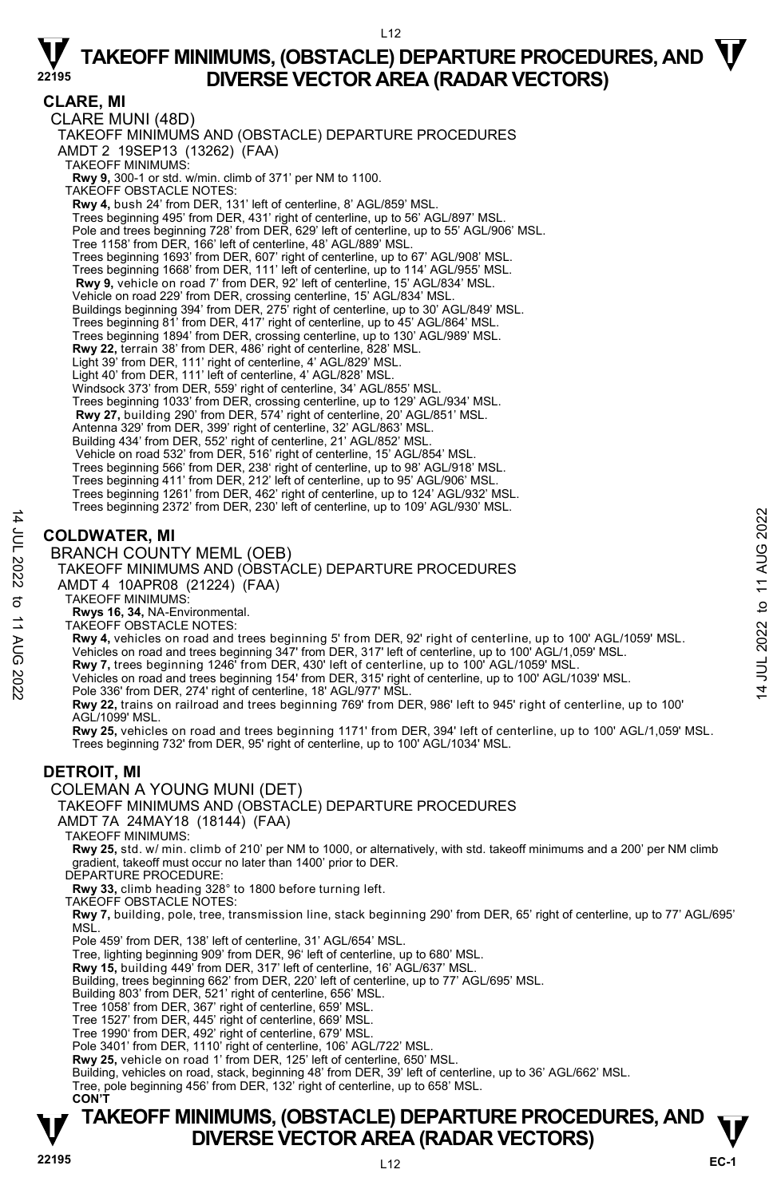## CLARE, MI

### CLARE MUNI (48D)

TAKEOFF MINIMUMS AND (OBSTACLE) DEPARTURE PROCEDURES
AMDT 2 19SEP13 (13262) (FAA)

TAKEOFF MINIMUMS:
**Rwy 9,** 300-1 or std. w/min. climb of 371' per NM to 1100.

TAKEOFF OBSTACLE NOTES:
**Rwy 4,** bush 24' from DER, 131' left of centerline, 8' AGL/859' MSL.
Trees beginning 495' from DER, 431' right of centerline, up to 56' AGL/897' MSL.
Pole and trees beginning 728' from DER, 629' left of centerline, up to 55' AGL/906' MSL.
Tree 1158' from DER, 166' left of centerline, 48' AGL/889' MSL.
Trees beginning 1693' from DER, 607' right of centerline, up to 67' AGL/908' MSL.
Trees beginning 1668' from DER, 111' left of centerline, up to 114' AGL/955' MSL.
**Rwy 9,** vehicle on road 7' from DER, 92' left of centerline, 15' AGL/834' MSL.
Vehicle on road 229' from DER, crossing centerline, 15' AGL/834' MSL.
Buildings beginning 394' from DER, 275' right of centerline, up to 30' AGL/849' MSL.
Trees beginning 81' from DER, 417' right of centerline, up to 45' AGL/864' MSL.
Trees beginning 1894' from DER, crossing centerline, up to 130' AGL/989' MSL.
**Rwy 22,** terrain 38' from DER, 486' right of centerline, 828' MSL.
Light 39' from DER, 111' right of centerline, 4' AGL/829' MSL.
Light 40' from DER, 111' left of centerline, 4' AGL/828' MSL.
Windsock 373' from DER, 559' right of centerline, 34' AGL/855' MSL.
Trees beginning 1033' from DER, crossing centerline, up to 129' AGL/934' MSL.
**Rwy 27,** building 290' from DER, 574' right of centerline, 20' AGL/851' MSL.
Antenna 329' from DER, 399' right of centerline, 32' AGL/863' MSL.
Building 434' from DER, 552' right of centerline, 21' AGL/852' MSL.
Vehicle on road 532' from DER, 516' right of centerline, 15' AGL/854' MSL.
Trees beginning 566' from DER, 238' right of centerline, up to 98' AGL/918' MSL.
Trees beginning 411' from DER, 212' left of centerline, up to 95' AGL/906' MSL.
Trees beginning 1261' from DER, 462' right of centerline, up to 124' AGL/932' MSL.
Trees beginning 2372' from DER, 230' left of centerline, up to 109' AGL/930' MSL.

## COLDWATER, MI

### BRANCH COUNTY MEML (OEB)

TAKEOFF MINIMUMS AND (OBSTACLE) DEPARTURE PROCEDURES
AMDT 4 10APR08 (21224) (FAA)

TAKEOFF MINIMUMS:
**Rwys 16, 34,** NA-Environmental.

TAKEOFF OBSTACLE NOTES:
**Rwy 4,** vehicles on road and trees beginning 5' from DER, 92' right of centerline, up to 100' AGL/1059' MSL.
Vehicles on road and trees beginning 347' from DER, 317' left of centerline, up to 100' AGL/1,059' MSL.
**Rwy 7,** trees beginning 1246' from DER, 430' left of centerline, up to 100' AGL/1059' MSL.
Vehicles on road and trees beginning 154' from DER, 315' right of centerline, up to 100' AGL/1039' MSL.
Pole 336' from DER, 274' right of centerline, 18' AGL/977' MSL.
**Rwy 22,** trains on railroad and trees beginning 769' from DER, 986' left to 945' right of centerline, up to 100' AGL/1099' MSL.
**Rwy 25,** vehicles on road and trees beginning 1171' from DER, 394' left of centerline, up to 100' AGL/1,059' MSL.
Trees beginning 732' from DER, 95' right of centerline, up to 100' AGL/1034' MSL.

## DETROIT, MI

### COLEMAN A YOUNG MUNI (DET)

TAKEOFF MINIMUMS AND (OBSTACLE) DEPARTURE PROCEDURES
AMDT 7A 24MAY18 (18144) (FAA)

TAKEOFF MINIMUMS:
**Rwy 25,** std. w/ min. climb of 210' per NM to 1000, or alternatively, with std. takeoff minimums and a 200' per NM climb gradient, takeoff must occur no later than 1400' prior to DER.

DEPARTURE PROCEDURE:
**Rwy 33,** climb heading 328° to 1800 before turning left.

TAKEOFF OBSTACLE NOTES:
**Rwy 7,** building, pole, tree, transmission line, stack beginning 290' from DER, 65' right of centerline, up to 77' AGL/695' MSL.
Pole 459' from DER, 138' left of centerline, 31' AGL/654' MSL.
Tree, lighting beginning 909' from DER, 96' left of centerline, up to 680' MSL.
**Rwy 15,** building 449' from DER, 317' left of centerline, 16' AGL/637' MSL.
Building, trees beginning 662' from DER, 220' left of centerline, up to 77' AGL/695' MSL.
Building 803' from DER, 521' right of centerline, 656' MSL.
Tree 1058' from DER, 367' right of centerline, 659' MSL.
Tree 1527' from DER, 445' right of centerline, 669' MSL.
Tree 1990' from DER, 492' right of centerline, 679' MSL.
Pole 3401' from DER, 1110' right of centerline, 106' AGL/722' MSL.
**Rwy 25,** vehicle on road 1' from DER, 125' left of centerline, 650' MSL.
Building, vehicles on road, stack, beginning 48' from DER, 39' left of centerline, up to 36' AGL/662' MSL.
Tree, pole beginning 456' from DER, 132' right of centerline, up to 658' MSL.
**CON'T**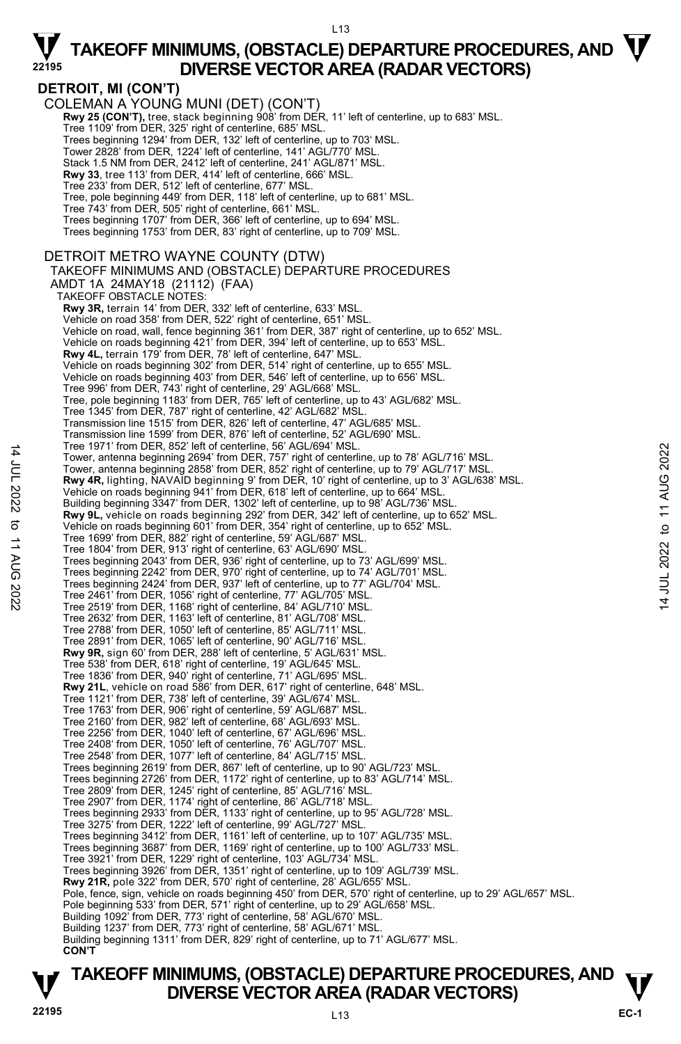# TAKEOFF MINIMUMS, (OBSTACLE) DEPARTURE PROCEDURES, AND DIVERSE VECTOR AREA (RADAR VECTORS)

## DETROIT, MI (CON'T)

COLEMAN A YOUNG MUNI (DET) (CON'T)

**Rwy 25 (CON'T),** tree, stack beginning 908' from DER, 11' left of centerline, up to 683' MSL.
Tree 1109' from DER, 325' right of centerline, 685' MSL.
Trees beginning 1294' from DER, 132' left of centerline, up to 703' MSL.
Tower 2828' from DER, 1224' left of centerline, 141' AGL/770' MSL.
Stack 1.5 NM from DER, 2412' left of centerline, 241' AGL/871' MSL.
**Rwy 33**, tree 113' from DER, 414' left of centerline, 666' MSL.
Tree 233' from DER, 512' left of centerline, 677' MSL.
Tree, pole beginning 449' from DER, 118' left of centerline, up to 681' MSL.
Tree 743' from DER, 505' right of centerline, 661' MSL.
Trees beginning 1707' from DER, 366' left of centerline, up to 694' MSL.
Trees beginning 1753' from DER, 83' right of centerline, up to 709' MSL.

DETROIT METRO WAYNE COUNTY (DTW)
TAKEOFF MINIMUMS AND (OBSTACLE) DEPARTURE PROCEDURES
AMDT 1A 24MAY18 (21112) (FAA)
TAKEOFF OBSTACLE NOTES:

**Rwy 3R,** terrain 14' from DER, 332' left of centerline, 633' MSL.
Vehicle on road 358' from DER, 522' right of centerline, 651' MSL.
Vehicle on road, wall, fence beginning 361' from DER, 387' right of centerline, up to 652' MSL.
Vehicle on roads beginning 421' from DER, 394' left of centerline, up to 653' MSL.
**Rwy 4L,** terrain 179' from DER, 78' left of centerline, 647' MSL.
Vehicle on roads beginning 302' from DER, 514' right of centerline, up to 655' MSL.
Vehicle on roads beginning 403' from DER, 546' left of centerline, up to 656' MSL.
Tree 996' from DER, 743' right of centerline, 29' AGL/668' MSL.
Tree, pole beginning 1183' from DER, 765' left of centerline, up to 43' AGL/682' MSL.
Tree 1345' from DER, 787' right of centerline, 42' AGL/682' MSL.
Transmission line 1515' from DER, 826' left of centerline, 47' AGL/685' MSL.
Transmission line 1599' from DER, 876' left of centerline, 52' AGL/690' MSL.
Tree 1971' from DER, 852' left of centerline, 56' AGL/694' MSL.
Tower, antenna beginning 2694' from DER, 757' right of centerline, up to 78' AGL/716' MSL.
Tower, antenna beginning 2858' from DER, 852' right of centerline, up to 79' AGL/717' MSL.
**Rwy 4R,** lighting, NAVAID beginning 9' from DER, 10' right of centerline, up to 3' AGL/638' MSL.
Vehicle on roads beginning 941' from DER, 618' left of centerline, up to 664' MSL.
Building beginning 3347' from DER, 1302' left of centerline, up to 98' AGL/736' MSL.
**Rwy 9L,** vehicle on roads beginning 292' from DER, 342' left of centerline, up to 652' MSL.
Vehicle on roads beginning 601' from DER, 354' right of centerline, up to 652' MSL.
Tree 1699' from DER, 882' right of centerline, 59' AGL/687' MSL.
Tree 1804' from DER, 913' right of centerline, 63' AGL/690' MSL.
Trees beginning 2043' from DER, 936' right of centerline, up to 73' AGL/699' MSL.
Trees beginning 2242' from DER, 970' right of centerline, up to 74' AGL/701' MSL.
Trees beginning 2424' from DER, 937' left of centerline, up to 77' AGL/704' MSL.
Tree 2461' from DER, 1056' right of centerline, 77' AGL/705' MSL.
Tree 2519' from DER, 1168' right of centerline, 84' AGL/710' MSL.
Tree 2632' from DER, 1163' left of centerline, 81' AGL/708' MSL.
Tree 2788' from DER, 1050' left of centerline, 85' AGL/711' MSL.
Tree 2891' from DER, 1065' left of centerline, 90' AGL/716' MSL.
**Rwy 9R,** sign 60' from DER, 288' left of centerline, 5' AGL/631' MSL.
Tree 538' from DER, 618' right of centerline, 19' AGL/645' MSL.
Tree 1836' from DER, 940' right of centerline, 71' AGL/695' MSL.
**Rwy 21L**, vehicle on road 586' from DER, 617' right of centerline, 648' MSL.
Tree 1121' from DER, 738' left of centerline, 39' AGL/674' MSL.
Tree 1763' from DER, 906' right of centerline, 59' AGL/687' MSL.
Tree 2160' from DER, 982' left of centerline, 68' AGL/693' MSL.
Tree 2256' from DER, 1040' left of centerline, 67' AGL/696' MSL.
Tree 2408' from DER, 1050' left of centerline, 76' AGL/707' MSL.
Tree 2548' from DER, 1077' left of centerline, 84' AGL/715' MSL.
Trees beginning 2619' from DER, 867' left of centerline, up to 90' AGL/723' MSL.
Trees beginning 2726' from DER, 1172' right of centerline, up to 83' AGL/714' MSL.
Tree 2809' from DER, 1245' right of centerline, 85' AGL/716' MSL.
Tree 2907' from DER, 1174' right of centerline, 86' AGL/718' MSL.
Trees beginning 2933' from DER, 1133' right of centerline, up to 95' AGL/728' MSL.
Tree 3275' from DER, 1222' left of centerline, 99' AGL/727' MSL.
Trees beginning 3412' from DER, 1161' left of centerline, up to 107' AGL/735' MSL.
Trees beginning 3687' from DER, 1169' right of centerline, up to 100' AGL/733' MSL.
Tree 3921' from DER, 1229' right of centerline, 103' AGL/734' MSL.
Trees beginning 3926' from DER, 1351' right of centerline, up to 109' AGL/739' MSL.
**Rwy 21R,** pole 322' from DER, 570' right of centerline, 28' AGL/655' MSL.
Pole, fence, sign, vehicle on roads beginning 450' from DER, 570' right of centerline, up to 29' AGL/657' MSL.
Pole beginning 533' from DER, 571' right of centerline, up to 29' AGL/658' MSL.
Building 1092' from DER, 773' right of centerline, 58' AGL/670' MSL.
Building 1237' from DER, 773' right of centerline, 58' AGL/671' MSL.
Building beginning 1311' from DER, 829' right of centerline, up to 71' AGL/677' MSL.
**CON'T**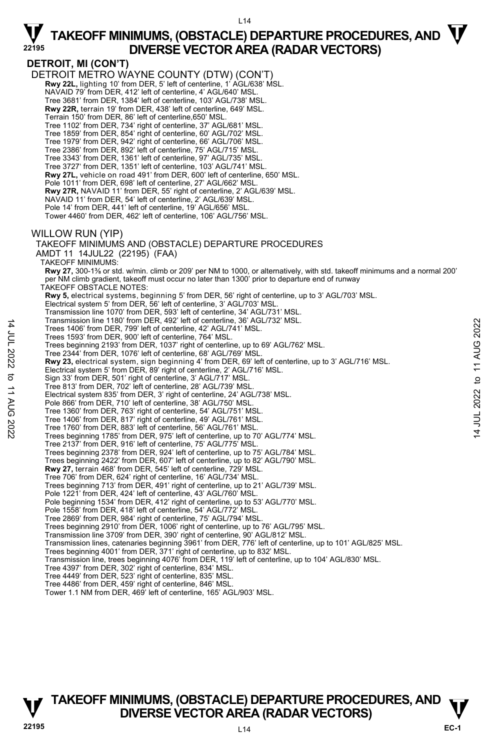## DETROIT, MI (CON'T)

DETROIT METRO WAYNE COUNTY (DTW) (CON'T)

**Rwy 22L,** lighting 10' from DER, 5' left of centerline, 1' AGL/638' MSL.
NAVAID 79' from DER, 412' left of centerline, 4' AGL/640' MSL.
Tree 3681' from DER, 1384' left of centerline, 103' AGL/738' MSL.
**Rwy 22R,** terrain 19' from DER, 438' left of centerline, 649' MSL.
Terrain 150' from DER, 86' left of centerline,650' MSL.
Tree 1102' from DER, 734' right of centerline, 37' AGL/681' MSL.
Tree 1859' from DER, 854' right of centerline, 60' AGL/702' MSL.
Tree 1979' from DER, 942' right of centerline, 66' AGL/706' MSL.
Tree 2386' from DER, 892' left of centerline, 75' AGL/715' MSL.
Tree 3343' from DER, 1361' left of centerline, 97' AGL/735' MSL.
Tree 3727' from DER, 1351' left of centerline, 103' AGL/741' MSL.
**Rwy 27L,** vehicle on road 491' from DER, 600' left of centerline, 650' MSL.
Pole 1011' from DER, 698' left of centerline, 27' AGL/662' MSL.
**Rwy 27R,** NAVAID 11' from DER, 55' right of centerline, 2' AGL/639' MSL.
NAVAID 11' from DER, 54' left of centerline, 2' AGL/639' MSL.
Pole 14' from DER, 441' left of centerline, 19' AGL/656' MSL.
Tower 4460' from DER, 462' left of centerline, 106' AGL/756' MSL.

WILLOW RUN (YIP)

TAKEOFF MINIMUMS AND (OBSTACLE) DEPARTURE PROCEDURES
AMDT 11 14JUL22 (22195) (FAA)

TAKEOFF MINIMUMS:

**Rwy 27,** 300-1⅜ or std. w/min. climb or 209' per NM to 1000, or alternatively, with std. takeoff minimums and a normal 200' per NM climb gradient, takeoff must occur no later than 1300' prior to departure end of runway

TAKEOFF OBSTACLE NOTES:

**Rwy 5,** electrical systems, beginning 5' from DER, 56' right of centerline, up to 3' AGL/703' MSL.
Electrical system 5' from DER, 56' left of centerline, 3' AGL/703' MSL.
Transmission line 1070' from DER, 593' left of centerline, 34' AGL/731' MSL.
Transmission line 1180' from DER, 492' left of centerline, 36' AGL/732' MSL.
Trees 1406' from DER, 799' left of centerline, 42' AGL/741' MSL.
Trees 1593' from DER, 900' left of centerline, 764' MSL.
Trees beginning 2193' from DER, 1037' right of centerline, up to 69' AGL/762' MSL.
Tree 2344' from DER, 1076' left of centerline, 68' AGL/769' MSL.
**Rwy 23,** electrical system, sign beginning 4' from DER, 69' left of centerline, up to 3' AGL/716' MSL.
Electrical system 5' from DER, 89' right of centerline, 2' AGL/716' MSL.
Sign 33' from DER, 501' right of centerline, 3' AGL/717' MSL.
Tree 813' from DER, 702' left of centerline, 28' AGL/739' MSL.
Electrical system 835' from DER, 3' right of centerline, 24' AGL/738' MSL.
Pole 866' from DER, 710' left of centerline, 38' AGL/750' MSL.
Tree 1360' from DER, 763' right of centerline, 54' AGL/751' MSL.
Tree 1406' from DER, 817' right of centerline, 49' AGL/761' MSL.
Tree 1760' from DER, 883' left of centerline, 56' AGL/761' MSL.
Trees beginning 1785' from DER, 975' left of centerline, up to 70' AGL/774' MSL.
Tree 2137' from DER, 916' left of centerline, 75' AGL/775' MSL.
Trees beginning 2378' from DER, 924' left of centerline, up to 75' AGL/784' MSL.
Trees beginning 2422' from DER, 607' left of centerline, up to 82' AGL/790' MSL.
**Rwy 27,** terrain 468' from DER, 545' left of centerline, 729' MSL.
Tree 706' from DER, 624' right of centerline, 16' AGL/734' MSL.
Trees beginning 713' from DER, 491' right of centerline, up to 21' AGL/739' MSL.
Pole 1221' from DER, 424' left of centerline, 43' AGL/760' MSL.
Pole beginning 1534' from DER, 412' right of centerline, up to 53' AGL/770' MSL.
Pole 1558' from DER, 418' left of centerline, 54' AGL/772' MSL.
Tree 2869' from DER, 984' right of centerline, 75' AGL/794' MSL.
Trees beginning 2910' from DER, 1006' right of centerline, up to 76' AGL/795' MSL.
Transmission line 3709' from DER, 390' right of centerline, 90' AGL/812' MSL.
Transmission lines, catenaries beginning 3961' from DER, 776' left of centerline, up to 101' AGL/825' MSL.
Trees beginning 4001' from DER, 371' right of centerline, up to 832' MSL.
Transmission line, trees beginning 4076' from DER, 119' left of centerline, up to 104' AGL/830' MSL.
Tree 4397' from DER, 302' right of centerline, 834' MSL.
Tree 4449' from DER, 523' right of centerline, 835' MSL.
Tree 4486' from DER, 459' right of centerline, 846' MSL.
Tower 1.1 NM from DER, 469' left of centerline, 165' AGL/903' MSL.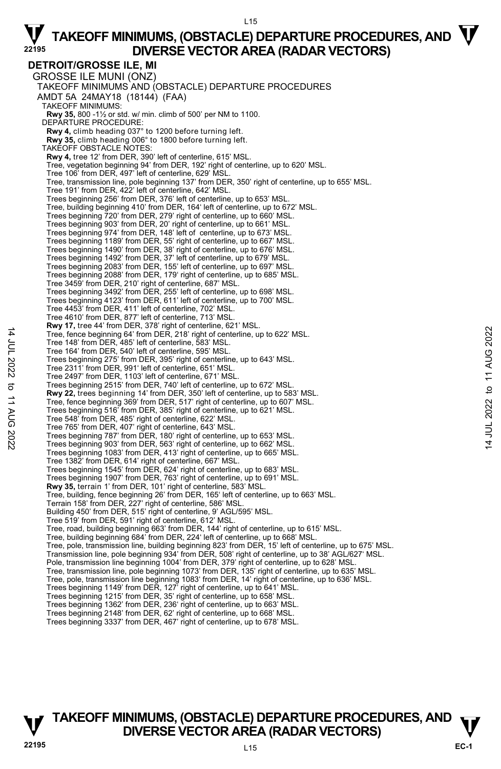# TAKEOFF MINIMUMS, (OBSTACLE) DEPARTURE PROCEDURES, AND DIVERSE VECTOR AREA (RADAR VECTORS)

## DETROIT/GROSSE ILE, MI

GROSSE ILE MUNI (ONZ)

TAKEOFF MINIMUMS AND (OBSTACLE) DEPARTURE PROCEDURES

AMDT 5A 24MAY18 (18144) (FAA)

TAKEOFF MINIMUMS:

**Rwy 35,** 800 -1½ or std. w/ min. climb of 500' per NM to 1100.

DEPARTURE PROCEDURE:

**Rwy 4,** climb heading 037° to 1200 before turning left.

**Rwy 35,** climb heading 006° to 1800 before turning left.

TAKEOFF OBSTACLE NOTES:

**Rwy 4,** tree 12' from DER, 390' left of centerline, 615' MSL.
Tree, vegetation beginning 94' from DER, 192' right of centerline, up to 620' MSL.
Tree 106' from DER, 497' left of centerline, 629' MSL.
Tree, transmission line, pole beginning 137' from DER, 350' right of centerline, up to 655' MSL.
Tree 191' from DER, 422' left of centerline, 642' MSL.
Trees beginning 256' from DER, 376' left of centerline, up to 653' MSL.
Tree, building beginning 410' from DER, 164' left of centerline, up to 672' MSL.
Trees beginning 720' from DER, 279' right of centerline, up to 660' MSL.
Trees beginning 903' from DER, 20' right of centerline, up to 661' MSL.
Trees beginning 974' from DER, 148' left of centerline, up to 673' MSL.
Trees beginning 1189' from DER, 55' right of centerline, up to 667' MSL.
Trees beginning 1490' from DER, 38' right of centerline, up to 676' MSL.
Trees beginning 1492' from DER, 37' left of centerline, up to 679' MSL.
Trees beginning 2083' from DER, 155' left of centerline, up to 697' MSL.
Trees beginning 2088' from DER, 179' right of centerline, up to 685' MSL.
Tree 3459' from DER, 210' right of centerline, 687' MSL.
Trees beginning 3492' from DER, 255' left of centerline, up to 698' MSL.
Trees beginning 4123' from DER, 611' left of centerline, up to 700' MSL.
Tree 4453' from DER, 411' left of centerline, 702' MSL.
Tree 4610' from DER, 877' left of centerline, 713' MSL.

**Rwy 17,** tree 44' from DER, 378' right of centerline, 621' MSL.
Tree, fence beginning 64' from DER, 218' right of centerline, up to 622' MSL.
Tree 148' from DER, 485' left of centerline, 583' MSL.
Tree 164' from DER, 540' left of centerline, 595' MSL.
Trees beginning 275' from DER, 395' right of centerline, up to 643' MSL.
Tree 2311' from DER, 991' left of centerline, 651' MSL.
Tree 2497' from DER, 1103' left of centerline, 671' MSL.
Trees beginning 2515' from DER, 740' left of centerline, up to 672' MSL.

**Rwy 22,** trees beginning 14' from DER, 350' left of centerline, up to 583' MSL.
Tree, fence beginning 369' from DER, 517' right of centerline, up to 607' MSL.
Trees beginning 516' from DER, 385' right of centerline, up to 621' MSL.
Tree 548' from DER, 485' right of centerline, 622' MSL.
Tree 765' from DER, 407' right of centerline, 643' MSL.
Trees beginning 787' from DER, 180' right of centerline, up to 653' MSL.
Trees beginning 903' from DER, 563' right of centerline, up to 662' MSL.
Trees beginning 1083' from DER, 413' right of centerline, up to 665' MSL.
Tree 1382' from DER, 614' right of centerline, 667' MSL.
Trees beginning 1545' from DER, 624' right of centerline, up to 683' MSL.
Trees beginning 1907' from DER, 763' right of centerline, up to 691' MSL.

**Rwy 35,** terrain 1' from DER, 101' right of centerline, 583' MSL.
Tree, building, fence beginning 26' from DER, 165' left of centerline, up to 663' MSL.
Terrain 158' from DER, 227' right of centerline, 586' MSL.
Building 450' from DER, 515' right of centerline, 9' AGL/595' MSL.
Tree 519' from DER, 591' right of centerline, 612' MSL.
Tree, road, building beginning 663' from DER, 144' right of centerline, up to 615' MSL.
Tree, building beginning 684' from DER, 224' left of centerline, up to 668' MSL.
Tree, pole, transmission line, building beginning 823' from DER, 15' left of centerline, up to 675' MSL.
Transmission line, pole beginning 934' from DER, 508' right of centerline, up to 38' AGL/627' MSL.
Pole, transmission line beginning 1004' from DER, 379' right of centerline, up to 628' MSL.
Tree, transmission line, pole beginning 1073' from DER, 135' right of centerline, up to 635' MSL.
Tree, pole, transmission line beginning 1083' from DER, 14' right of centerline, up to 636' MSL.
Trees beginning 1149' from DER, 127' right of centerline, up to 641' MSL.
Trees beginning 1215' from DER, 35' right of centerline, up to 658' MSL.
Trees beginning 1362' from DER, 236' right of centerline, up to 663' MSL.
Trees beginning 2148' from DER, 62' right of centerline, up to 668' MSL.
Trees beginning 3337' from DER, 467' right of centerline, up to 678' MSL.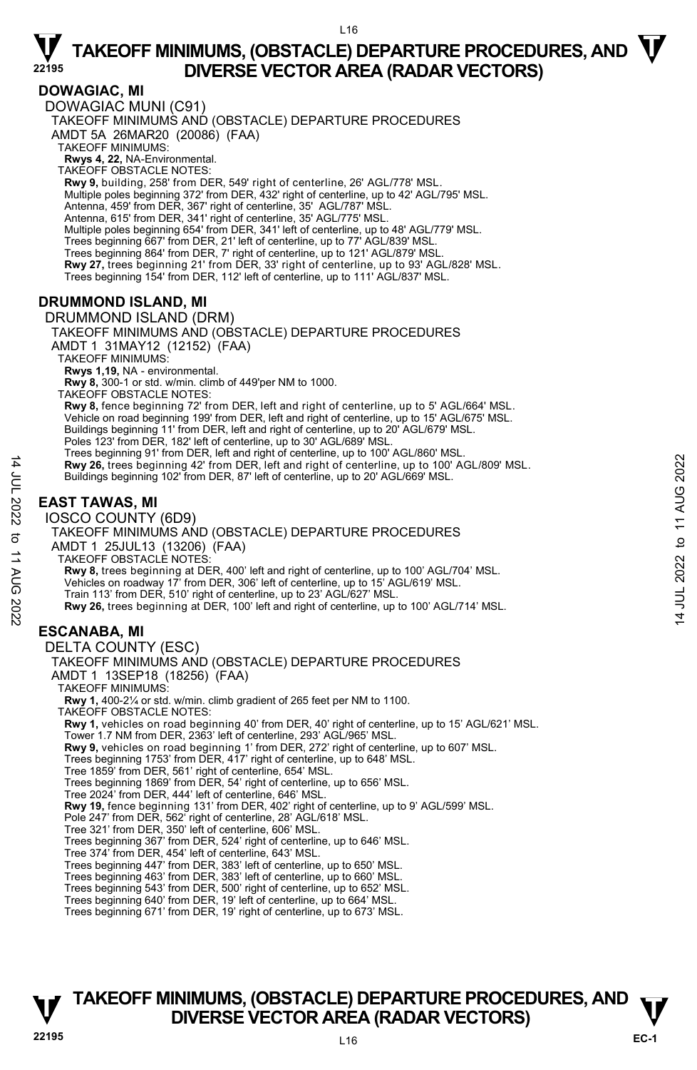# TAKEOFF MINIMUMS, (OBSTACLE) DEPARTURE PROCEDURES, AND DIVERSE VECTOR AREA (RADAR VECTORS)

## DOWAGIAC, MI

DOWAGIAC MUNI (C91)
TAKEOFF MINIMUMS AND (OBSTACLE) DEPARTURE PROCEDURES
AMDT 5A 26MAR20 (20086) (FAA)
TAKEOFF MINIMUMS:
**Rwys 4, 22,** NA-Environmental.
TAKEOFF OBSTACLE NOTES:
**Rwy 9,** building, 258' from DER, 549' right of centerline, 26' AGL/778' MSL.
Multiple poles beginning 372' from DER, 432' right of centerline, up to 42' AGL/795' MSL.
Antenna, 459' from DER, 367' right of centerline, 35' AGL/787' MSL.
Antenna, 615' from DER, 341' right of centerline, 35' AGL/775' MSL.
Multiple poles beginning 654' from DER, 341' left of centerline, up to 48' AGL/779' MSL.
Trees beginning 667' from DER, 21' left of centerline, up to 77' AGL/839' MSL.
Trees beginning 864' from DER, 7' right of centerline, up to 121' AGL/879' MSL.
**Rwy 27,** trees beginning 21' from DER, 33' right of centerline, up to 93' AGL/828' MSL.
Trees beginning 154' from DER, 112' left of centerline, up to 111' AGL/837' MSL.

## DRUMMOND ISLAND, MI

DRUMMOND ISLAND (DRM)
TAKEOFF MINIMUMS AND (OBSTACLE) DEPARTURE PROCEDURES
AMDT 1 31MAY12 (12152) (FAA)
TAKEOFF MINIMUMS:
**Rwys 1,19,** NA - environmental.
**Rwy 8,** 300-1 or std. w/min. climb of 449'per NM to 1000.
TAKEOFF OBSTACLE NOTES:
**Rwy 8,** fence beginning 72' from DER, left and right of centerline, up to 5' AGL/664' MSL.
Vehicle on road beginning 199' from DER, left and right of centerline, up to 15' AGL/675' MSL.
Buildings beginning 11' from DER, left and right of centerline, up to 20' AGL/679' MSL.
Poles 123' from DER, 182' left of centerline, up to 30' AGL/689' MSL.
Trees beginning 91' from DER, left and right of centerline, up to 100' AGL/860' MSL.
**Rwy 26,** trees beginning 42' from DER, left and right of centerline, up to 100' AGL/809' MSL.
Buildings beginning 102' from DER, 87' left of centerline, up to 20' AGL/669' MSL.

## EAST TAWAS, MI

IOSCO COUNTY (6D9)
TAKEOFF MINIMUMS AND (OBSTACLE) DEPARTURE PROCEDURES
AMDT 1 25JUL13 (13206) (FAA)
TAKEOFF OBSTACLE NOTES:
**Rwy 8,** trees beginning at DER, 400' left and right of centerline, up to 100' AGL/704' MSL.
Vehicles on roadway 17' from DER, 306' left of centerline, up to 15' AGL/619' MSL.
Train 113' from DER, 510' right of centerline, up to 23' AGL/627' MSL.
**Rwy 26,** trees beginning at DER, 100' left and right of centerline, up to 100' AGL/714' MSL.

## ESCANABA, MI

DELTA COUNTY (ESC)
TAKEOFF MINIMUMS AND (OBSTACLE) DEPARTURE PROCEDURES
AMDT 1 13SEP18 (18256) (FAA)
TAKEOFF MINIMUMS:
**Rwy 1,** 400-2¼ or std. w/min. climb gradient of 265 feet per NM to 1100.
TAKEOFF OBSTACLE NOTES:
**Rwy 1,** vehicles on road beginning 40' from DER, 40' right of centerline, up to 15' AGL/621' MSL.
Tower 1.7 NM from DER, 2363' left of centerline, 293' AGL/965' MSL.
**Rwy 9,** vehicles on road beginning 1' from DER, 272' right of centerline, up to 607' MSL.
Trees beginning 1753' from DER, 417' right of centerline, up to 648' MSL.
Tree 1859' from DER, 561' right of centerline, 654' MSL.
Trees beginning 1869' from DER, 54' right of centerline, up to 656' MSL.
Tree 2024' from DER, 444' left of centerline, 646' MSL.
**Rwy 19,** fence beginning 131' from DER, 402' right of centerline, up to 9' AGL/599' MSL.
Pole 247' from DER, 562' right of centerline, 28' AGL/618' MSL.
Tree 321' from DER, 350' left of centerline, 606' MSL.
Trees beginning 367' from DER, 524' right of centerline, up to 646' MSL.
Tree 374' from DER, 454' left of centerline, 643' MSL.
Trees beginning 447' from DER, 383' left of centerline, up to 650' MSL.
Trees beginning 463' from DER, 383' left of centerline, up to 660' MSL.
Trees beginning 543' from DER, 500' right of centerline, up to 652' MSL.
Trees beginning 640' from DER, 19' left of centerline, up to 664' MSL.
Trees beginning 671' from DER, 19' right of centerline, up to 673' MSL.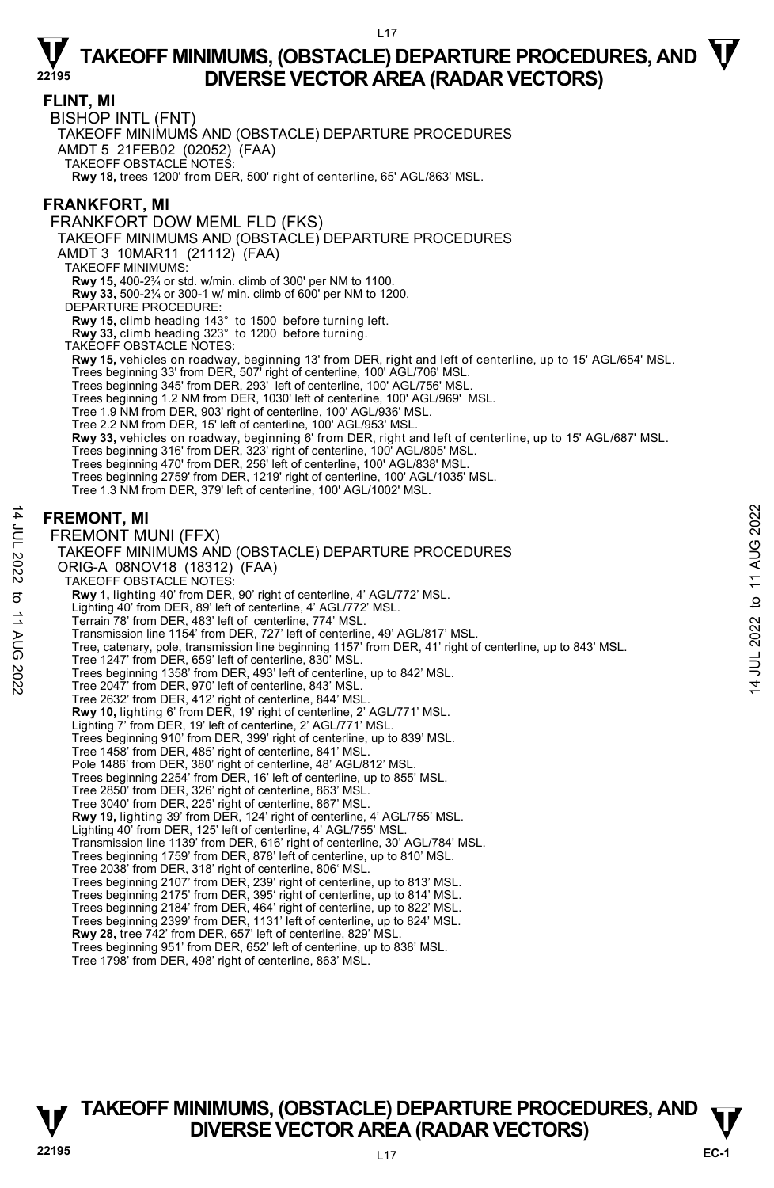# TAKEOFF MINIMUMS, (OBSTACLE) DEPARTURE PROCEDURES, AND DIVERSE VECTOR AREA (RADAR VECTORS)

## FLINT, MI

BISHOP INTL (FNT)
TAKEOFF MINIMUMS AND (OBSTACLE) DEPARTURE PROCEDURES
AMDT 5 21FEB02 (02052) (FAA)
TAKEOFF OBSTACLE NOTES:
**Rwy 18,** trees 1200' from DER, 500' right of centerline, 65' AGL/863' MSL.

## FRANKFORT, MI

FRANKFORT DOW MEML FLD (FKS)
TAKEOFF MINIMUMS AND (OBSTACLE) DEPARTURE PROCEDURES
AMDT 3 10MAR11 (21112) (FAA)
TAKEOFF MINIMUMS:
**Rwy 15,** 400-2¾ or std. w/min. climb of 300' per NM to 1100.
**Rwy 33,** 500-2¼ or 300-1 w/ min. climb of 600' per NM to 1200.
DEPARTURE PROCEDURE:
**Rwy 15,** climb heading 143° to 1500 before turning left.
**Rwy 33,** climb heading 323° to 1200 before turning.
TAKEOFF OBSTACLE NOTES:
**Rwy 15,** vehicles on roadway, beginning 13' from DER, right and left of centerline, up to 15' AGL/654' MSL.
Trees beginning 33' from DER, 507' right of centerline, 100' AGL/706' MSL.
Trees beginning 345' from DER, 293' left of centerline, 100' AGL/756' MSL.
Trees beginning 1.2 NM from DER, 1030' left of centerline, 100' AGL/969' MSL.
Tree 1.9 NM from DER, 903' right of centerline, 100' AGL/936' MSL.
Tree 2.2 NM from DER, 15' left of centerline, 100' AGL/953' MSL.
**Rwy 33,** vehicles on roadway, beginning 6' from DER, right and left of centerline, up to 15' AGL/687' MSL.
Trees beginning 316' from DER, 323' right of centerline, 100' AGL/805' MSL.
Trees beginning 470' from DER, 256' left of centerline, 100' AGL/838' MSL.
Trees beginning 2759' from DER, 1219' right of centerline, 100' AGL/1035' MSL.
Tree 1.3 NM from DER, 379' left of centerline, 100' AGL/1002' MSL.

## FREMONT, MI

FREMONT MUNI (FFX)
TAKEOFF MINIMUMS AND (OBSTACLE) DEPARTURE PROCEDURES
ORIG-A 08NOV18 (18312) (FAA)
TAKEOFF OBSTACLE NOTES:
**Rwy 1,** lighting 40' from DER, 90' right of centerline, 4' AGL/772' MSL.
Lighting 40' from DER, 89' left of centerline, 4' AGL/772' MSL.
Terrain 78' from DER, 483' left of centerline, 774' MSL.
Transmission line 1154' from DER, 727' left of centerline, 49' AGL/817' MSL.
Tree, catenary, pole, transmission line beginning 1157' from DER, 41' right of centerline, up to 843' MSL.
Tree 1247' from DER, 659' left of centerline, 830' MSL.
Trees beginning 1358' from DER, 493' left of centerline, up to 842' MSL.
Tree 2047' from DER, 970' left of centerline, 843' MSL.
Tree 2632' from DER, 412' right of centerline, 844' MSL.
**Rwy 10,** lighting 6' from DER, 19' right of centerline, 2' AGL/771' MSL.
Lighting 7' from DER, 19' left of centerline, 2' AGL/771' MSL.
Trees beginning 910' from DER, 399' right of centerline, up to 839' MSL.
Tree 1458' from DER, 485' right of centerline, 841' MSL.
Pole 1486' from DER, 380' right of centerline, 48' AGL/812' MSL.
Trees beginning 2254' from DER, 16' left of centerline, up to 855' MSL.
Tree 2850' from DER, 326' right of centerline, 863' MSL.
Tree 3040' from DER, 225' right of centerline, 867' MSL.
**Rwy 19,** lighting 39' from DER, 124' right of centerline, 4' AGL/755' MSL.
Lighting 40' from DER, 125' left of centerline, 4' AGL/755' MSL.
Transmission line 1139' from DER, 616' right of centerline, 30' AGL/784' MSL.
Trees beginning 1759' from DER, 878' left of centerline, up to 810' MSL.
Tree 2038' from DER, 318' right of centerline, 806' MSL.
Trees beginning 2107' from DER, 239' right of centerline, up to 813' MSL.
Trees beginning 2175' from DER, 395' right of centerline, up to 814' MSL.
Trees beginning 2184' from DER, 464' right of centerline, up to 822' MSL.
Trees beginning 2399' from DER, 1131' left of centerline, up to 824' MSL.
**Rwy 28,** tree 742' from DER, 657' left of centerline, 829' MSL.
Trees beginning 951' from DER, 652' left of centerline, up to 838' MSL.
Tree 1798' from DER, 498' right of centerline, 863' MSL.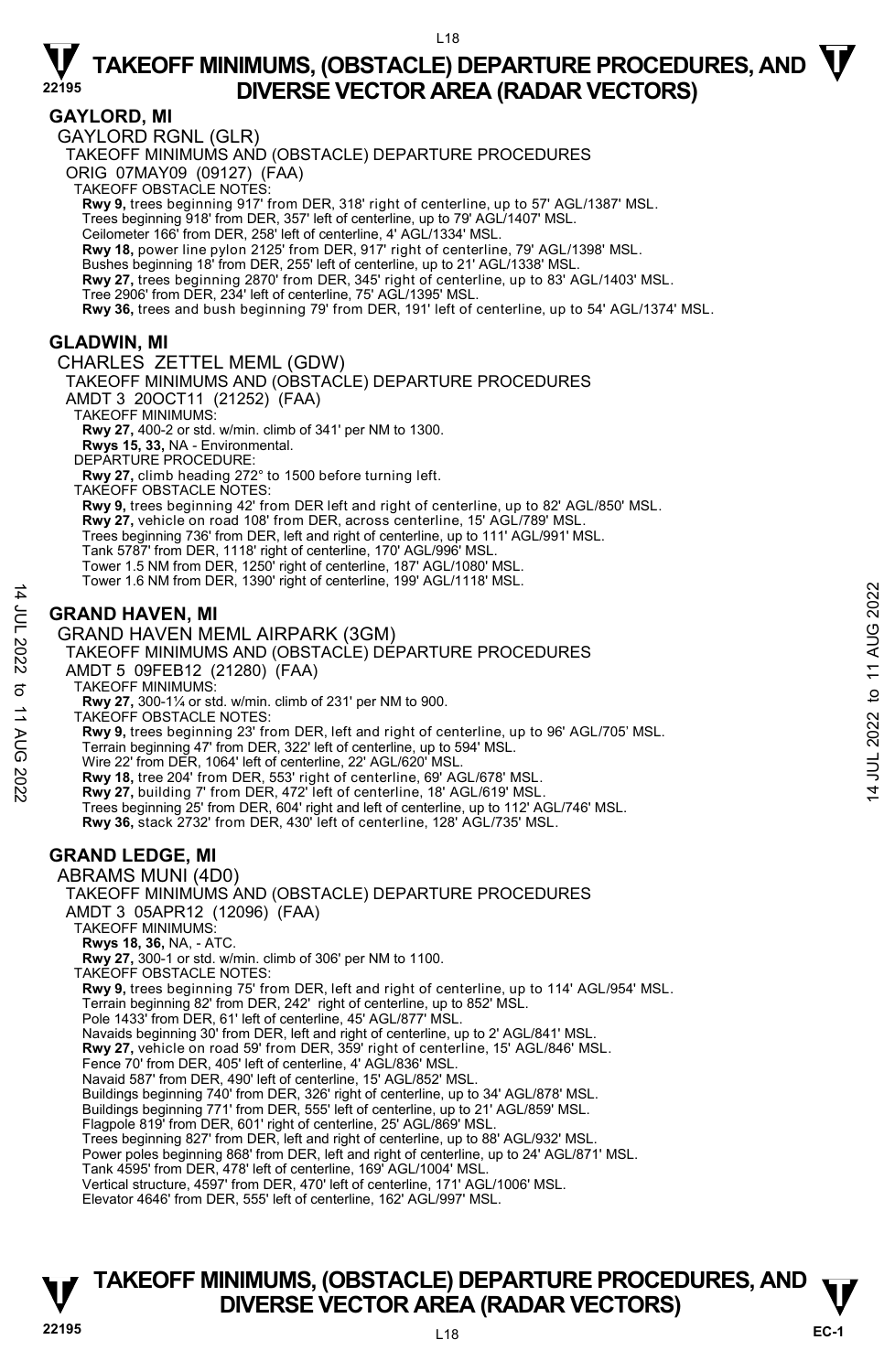## GAYLORD, MI

GAYLORD RGNL (GLR)

TAKEOFF MINIMUMS AND (OBSTACLE) DEPARTURE PROCEDURES

ORIG 07MAY09 (09127) (FAA)

TAKEOFF OBSTACLE NOTES:

**Rwy 9,** trees beginning 917' from DER, 318' right of centerline, up to 57' AGL/1387' MSL.
Trees beginning 918' from DER, 357' left of centerline, up to 79' AGL/1407' MSL.
Ceilometer 166' from DER, 258' left of centerline, 4' AGL/1334' MSL.
**Rwy 18,** power line pylon 2125' from DER, 917' right of centerline, 79' AGL/1398' MSL.
Bushes beginning 18' from DER, 255' left of centerline, up to 21' AGL/1338' MSL.
**Rwy 27,** trees beginning 2870' from DER, 345' right of centerline, up to 83' AGL/1403' MSL.
Tree 2906' from DER, 234' left of centerline, 75' AGL/1395' MSL.
**Rwy 36,** trees and bush beginning 79' from DER, 191' left of centerline, up to 54' AGL/1374' MSL.

## GLADWIN, MI

CHARLES ZETTEL MEML (GDW)

TAKEOFF MINIMUMS AND (OBSTACLE) DEPARTURE PROCEDURES

AMDT 3 20OCT11 (21252) (FAA)

TAKEOFF MINIMUMS:

**Rwy 27,** 400-2 or std. w/min. climb of 341' per NM to 1300.
**Rwys 15, 33,** NA - Environmental.

DEPARTURE PROCEDURE:

**Rwy 27,** climb heading 272° to 1500 before turning left.

TAKEOFF OBSTACLE NOTES:

**Rwy 9,** trees beginning 42' from DER left and right of centerline, up to 82' AGL/850' MSL.
**Rwy 27,** vehicle on road 108' from DER, across centerline, 15' AGL/789' MSL.
Trees beginning 736' from DER, left and right of centerline, up to 111' AGL/991' MSL.
Tank 5787' from DER, 1118' right of centerline, 170' AGL/996' MSL.
Tower 1.5 NM from DER, 1250' right of centerline, 187' AGL/1080' MSL.
Tower 1.6 NM from DER, 1390' right of centerline, 199' AGL/1118' MSL.

## GRAND HAVEN, MI

GRAND HAVEN MEML AIRPARK (3GM)

TAKEOFF MINIMUMS AND (OBSTACLE) DEPARTURE PROCEDURES

AMDT 5 09FEB12 (21280) (FAA)

TAKEOFF MINIMUMS:

**Rwy 27,** 300-1¼ or std. w/min. climb of 231' per NM to 900.

TAKEOFF OBSTACLE NOTES:

**Rwy 9,** trees beginning 23' from DER, left and right of centerline, up to 96' AGL/705' MSL.
Terrain beginning 47' from DER, 322' left of centerline, up to 594' MSL.
Wire 22' from DER, 1064' left of centerline, 22' AGL/620' MSL.
**Rwy 18,** tree 204' from DER, 553' right of centerline, 69' AGL/678' MSL.
**Rwy 27,** building 7' from DER, 472' left of centerline, 18' AGL/619' MSL.
Trees beginning 25' from DER, 604' right and left of centerline, up to 112' AGL/746' MSL.
**Rwy 36,** stack 2732' from DER, 430' left of centerline, 128' AGL/735' MSL.

## GRAND LEDGE, MI

ABRAMS MUNI (4D0)

TAKEOFF MINIMUMS AND (OBSTACLE) DEPARTURE PROCEDURES

AMDT 3 05APR12 (12096) (FAA)

TAKEOFF MINIMUMS:

**Rwys 18, 36,** NA, - ATC.
**Rwy 27,** 300-1 or std. w/min. climb of 306' per NM to 1100.

TAKEOFF OBSTACLE NOTES:

**Rwy 9,** trees beginning 75' from DER, left and right of centerline, up to 114' AGL/954' MSL.
Terrain beginning 82' from DER, 242' right of centerline, up to 852' MSL.
Pole 1433' from DER, 61' left of centerline, 45' AGL/877' MSL.
Navaids beginning 30' from DER, left and right of centerline, up to 2' AGL/841' MSL.
**Rwy 27,** vehicle on road 59' from DER, 359' right of centerline, 15' AGL/846' MSL.
Fence 70' from DER, 405' left of centerline, 4' AGL/836' MSL.
Navaid 587' from DER, 490' left of centerline, 15' AGL/852' MSL.
Buildings beginning 740' from DER, 326' right of centerline, up to 34' AGL/878' MSL.
Buildings beginning 771' from DER, 555' left of centerline, up to 21' AGL/859' MSL.
Flagpole 819' from DER, 601' right of centerline, 25' AGL/869' MSL.
Trees beginning 827' from DER, left and right of centerline, up to 88' AGL/932' MSL.
Power poles beginning 868' from DER, left and right of centerline, up to 24' AGL/871' MSL.
Tank 4595' from DER, 478' left of centerline, 169' AGL/1004' MSL.
Vertical structure, 4597' from DER, 470' left of centerline, 171' AGL/1006' MSL.
Elevator 4646' from DER, 555' left of centerline, 162' AGL/997' MSL.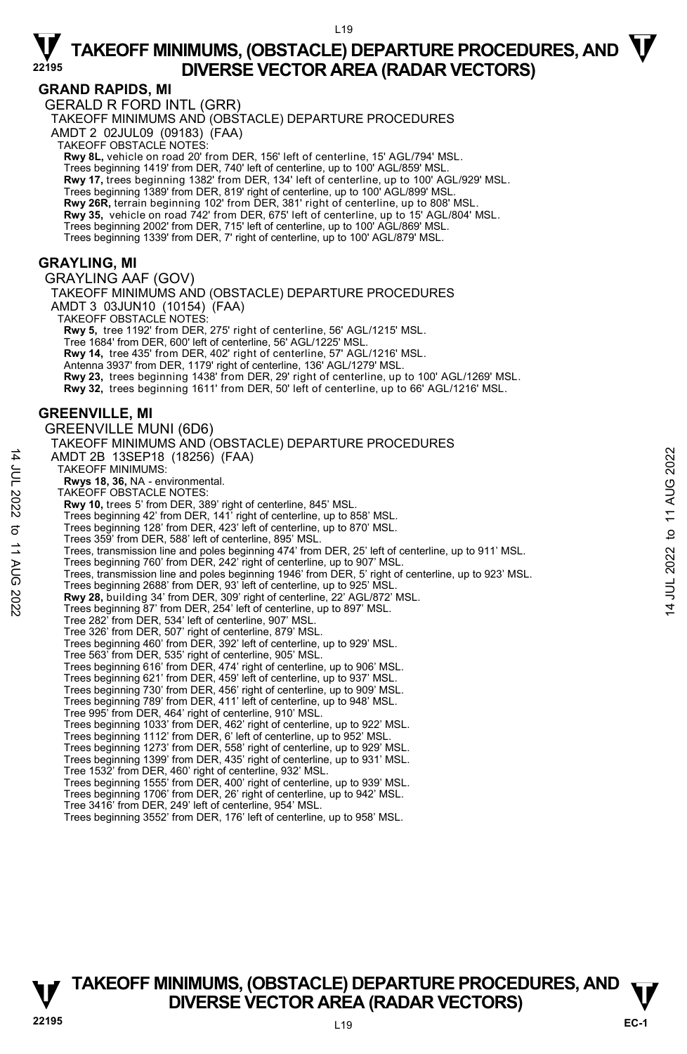## GRAND RAPIDS, MI

GERALD R FORD INTL (GRR)

TAKEOFF MINIMUMS AND (OBSTACLE) DEPARTURE PROCEDURES

AMDT 2 02JUL09 (09183) (FAA)

TAKEOFF OBSTACLE NOTES:

**Rwy 8L,** vehicle on road 20' from DER, 156' left of centerline, 15' AGL/794' MSL.
Trees beginning 1419' from DER, 740' left of centerline, up to 100' AGL/859' MSL.
**Rwy 17,** trees beginning 1382' from DER, 134' left of centerline, up to 100' AGL/929' MSL.
Trees beginning 1389' from DER, 819' right of centerline, up to 100' AGL/899' MSL.
**Rwy 26R,** terrain beginning 102' from DER, 381' right of centerline, up to 808' MSL.
**Rwy 35,** vehicle on road 742' from DER, 675' left of centerline, up to 15' AGL/804' MSL.
Trees beginning 2002' from DER, 715' left of centerline, up to 100' AGL/869' MSL.
Trees beginning 1339' from DER, 7' right of centerline, up to 100' AGL/879' MSL.

## GRAYLING, MI

GRAYLING AAF (GOV)

TAKEOFF MINIMUMS AND (OBSTACLE) DEPARTURE PROCEDURES

AMDT 3 03JUN10 (10154) (FAA)

TAKEOFF OBSTACLE NOTES:

**Rwy 5,** tree 1192' from DER, 275' right of centerline, 56' AGL/1215' MSL.
Tree 1684' from DER, 600' left of centerline, 56' AGL/1225' MSL.
**Rwy 14,** tree 435' from DER, 402' right of centerline, 57' AGL/1216' MSL.
Antenna 3937' from DER, 1179' right of centerline, 136' AGL/1279' MSL.
**Rwy 23,** trees beginning 1438' from DER, 29' right of centerline, up to 100' AGL/1269' MSL.
**Rwy 32,** trees beginning 1611' from DER, 50' left of centerline, up to 66' AGL/1216' MSL.

## GREENVILLE, MI

GREENVILLE MUNI (6D6)

TAKEOFF MINIMUMS AND (OBSTACLE) DEPARTURE PROCEDURES

AMDT 2B 13SEP18 (18256) (FAA)

TAKEOFF MINIMUMS:

**Rwys 18, 36,** NA - environmental.

TAKEOFF OBSTACLE NOTES:

**Rwy 10,** trees 5' from DER, 389' right of centerline, 845' MSL.
Trees beginning 42' from DER, 141' right of centerline, up to 858' MSL.
Trees beginning 128' from DER, 423' left of centerline, up to 870' MSL.
Trees 359' from DER, 588' left of centerline, 895' MSL.
Trees, transmission line and poles beginning 474' from DER, 25' left of centerline, up to 911' MSL.
Trees beginning 760' from DER, 242' right of centerline, up to 907' MSL.
Trees, transmission line and poles beginning 1946' from DER, 5' right of centerline, up to 923' MSL.
Trees beginning 2688' from DER, 93' left of centerline, up to 925' MSL.
**Rwy 28,** building 34' from DER, 309' right of centerline, 22' AGL/872' MSL.
Trees beginning 87' from DER, 254' left of centerline, up to 897' MSL.
Tree 282' from DER, 534' left of centerline, 907' MSL.
Tree 326' from DER, 507' right of centerline, 879' MSL.
Trees beginning 460' from DER, 392' left of centerline, up to 929' MSL.
Tree 563' from DER, 535' right of centerline, 905' MSL.
Trees beginning 616' from DER, 474' right of centerline, up to 906' MSL.
Trees beginning 621' from DER, 459' left of centerline, up to 937' MSL.
Trees beginning 730' from DER, 456' right of centerline, up to 909' MSL.
Trees beginning 789' from DER, 411' left of centerline, up to 948' MSL.
Tree 995' from DER, 464' right of centerline, 910' MSL.
Trees beginning 1033' from DER, 462' right of centerline, up to 922' MSL.
Trees beginning 1112' from DER, 6' left of centerline, up to 952' MSL.
Trees beginning 1273' from DER, 558' right of centerline, up to 929' MSL.
Trees beginning 1399' from DER, 435' right of centerline, up to 931' MSL.
Tree 1532' from DER, 460' right of centerline, 932' MSL.
Trees beginning 1555' from DER, 400' right of centerline, up to 939' MSL.
Trees beginning 1706' from DER, 26' right of centerline, up to 942' MSL.
Tree 3416' from DER, 249' left of centerline, 954' MSL.
Trees beginning 3552' from DER, 176' left of centerline, up to 958' MSL.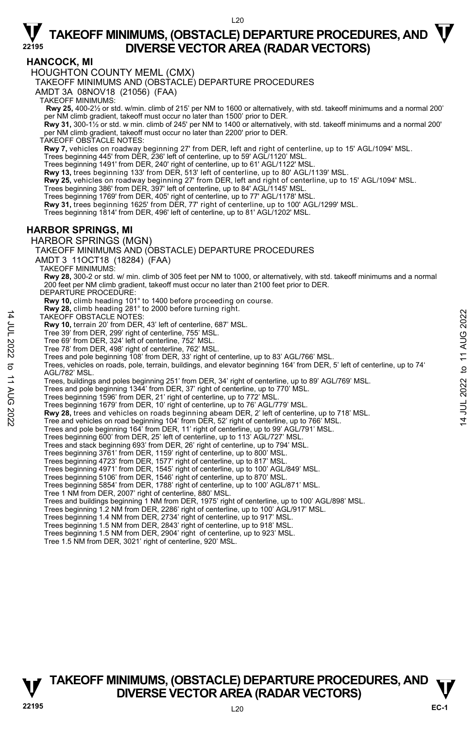## HANCOCK, MI

HOUGHTON COUNTY MEML (CMX)

TAKEOFF MINIMUMS AND (OBSTACLE) DEPARTURE PROCEDURES

AMDT 3A 08NOV18 (21056) (FAA)

TAKEOFF MINIMUMS:

**Rwy 25,** 400-2½ or std. w/min. climb of 215' per NM to 1600 or alternatively, with std. takeoff minimums and a normal 200' per NM climb gradient, takeoff must occur no later than 1500' prior to DER.

**Rwy 31,** 300-1½ or std. w min. climb of 245' per NM to 1400 or alternatively, with std. takeoff minimums and a normal 200' per NM climb gradient, takeoff must occur no later than 2200' prior to DER.

TAKEOFF OBSTACLE NOTES:

**Rwy 7,** vehicles on roadway beginning 27' from DER, left and right of centerline, up to 15' AGL/1094' MSL.
Trees beginning 445' from DER, 236' left of centerline, up to 59' AGL/1120' MSL.
Trees beginning 1491' from DER, 240' right of centerline, up to 61' AGL/1122' MSL.
**Rwy 13,** trees beginning 133' from DER, 513' left of centerline, up to 80' AGL/1139' MSL.
**Rwy 25,** vehicles on roadway beginning 27' from DER, left and right of centerline, up to 15' AGL/1094' MSL.
Trees beginning 386' from DER, 397' left of centerline, up to 84' AGL/1145' MSL.
Trees beginning 1769' from DER, 405' right of centerline, up to 77' AGL/1178' MSL.
**Rwy 31,** trees beginning 1625' from DER, 77' right of centerline, up to 100' AGL/1299' MSL.
Trees beginning 1814' from DER, 496' left of centerline, up to 81' AGL/1202' MSL.

## HARBOR SPRINGS, MI

HARBOR SPRINGS (MGN)

TAKEOFF MINIMUMS AND (OBSTACLE) DEPARTURE PROCEDURES

AMDT 3 11OCT18 (18284) (FAA)

TAKEOFF MINIMUMS:

**Rwy 28,** 300-2 or std. w/ min. climb of 305 feet per NM to 1000, or alternatively, with std. takeoff minimums and a normal 200 feet per NM climb gradient, takeoff must occur no later than 2100 feet prior to DER.

DEPARTURE PROCEDURE:

**Rwy 10,** climb heading 101° to 1400 before proceeding on course.
**Rwy 28,** climb heading 281° to 2000 before turning right.

TAKEOFF OBSTACLE NOTES:

**Rwy 10,** terrain 20' from DER, 43' left of centerline, 687' MSL.
Tree 39' from DER, 299' right of centerline, 755' MSL.
Tree 69' from DER, 324' left of centerline, 752' MSL.
Tree 78' from DER, 498' right of centerline, 762' MSL.
Trees and pole beginning 108' from DER, 33' right of centerline, up to 83' AGL/766' MSL.
Trees, vehicles on roads, pole, terrain, buildings, and elevator beginning 164' from DER, 5' left of centerline, up to 74' AGL/782' MSL.
Trees, buildings and poles beginning 251' from DER, 34' right of centerline, up to 89' AGL/769' MSL.
Trees and pole beginning 1344' from DER, 37' right of centerline, up to 770' MSL.
Trees beginning 1596' from DER, 21' right of centerline, up to 772' MSL.
Trees beginning 1679' from DER, 10' right of centerline, up to 76' AGL/779' MSL.
**Rwy 28,** trees and vehicles on roads beginning abeam DER, 2' left of centerline, up to 718' MSL.
Tree and vehicles on road beginning 104' from DER, 52' right of centerline, up to 766' MSL.
Trees and pole beginning 164' from DER, 11' right of centerline, up to 99' AGL/791' MSL.
Trees beginning 600' from DER, 25' left of centerline, up to 113' AGL/727' MSL.
Trees and stack beginning 693' from DER, 26' right of centerline, up to 794' MSL.
Trees beginning 3761' from DER, 1159' right of centerline, up to 800' MSL.
Trees beginning 4723' from DER, 1577' right of centerline, up to 817' MSL.
Trees beginning 4971' from DER, 1545' right of centerline, up to 100' AGL/849' MSL.
Trees beginning 5106' from DER, 1546' right of centerline, up to 870' MSL.
Trees beginning 5854' from DER, 1788' right of centerline, up to 100' AGL/871' MSL.
Tree 1 NM from DER, 2007' right of centerline, 880' MSL.
Trees and buildings beginning 1 NM from DER, 1975' right of centerline, up to 100' AGL/898' MSL.
Trees beginning 1.2 NM from DER, 2286' right of centerline, up to 100' AGL/917' MSL.
Trees beginning 1.4 NM from DER, 2734' right of centerline, up to 917' MSL.
Trees beginning 1.5 NM from DER, 2843' right of centerline, up to 918' MSL.
Trees beginning 1.5 NM from DER, 2904' right of centerline, up to 923' MSL.
Tree 1.5 NM from DER, 3021' right of centerline, 920' MSL.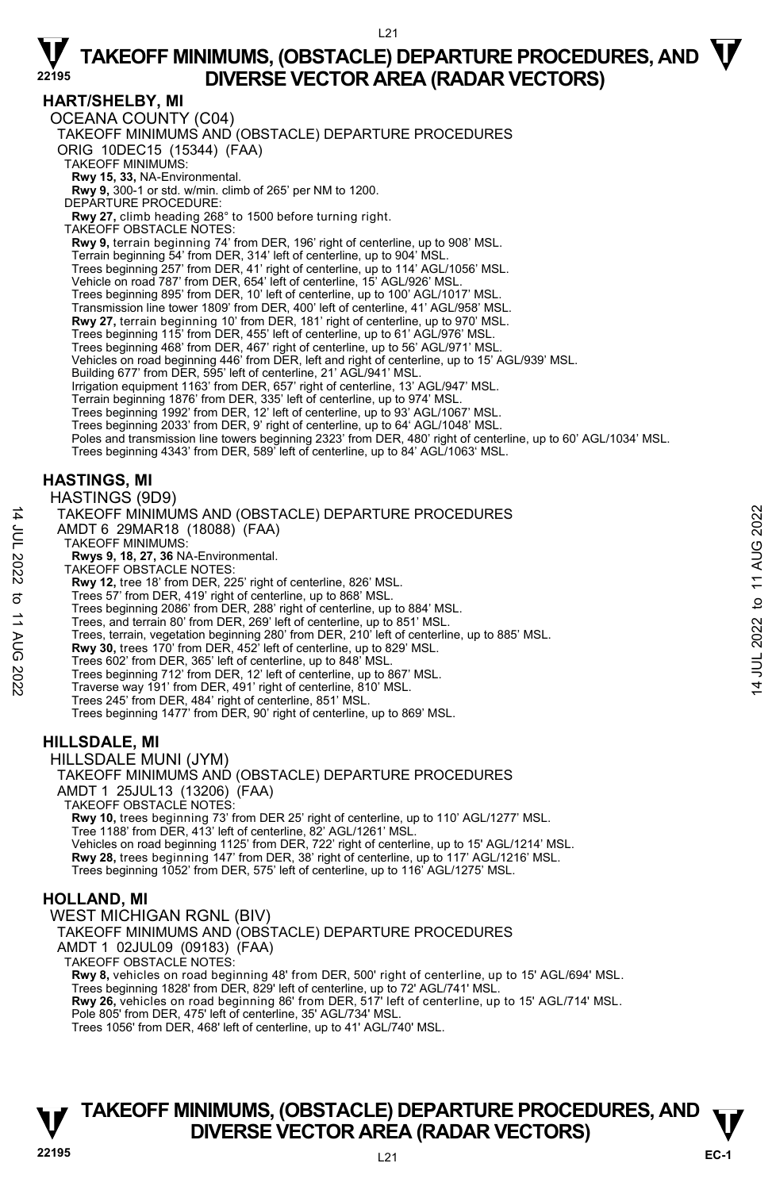# TAKEOFF MINIMUMS, (OBSTACLE) DEPARTURE PROCEDURES, AND DIVERSE VECTOR AREA (RADAR VECTORS)

## HART/SHELBY, MI

OCEANA COUNTY (C04)
TAKEOFF MINIMUMS AND (OBSTACLE) DEPARTURE PROCEDURES
ORIG 10DEC15 (15344) (FAA)
TAKEOFF MINIMUMS:
**Rwy 15, 33,** NA-Environmental.
**Rwy 9,** 300-1 or std. w/min. climb of 265' per NM to 1200.
DEPARTURE PROCEDURE:
**Rwy 27,** climb heading 268° to 1500 before turning right.
TAKEOFF OBSTACLE NOTES:
**Rwy 9,** terrain beginning 74' from DER, 196' right of centerline, up to 908' MSL.
Terrain beginning 54' from DER, 314' left of centerline, up to 904' MSL.
Trees beginning 257' from DER, 41' right of centerline, up to 114' AGL/1056' MSL.
Vehicle on road 787' from DER, 654' left of centerline, 15' AGL/926' MSL.
Trees beginning 895' from DER, 10' left of centerline, up to 100' AGL/1017' MSL.
Transmission line tower 1809' from DER, 400' left of centerline, 41' AGL/958' MSL.
**Rwy 27,** terrain beginning 10' from DER, 181' right of centerline, up to 970' MSL.
Trees beginning 115' from DER, 455' left of centerline, up to 61' AGL/976' MSL.
Trees beginning 468' from DER, 467' right of centerline, up to 56' AGL/971' MSL.
Vehicles on road beginning 446' from DER, left and right of centerline, up to 15' AGL/939' MSL.
Building 677' from DER, 595' left of centerline, 21' AGL/941' MSL.
Irrigation equipment 1163' from DER, 657' right of centerline, 13' AGL/947' MSL.
Terrain beginning 1876' from DER, 335' left of centerline, up to 974' MSL.
Trees beginning 1992' from DER, 12' left of centerline, up to 93' AGL/1067' MSL.
Trees beginning 2033' from DER, 9' right of centerline, up to 64' AGL/1048' MSL.
Poles and transmission line towers beginning 2323' from DER, 480' right of centerline, up to 60' AGL/1034' MSL.
Trees beginning 4343' from DER, 589' left of centerline, up to 84' AGL/1063' MSL.

## HASTINGS, MI

HASTINGS (9D9)
TAKEOFF MINIMUMS AND (OBSTACLE) DEPARTURE PROCEDURES
AMDT 6 29MAR18 (18088) (FAA)
TAKEOFF MINIMUMS:
**Rwys 9, 18, 27, 36** NA-Environmental.
TAKEOFF OBSTACLE NOTES:
**Rwy 12,** tree 18' from DER, 225' right of centerline, 826' MSL.
Trees 57' from DER, 419' right of centerline, up to 868' MSL.
Trees beginning 2086' from DER, 288' right of centerline, up to 884' MSL.
Trees, and terrain 80' from DER, 269' left of centerline, up to 851' MSL.
Trees, terrain, vegetation beginning 280' from DER, 210' left of centerline, up to 885' MSL.
**Rwy 30,** trees 170' from DER, 452' left of centerline, up to 829' MSL.
Trees 602' from DER, 365' left of centerline, up to 848' MSL.
Trees beginning 712' from DER, 12' left of centerline, up to 867' MSL.
Traverse way 191' from DER, 491' right of centerline, 810' MSL.
Trees 245' from DER, 484' right of centerline, 851' MSL.
Trees beginning 1477' from DER, 90' right of centerline, up to 869' MSL.

## HILLSDALE, MI

HILLSDALE MUNI (JYM)
TAKEOFF MINIMUMS AND (OBSTACLE) DEPARTURE PROCEDURES
AMDT 1 25JUL13 (13206) (FAA)
TAKEOFF OBSTACLE NOTES:
**Rwy 10,** trees beginning 73' from DER 25' right of centerline, up to 110' AGL/1277' MSL.
Tree 1188' from DER, 413' left of centerline, 82' AGL/1261' MSL.
Vehicles on road beginning 1125' from DER, 722' right of centerline, up to 15' AGL/1214' MSL.
**Rwy 28,** trees beginning 147' from DER, 38' right of centerline, up to 117' AGL/1216' MSL.
Trees beginning 1052' from DER, 575' left of centerline, up to 116' AGL/1275' MSL.

## HOLLAND, MI

WEST MICHIGAN RGNL (BIV)
TAKEOFF MINIMUMS AND (OBSTACLE) DEPARTURE PROCEDURES
AMDT 1 02JUL09 (09183) (FAA)
TAKEOFF OBSTACLE NOTES:
**Rwy 8,** vehicles on road beginning 48' from DER, 500' right of centerline, up to 15' AGL/694' MSL.
Trees beginning 1828' from DER, 829' left of centerline, up to 72' AGL/741' MSL.
**Rwy 26,** vehicles on road beginning 86' from DER, 517' left of centerline, up to 15' AGL/714' MSL.
Pole 805' from DER, 475' left of centerline, 35' AGL/734' MSL.
Trees 1056' from DER, 468' left of centerline, up to 41' AGL/740' MSL.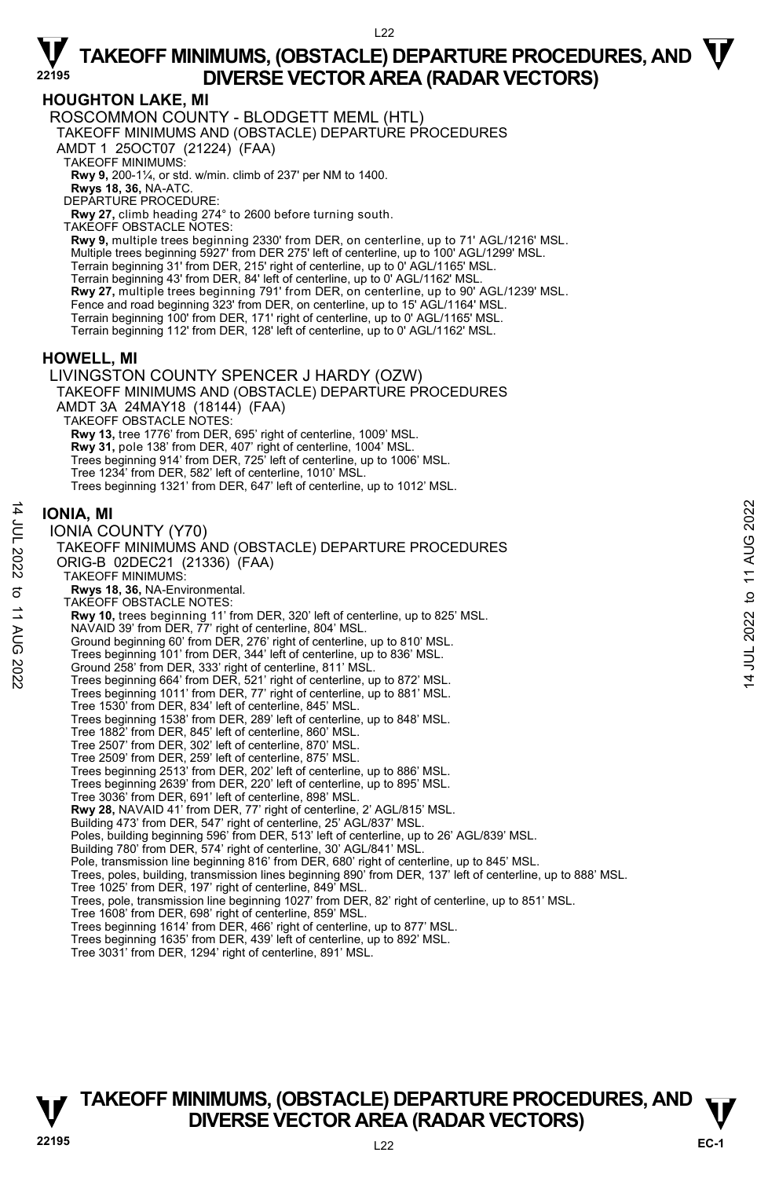# TAKEOFF MINIMUMS, (OBSTACLE) DEPARTURE PROCEDURES, AND DIVERSE VECTOR AREA (RADAR VECTORS)

## HOUGHTON LAKE, MI

ROSCOMMON COUNTY - BLODGETT MEML (HTL)
TAKEOFF MINIMUMS AND (OBSTACLE) DEPARTURE PROCEDURES
AMDT 1 25OCT07 (21224) (FAA)

TAKEOFF MINIMUMS:
**Rwy 9,** 200-1¼, or std. w/min. climb of 237' per NM to 1400.
**Rwys 18, 36,** NA-ATC.

DEPARTURE PROCEDURE:
**Rwy 27,** climb heading 274° to 2600 before turning south.

TAKEOFF OBSTACLE NOTES:
**Rwy 9,** multiple trees beginning 2330' from DER, on centerline, up to 71' AGL/1216' MSL.
Multiple trees beginning 5927' from DER 275' left of centerline, up to 100' AGL/1299' MSL.
Terrain beginning 31' from DER, 215' right of centerline, up to 0' AGL/1165' MSL.
Terrain beginning 43' from DER, 84' left of centerline, up to 0' AGL/1162' MSL.
**Rwy 27,** multiple trees beginning 791' from DER, on centerline, up to 90' AGL/1239' MSL.
Fence and road beginning 323' from DER, on centerline, up to 15' AGL/1164' MSL.
Terrain beginning 100' from DER, 171' right of centerline, up to 0' AGL/1165' MSL.
Terrain beginning 112' from DER, 128' left of centerline, up to 0' AGL/1162' MSL.

## HOWELL, MI

LIVINGSTON COUNTY SPENCER J HARDY (OZW)
TAKEOFF MINIMUMS AND (OBSTACLE) DEPARTURE PROCEDURES
AMDT 3A 24MAY18 (18144) (FAA)

TAKEOFF OBSTACLE NOTES:
**Rwy 13,** tree 1776' from DER, 695' right of centerline, 1009' MSL.
**Rwy 31,** pole 138' from DER, 407' right of centerline, 1004' MSL.
Trees beginning 914' from DER, 725' left of centerline, up to 1006' MSL.
Tree 1234' from DER, 582' left of centerline, 1010' MSL.
Trees beginning 1321' from DER, 647' left of centerline, up to 1012' MSL.

## IONIA, MI

IONIA COUNTY (Y70)
TAKEOFF MINIMUMS AND (OBSTACLE) DEPARTURE PROCEDURES
ORIG-B 02DEC21 (21336) (FAA)

TAKEOFF MINIMUMS:
**Rwys 18, 36,** NA-Environmental.

TAKEOFF OBSTACLE NOTES:
**Rwy 10,** trees beginning 11' from DER, 320' left of centerline, up to 825' MSL.
NAVAID 39' from DER, 77' right of centerline, 804' MSL.
Ground beginning 60' from DER, 276' right of centerline, up to 810' MSL.
Trees beginning 101' from DER, 344' left of centerline, up to 836' MSL.
Ground 258' from DER, 333' right of centerline, 811' MSL.
Trees beginning 664' from DER, 521' right of centerline, up to 872' MSL.
Trees beginning 1011' from DER, 77' right of centerline, up to 881' MSL.
Tree 1530' from DER, 834' left of centerline, 845' MSL.
Trees beginning 1538' from DER, 289' left of centerline, up to 848' MSL.
Tree 1882' from DER, 845' left of centerline, 860' MSL.
Tree 2507' from DER, 302' left of centerline, 870' MSL.
Tree 2509' from DER, 259' left of centerline, 875' MSL.
Trees beginning 2513' from DER, 202' left of centerline, up to 886' MSL.
Trees beginning 2639' from DER, 220' left of centerline, up to 895' MSL.
Tree 3036' from DER, 691' left of centerline, 898' MSL.
**Rwy 28,** NAVAID 41' from DER, 77' right of centerline, 2' AGL/815' MSL.
Building 473' from DER, 547' right of centerline, 25' AGL/837' MSL.
Poles, building beginning 596' from DER, 513' left of centerline, up to 26' AGL/839' MSL.
Building 780' from DER, 574' right of centerline, 30' AGL/841' MSL.
Pole, transmission line beginning 816' from DER, 680' right of centerline, up to 845' MSL.
Trees, poles, building, transmission lines beginning 890' from DER, 137' left of centerline, up to 888' MSL.
Tree 1025' from DER, 197' right of centerline, 849' MSL.
Trees, pole, transmission line beginning 1027' from DER, 82' right of centerline, up to 851' MSL.
Tree 1608' from DER, 698' right of centerline, 859' MSL.
Trees beginning 1614' from DER, 466' right of centerline, up to 877' MSL.
Trees beginning 1635' from DER, 439' left of centerline, up to 892' MSL.
Tree 3031' from DER, 1294' right of centerline, 891' MSL.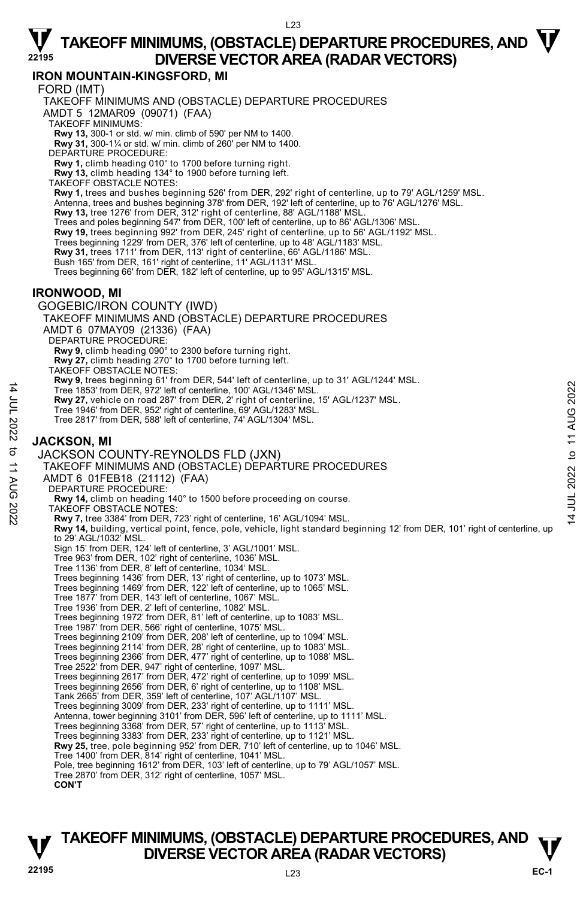## IRON MOUNTAIN-KINGSFORD, MI

FORD (IMT)
TAKEOFF MINIMUMS AND (OBSTACLE) DEPARTURE PROCEDURES
AMDT 5 12MAR09 (09071) (FAA)

TAKEOFF MINIMUMS:
**Rwy 13,** 300-1 or std. w/ min. climb of 590' per NM to 1400.
**Rwy 31,** 300-1¼ or std. w/ min. climb of 260' per NM to 1400.

DEPARTURE PROCEDURE:
**Rwy 1,** climb heading 010° to 1700 before turning right.
**Rwy 13,** climb heading 134° to 1900 before turning left.

TAKEOFF OBSTACLE NOTES:
**Rwy 1,** trees and bushes beginning 526' from DER, 292' right of centerline, up to 79' AGL/1259' MSL.
Antenna, trees and bushes beginning 378' from DER, 192' left of centerline, up to 76' AGL/1276' MSL.
**Rwy 13,** tree 1276' from DER, 312' right of centerline, 88' AGL/1188' MSL.
Trees and poles beginning 547' from DER, 100' left of centerline, up to 86' AGL/1306' MSL.
**Rwy 19,** trees beginning 992' from DER, 245' right of centerline, up to 56' AGL/1192' MSL.
Trees beginning 1229' from DER, 376' left of centerline, up to 48' AGL/1183' MSL.
**Rwy 31,** trees 1711' from DER, 113' right of centerline, 66' AGL/1186' MSL.
Bush 165' from DER, 161' right of centerline, 11' AGL/1131' MSL.
Trees beginning 66' from DER, 182' left of centerline, up to 95' AGL/1315' MSL.

## IRONWOOD, MI

GOGEBIC/IRON COUNTY (IWD)
TAKEOFF MINIMUMS AND (OBSTACLE) DEPARTURE PROCEDURES
AMDT 6 07MAY09 (21336) (FAA)

DEPARTURE PROCEDURE:
**Rwy 9,** climb heading 090° to 2300 before turning right.
**Rwy 27,** climb heading 270° to 1700 before turning left.

TAKEOFF OBSTACLE NOTES:
**Rwy 9,** trees beginning 61' from DER, 544' left of centerline, up to 31' AGL/1244' MSL.
Tree 1853' from DER, 972' left of centerline, 100' AGL/1346' MSL.
**Rwy 27,** vehicle on road 287' from DER, 2' right of centerline, 15' AGL/1237' MSL.
Tree 1946' from DER, 952' right of centerline, 69' AGL/1283' MSL.
Tree 2817' from DER, 588' left of centerline, 74' AGL/1304' MSL.

## JACKSON, MI

JACKSON COUNTY-REYNOLDS FLD (JXN)
TAKEOFF MINIMUMS AND (OBSTACLE) DEPARTURE PROCEDURES
AMDT 6 01FEB18 (21112) (FAA)

DEPARTURE PROCEDURE:
**Rwy 14,** climb on heading 140° to 1500 before proceeding on course.

TAKEOFF OBSTACLE NOTES:
**Rwy 7,** tree 3384' from DER, 723' right of centerline, 16' AGL/1094' MSL.
**Rwy 14,** building, vertical point, fence, pole, vehicle, light standard beginning 12' from DER, 101' right of centerline, up to 29' AGL/1032' MSL.
Sign 15' from DER, 124' left of centerline, 3' AGL/1001' MSL.
Tree 963' from DER, 102' right of centerline, 1036' MSL.
Tree 1136' from DER, 8' left of centerline, 1034' MSL.
Trees beginning 1436' from DER, 13' right of centerline, up to 1073' MSL.
Trees beginning 1469' from DER, 122' left of centerline, up to 1065' MSL.
Tree 1877' from DER, 143' left of centerline, 1067' MSL.
Tree 1936' from DER, 2' left of centerline, 1082' MSL.
Trees beginning 1972' from DER, 81' left of centerline, up to 1083' MSL.
Tree 1987' from DER, 566' right of centerline, 1075' MSL.
Trees beginning 2109' from DER, 208' left of centerline, up to 1094' MSL.
Trees beginning 2114' from DER, 28' right of centerline, up to 1083' MSL.
Trees beginning 2366' from DER, 477' right of centerline, up to 1088' MSL.
Tree 2522' from DER, 947' right of centerline, 1097' MSL.
Trees beginning 2617' from DER, 472' right of centerline, up to 1099' MSL.
Trees beginning 2656' from DER, 6' right of centerline, up to 1108' MSL.
Tank 2665' from DER, 359' left of centerline, 107' AGL/1107' MSL.
Trees beginning 3009' from DER, 233' right of centerline, up to 1111' MSL.
Antenna, tower beginning 3101' from DER, 596' left of centerline, up to 1111' MSL.
Trees beginning 3368' from DER, 57' right of centerline, up to 1113' MSL.
Trees beginning 3383' from DER, 233' right of centerline, up to 1121' MSL.
**Rwy 25,** tree, pole beginning 952' from DER, 710' left of centerline, up to 1046' MSL.
Tree 1400' from DER, 814' right of centerline, 1041' MSL.
Pole, tree beginning 1612' from DER, 103' left of centerline, up to 79' AGL/1057' MSL.
Tree 2870' from DER, 312' right of centerline, 1057' MSL.
**CON'T**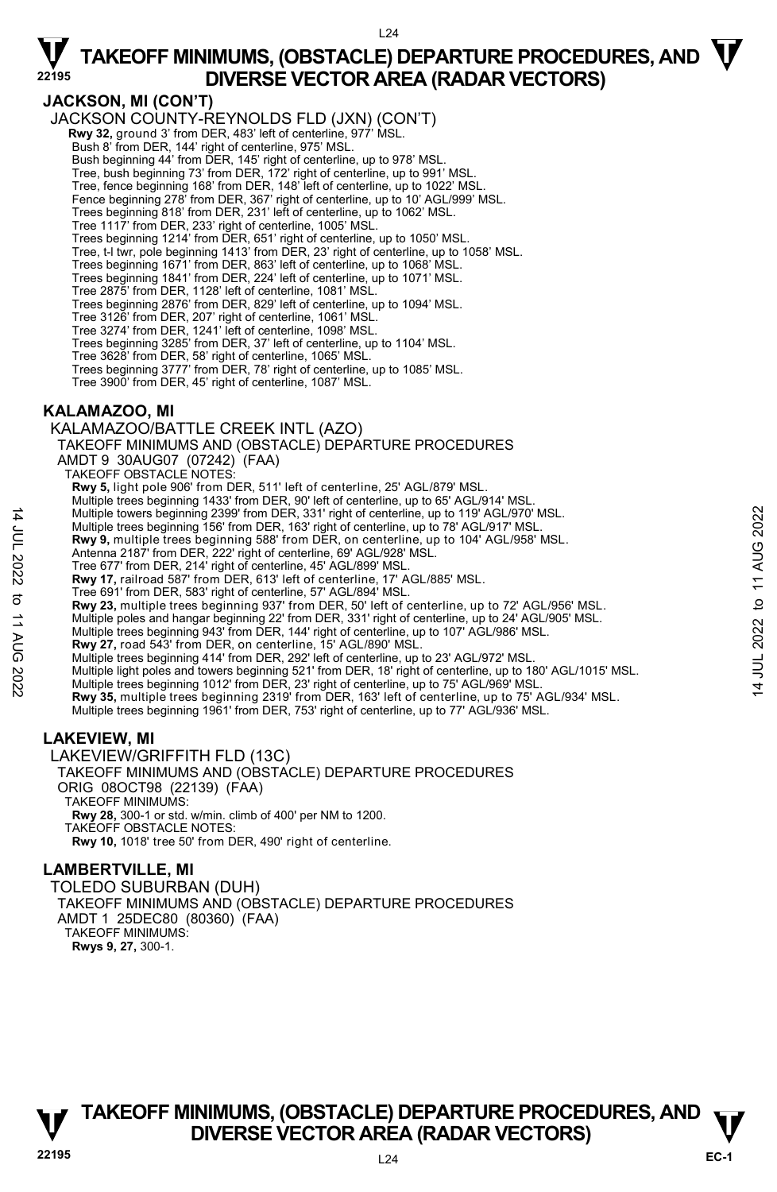## JACKSON, MI (CON'T)

JACKSON COUNTY-REYNOLDS FLD (JXN) (CON'T)

**Rwy 32,** ground 3' from DER, 483' left of centerline, 977' MSL.
Bush 8' from DER, 144' right of centerline, 975' MSL.
Bush beginning 44' from DER, 145' right of centerline, up to 978' MSL.
Tree, bush beginning 73' from DER, 172' right of centerline, up to 991' MSL.
Tree, fence beginning 168' from DER, 148' left of centerline, up to 1022' MSL.
Fence beginning 278' from DER, 367' right of centerline, up to 10' AGL/999' MSL.
Trees beginning 818' from DER, 231' left of centerline, up to 1062' MSL.
Tree 1117' from DER, 233' right of centerline, 1005' MSL.
Trees beginning 1214' from DER, 651' right of centerline, up to 1050' MSL.
Tree, t-l twr, pole beginning 1413' from DER, 23' right of centerline, up to 1058' MSL.
Trees beginning 1671' from DER, 863' left of centerline, up to 1068' MSL.
Trees beginning 1841' from DER, 224' left of centerline, up to 1071' MSL.
Tree 2875' from DER, 1128' left of centerline, 1081' MSL.
Trees beginning 2876' from DER, 829' left of centerline, up to 1094' MSL.
Tree 3126' from DER, 207' right of centerline, 1061' MSL.
Tree 3274' from DER, 1241' left of centerline, 1098' MSL.
Trees beginning 3285' from DER, 37' left of centerline, up to 1104' MSL.
Tree 3628' from DER, 58' right of centerline, 1065' MSL.
Trees beginning 3777' from DER, 78' right of centerline, up to 1085' MSL.
Tree 3900' from DER, 45' right of centerline, 1087' MSL.

## KALAMAZOO, MI

KALAMAZOO/BATTLE CREEK INTL (AZO)
TAKEOFF MINIMUMS AND (OBSTACLE) DEPARTURE PROCEDURES
AMDT 9 30AUG07 (07242) (FAA)
TAKEOFF OBSTACLE NOTES:

**Rwy 5,** light pole 906' from DER, 511' left of centerline, 25' AGL/879' MSL.
Multiple trees beginning 1433' from DER, 90' left of centerline, up to 65' AGL/914' MSL.
Multiple towers beginning 2399' from DER, 331' right of centerline, up to 119' AGL/970' MSL.
Multiple trees beginning 156' from DER, 163' right of centerline, up to 78' AGL/917' MSL.
**Rwy 9,** multiple trees beginning 588' from DER, on centerline, up to 104' AGL/958' MSL.
Antenna 2187' from DER, 222' right of centerline, 69' AGL/928' MSL.
Tree 677' from DER, 214' right of centerline, 45' AGL/899' MSL.
**Rwy 17,** railroad 587' from DER, 613' left of centerline, 17' AGL/885' MSL.
Tree 691' from DER, 583' right of centerline, 57' AGL/894' MSL.
**Rwy 23,** multiple trees beginning 937' from DER, 50' left of centerline, up to 72' AGL/956' MSL.
Multiple poles and hangar beginning 22' from DER, 331' right of centerline, up to 24' AGL/905' MSL.
Multiple trees beginning 943' from DER, 144' right of centerline, up to 107' AGL/986' MSL.
**Rwy 27,** road 543' from DER, on centerline, 15' AGL/890' MSL.
Multiple trees beginning 414' from DER, 292' left of centerline, up to 23' AGL/972' MSL.
Multiple light poles and towers beginning 521' from DER, 18' right of centerline, up to 180' AGL/1015' MSL.
Multiple trees beginning 1012' from DER, 23' right of centerline, up to 75' AGL/969' MSL.
**Rwy 35,** multiple trees beginning 2319' from DER, 163' left of centerline, up to 75' AGL/934' MSL.
Multiple trees beginning 1961' from DER, 753' right of centerline, up to 77' AGL/936' MSL.

## LAKEVIEW, MI

LAKEVIEW/GRIFFITH FLD (13C)
TAKEOFF MINIMUMS AND (OBSTACLE) DEPARTURE PROCEDURES
ORIG 08OCT98 (22139) (FAA)
TAKEOFF MINIMUMS:
**Rwy 28,** 300-1 or std. w/min. climb of 400' per NM to 1200.
TAKEOFF OBSTACLE NOTES:
**Rwy 10,** 1018' tree 50' from DER, 490' right of centerline.

## LAMBERTVILLE, MI

TOLEDO SUBURBAN (DUH)
TAKEOFF MINIMUMS AND (OBSTACLE) DEPARTURE PROCEDURES
AMDT 1 25DEC80 (80360) (FAA)
TAKEOFF MINIMUMS:
**Rwys 9, 27,** 300-1.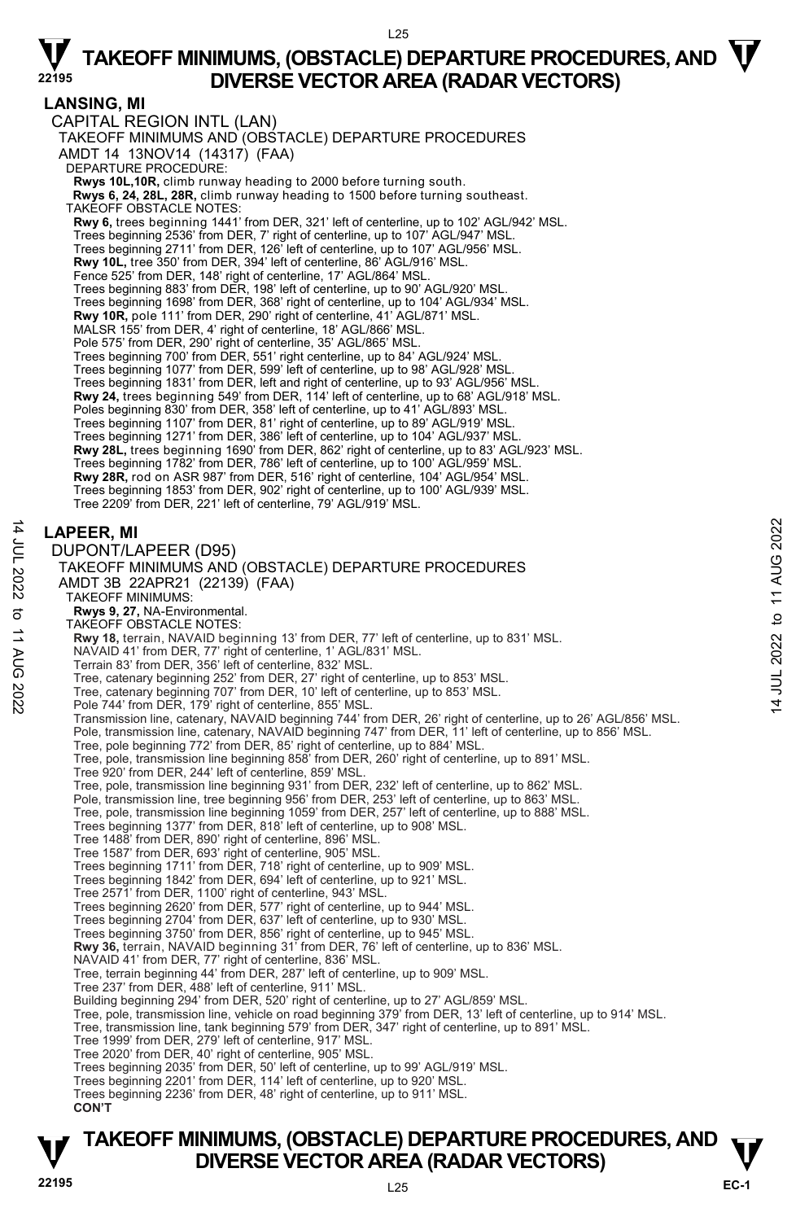## LANSING, MI

CAPITAL REGION INTL (LAN)

TAKEOFF MINIMUMS AND (OBSTACLE) DEPARTURE PROCEDURES

AMDT 14 13NOV14 (14317) (FAA)

DEPARTURE PROCEDURE:

**Rwys 10L,10R,** climb runway heading to 2000 before turning south.

**Rwys 6, 24, 28L, 28R,** climb runway heading to 1500 before turning southeast.

TAKEOFF OBSTACLE NOTES:

**Rwy 6,** trees beginning 1441' from DER, 321' left of centerline, up to 102' AGL/942' MSL.
Trees beginning 2536' from DER, 7' right of centerline, up to 107' AGL/947' MSL.
Trees beginning 2711' from DER, 126' left of centerline, up to 107' AGL/956' MSL.

**Rwy 10L,** tree 350' from DER, 394' left of centerline, 86' AGL/916' MSL.
Fence 525' from DER, 148' right of centerline, 17' AGL/864' MSL.
Trees beginning 883' from DER, 198' left of centerline, up to 90' AGL/920' MSL.
Trees beginning 1698' from DER, 368' right of centerline, up to 104' AGL/934' MSL.

**Rwy 10R,** pole 111' from DER, 290' right of centerline, 41' AGL/871' MSL.
MALSR 155' from DER, 4' right of centerline, 18' AGL/866' MSL.
Pole 575' from DER, 290' right of centerline, 35' AGL/865' MSL.
Trees beginning 700' from DER, 551' right centerline, up to 84' AGL/924' MSL.
Trees beginning 1077' from DER, 599' left of centerline, up to 98' AGL/928' MSL.
Trees beginning 1831' from DER, left and right of centerline, up to 93' AGL/956' MSL.

**Rwy 24,** trees beginning 549' from DER, 114' left of centerline, up to 68' AGL/918' MSL.
Poles beginning 830' from DER, 358' left of centerline, up to 41' AGL/893' MSL.
Trees beginning 1107' from DER, 81' right of centerline, up to 89' AGL/919' MSL.
Trees beginning 1271' from DER, 386' left of centerline, up to 104' AGL/937' MSL.

**Rwy 28L,** trees beginning 1690' from DER, 862' right of centerline, up to 83' AGL/923' MSL.
Trees beginning 1782' from DER, 786' left of centerline, up to 100' AGL/959' MSL.

**Rwy 28R,** rod on ASR 987' from DER, 516' right of centerline, 104' AGL/954' MSL.
Trees beginning 1853' from DER, 902' right of centerline, up to 100' AGL/939' MSL.
Tree 2209' from DER, 221' left of centerline, 79' AGL/919' MSL.

## LAPEER, MI

DUPONT/LAPEER (D95)

TAKEOFF MINIMUMS AND (OBSTACLE) DEPARTURE PROCEDURES

AMDT 3B 22APR21 (22139) (FAA)

TAKEOFF MINIMUMS:

**Rwys 9, 27,** NA-Environmental.

TAKEOFF OBSTACLE NOTES:

**Rwy 18,** terrain, NAVAID beginning 13' from DER, 77' left of centerline, up to 831' MSL.
NAVAID 41' from DER, 77' right of centerline, 1' AGL/831' MSL.
Terrain 83' from DER, 356' left of centerline, 832' MSL.
Tree, catenary beginning 252' from DER, 27' right of centerline, up to 853' MSL.
Tree, catenary beginning 707' from DER, 10' left of centerline, up to 853' MSL.
Pole 744' from DER, 179' right of centerline, 855' MSL.
Transmission line, catenary, NAVAID beginning 744' from DER, 26' right of centerline, up to 26' AGL/856' MSL.
Pole, transmission line, catenary, NAVAID beginning 747' from DER, 11' left of centerline, up to 856' MSL.
Tree, pole beginning 772' from DER, 85' right of centerline, up to 884' MSL.
Tree, pole, transmission line beginning 858' from DER, 260' right of centerline, up to 891' MSL.
Tree 920' from DER, 244' left of centerline, 859' MSL.
Tree, pole, transmission line beginning 931' from DER, 232' left of centerline, up to 862' MSL.
Pole, transmission line, tree beginning 956' from DER, 253' left of centerline, up to 863' MSL.
Tree, pole, transmission line beginning 1059' from DER, 257' left of centerline, up to 888' MSL.
Trees beginning 1377' from DER, 818' left of centerline, up to 908' MSL.
Tree 1488' from DER, 890' right of centerline, 896' MSL.
Tree 1587' from DER, 693' right of centerline, 905' MSL.
Trees beginning 1711' from DER, 718' right of centerline, up to 909' MSL.
Trees beginning 1842' from DER, 694' left of centerline, up to 921' MSL.
Tree 2571' from DER, 1100' right of centerline, 943' MSL.
Trees beginning 2620' from DER, 577' right of centerline, up to 944' MSL.
Trees beginning 2704' from DER, 637' left of centerline, up to 930' MSL.
Trees beginning 3750' from DER, 856' right of centerline, up to 945' MSL.

**Rwy 36,** terrain, NAVAID beginning 31' from DER, 76' left of centerline, up to 836' MSL.
NAVAID 41' from DER, 77' right of centerline, 836' MSL.
Tree, terrain beginning 44' from DER, 287' left of centerline, up to 909' MSL.
Tree 237' from DER, 488' left of centerline, 911' MSL.
Building beginning 294' from DER, 520' right of centerline, up to 27' AGL/859' MSL.
Tree, pole, transmission line, vehicle on road beginning 379' from DER, 13' left of centerline, up to 914' MSL.
Tree, transmission line, tank beginning 579' from DER, 347' right of centerline, up to 891' MSL.
Tree 1999' from DER, 279' left of centerline, 917' MSL.
Tree 2020' from DER, 40' right of centerline, 905' MSL.
Trees beginning 2035' from DER, 50' left of centerline, up to 99' AGL/919' MSL.
Trees beginning 2201' from DER, 114' left of centerline, up to 920' MSL.
Trees beginning 2236' from DER, 48' right of centerline, up to 911' MSL.

**CON'T**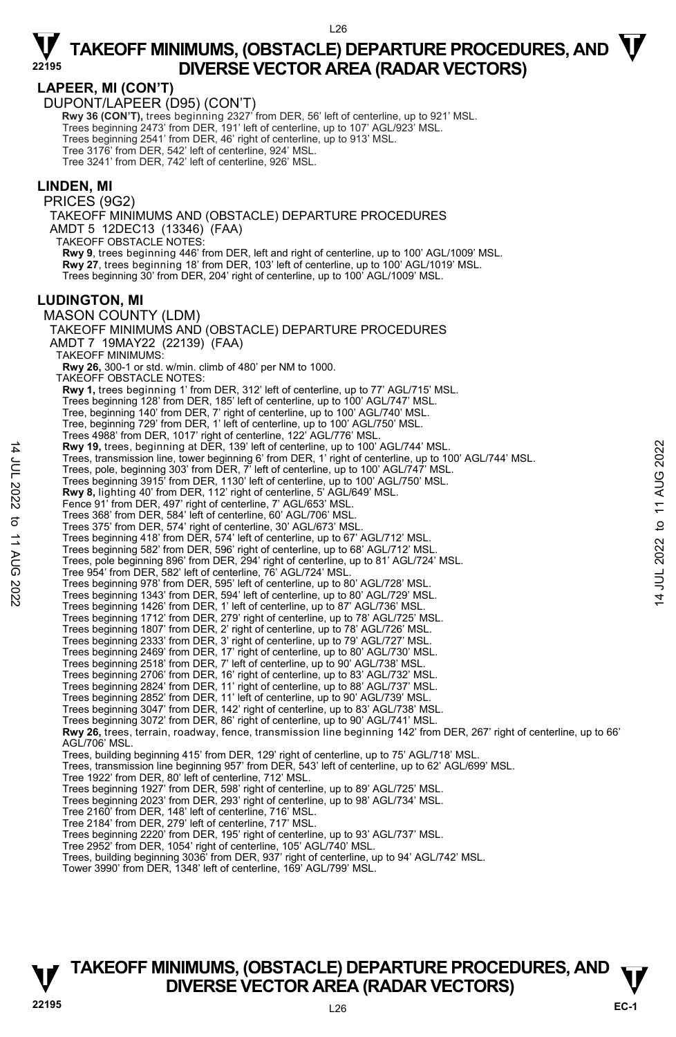## LAPEER, MI (CON'T)

DUPONT/LAPEER (D95) (CON'T)

**Rwy 36 (CON'T),** trees beginning 2327' from DER, 56' left of centerline, up to 921' MSL.
Trees beginning 2473' from DER, 191' left of centerline, up to 107' AGL/923' MSL.
Trees beginning 2541' from DER, 46' right of centerline, up to 913' MSL.
Tree 3176' from DER, 542' left of centerline, 924' MSL.
Tree 3241' from DER, 742' left of centerline, 926' MSL.

## LINDEN, MI

PRICES (9G2)

TAKEOFF MINIMUMS AND (OBSTACLE) DEPARTURE PROCEDURES
AMDT 5 12DEC13 (13346) (FAA)

TAKEOFF OBSTACLE NOTES:

**Rwy 9**, trees beginning 446' from DER, left and right of centerline, up to 100' AGL/1009' MSL.
**Rwy 27**, trees beginning 18' from DER, 103' left of centerline, up to 100' AGL/1019' MSL.
Trees beginning 30' from DER, 204' right of centerline, up to 100' AGL/1009' MSL.

## LUDINGTON, MI

MASON COUNTY (LDM)

TAKEOFF MINIMUMS AND (OBSTACLE) DEPARTURE PROCEDURES
AMDT 7 19MAY22 (22139) (FAA)

TAKEOFF MINIMUMS:

**Rwy 26,** 300-1 or std. w/min. climb of 480' per NM to 1000.

TAKEOFF OBSTACLE NOTES:

**Rwy 1,** trees beginning 1' from DER, 312' left of centerline, up to 77' AGL/715' MSL.
Trees beginning 128' from DER, 185' left of centerline, up to 100' AGL/747' MSL.
Tree, beginning 140' from DER, 7' right of centerline, up to 100' AGL/740' MSL.
Tree, beginning 729' from DER, 1' left of centerline, up to 100' AGL/750' MSL.
Trees 4988' from DER, 1017' right of centerline, 122' AGL/776' MSL.
**Rwy 19,** trees, beginning at DER, 139' left of centerline, up to 100' AGL/744' MSL.
Trees, transmission line, tower beginning 6' from DER, 1' right of centerline, up to 100' AGL/744' MSL.
Trees, pole, beginning 303' from DER, 7' left of centerline, up to 100' AGL/747' MSL.
Trees beginning 3915' from DER, 1130' left of centerline, up to 100' AGL/750' MSL.
**Rwy 8,** lighting 40' from DER, 112' right of centerline, 5' AGL/649' MSL.
Fence 91' from DER, 497' right of centerline, 7' AGL/653' MSL.
Trees 368' from DER, 584' left of centerline, 60' AGL/706' MSL.
Trees 375' from DER, 574' right of centerline, 30' AGL/673' MSL.
Trees beginning 418' from DER, 574' left of centerline, up to 67' AGL/712' MSL.
Trees beginning 582' from DER, 596' right of centerline, up to 68' AGL/712' MSL.
Trees, pole beginning 896' from DER, 294' right of centerline, up to 81' AGL/724' MSL.
Tree 954' from DER, 582' left of centerline, 76' AGL/724' MSL.
Trees beginning 978' from DER, 595' left of centerline, up to 80' AGL/728' MSL.
Trees beginning 1343' from DER, 594' left of centerline, up to 80' AGL/729' MSL.
Trees beginning 1426' from DER, 1' left of centerline, up to 87' AGL/736' MSL.
Trees beginning 1712' from DER, 279' right of centerline, up to 78' AGL/725' MSL.
Trees beginning 1807' from DER, 2' right of centerline, up to 78' AGL/726' MSL.
Trees beginning 2333' from DER, 3' right of centerline, up to 79' AGL/727' MSL.
Trees beginning 2469' from DER, 17' right of centerline, up to 80' AGL/730' MSL.
Trees beginning 2518' from DER, 7' left of centerline, up to 90' AGL/738' MSL.
Trees beginning 2706' from DER, 16' right of centerline, up to 83' AGL/732' MSL.
Trees beginning 2824' from DER, 11' right of centerline, up to 88' AGL/737' MSL.
Trees beginning 2852' from DER, 11' left of centerline, up to 90' AGL/739' MSL.
Trees beginning 3047' from DER, 142' right of centerline, up to 83' AGL/738' MSL.
Trees beginning 3072' from DER, 86' right of centerline, up to 90' AGL/741' MSL.
**Rwy 26,** trees, terrain, roadway, fence, transmission line beginning 142' from DER, 267' right of centerline, up to 66' AGL/706' MSL.
Trees, building beginning 415' from DER, 129' right of centerline, up to 75' AGL/718' MSL.
Trees, transmission line beginning 957' from DER, 543' left of centerline, up to 62' AGL/699' MSL.
Tree 1922' from DER, 80' left of centerline, 712' MSL.
Trees beginning 1927' from DER, 598' right of centerline, up to 89' AGL/725' MSL.
Trees beginning 2023' from DER, 293' right of centerline, up to 98' AGL/734' MSL.
Tree 2160' from DER, 148' left of centerline, 716' MSL.
Tree 2184' from DER, 279' left of centerline, 717' MSL.
Trees beginning 2220' from DER, 195' right of centerline, up to 93' AGL/737' MSL.
Tree 2952' from DER, 1054' right of centerline, 105' AGL/740' MSL.
Trees, building beginning 3036' from DER, 937' right of centerline, up to 94' AGL/742' MSL.
Tower 3990' from DER, 1348' left of centerline, 169' AGL/799' MSL.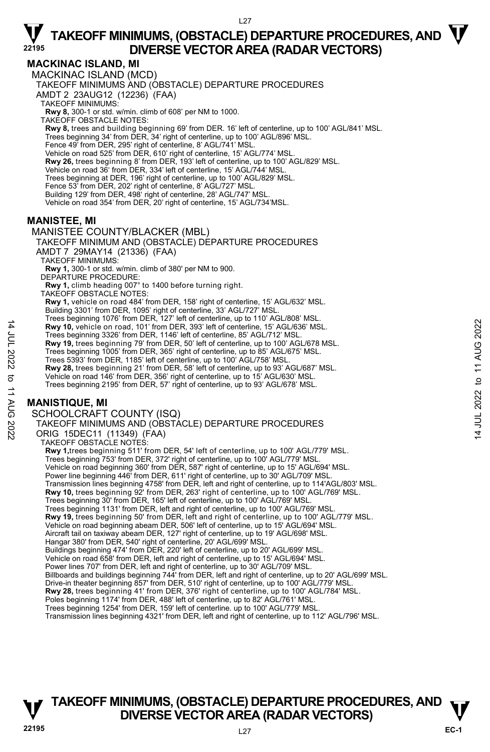## MACKINAC ISLAND, MI

MACKINAC ISLAND (MCD)

TAKEOFF MINIMUMS AND (OBSTACLE) DEPARTURE PROCEDURES

AMDT 2 23AUG12 (12236) (FAA)

TAKEOFF MINIMUMS:

**Rwy 8,** 300-1 or std. w/min. climb of 608' per NM to 1000.

TAKEOFF OBSTACLE NOTES:

**Rwy 8,** trees and building beginning 69' from DER. 16' left of centerline, up to 100' AGL/841' MSL.
Trees beginning 34' from DER, 34' right of centerline, up to 100' AGL/896' MSL.
Fence 49' from DER, 295' right of centerline, 8' AGL/741' MSL.
Vehicle on road 525' from DER, 610' right of centerline, 15' AGL/774' MSL.
**Rwy 26,** trees beginning 8' from DER, 193' left of centerline, up to 100' AGL/829' MSL.
Vehicle on road 36' from DER, 334' left of centerline, 15' AGL/744' MSL.
Trees beginning at DER, 196' right of centerline, up to 100' AGL/829' MSL.
Fence 53' from DER, 202' right of centerline, 8' AGL/727' MSL.
Building 129' from DER, 498' right of centerline, 28' AGL/747' MSL.
Vehicle on road 354' from DER, 20' right of centerline, 15' AGL/734'MSL.

## MANISTEE, MI

MANISTEE COUNTY/BLACKER (MBL)

TAKEOFF MINIMUM AND (OBSTACLE) DEPARTURE PROCEDURES

AMDT 7 29MAY14 (21336) (FAA)

TAKEOFF MINIMUMS:

**Rwy 1,** 300-1 or std. w/min. climb of 380' per NM to 900.

DEPARTURE PROCEDURE:

**Rwy 1,** climb heading 007° to 1400 before turning right.

TAKEOFF OBSTACLE NOTES:

**Rwy 1,** vehicle on road 484' from DER, 158' right of centerline, 15' AGL/632' MSL.
Building 3301' from DER, 1095' right of centerline, 33' AGL/727' MSL.
Trees beginning 1076' from DER, 127' left of centerline, up to 110' AGL/808' MSL.
**Rwy 10,** vehicle on road, 101' from DER, 393' left of centerline, 15' AGL/636' MSL.
Trees beginning 3326' from DER, 1146' left of centerline, 85' AGL/712' MSL.
**Rwy 19,** trees beginning 79' from DER, 50' left of centerline, up to 100' AGL/678 MSL.
Trees beginning 1005' from DER, 365' right of centerline, up to 85' AGL/675' MSL.
Trees 5393' from DER, 1185' left of centerline, up to 100' AGL/758' MSL.
**Rwy 28,** trees beginning 21' from DER, 58' left of centerline, up to 93' AGL/687' MSL.
Vehicle on road 146' from DER, 356' right of centerline, up to 15' AGL/630' MSL.
Trees beginning 2195' from DER, 57' right of centerline, up to 93' AGL/678' MSL.

## MANISTIQUE, MI

SCHOOLCRAFT COUNTY (ISQ)

TAKEOFF MINIMUMS AND (OBSTACLE) DEPARTURE PROCEDURES

ORIG 15DEC11 (11349) (FAA)

TAKEOFF OBSTACLE NOTES:

**Rwy 1,** trees beginning 511' from DER, 54' left of centerline, up to 100' AGL/779' MSL.
Trees beginning 753' from DER, 372' right of centerline, up to 100' AGL/779' MSL.
Vehicle on road beginning 360' from DER, 587' right of centerline, up to 15' AGL/694' MSL.
Power line beginning 446' from DER, 611' right of centerline, up to 30' AGL/709' MSL.
Transmission lines beginning 4758' from DER, left and right of centerline, up to 114'AGL/803' MSL.
**Rwy 10,** trees beginning 92' from DER, 263' right of centerline, up to 100' AGL/769' MSL.
Trees beginning 30' from DER, 165' left of centerline, up to 100' AGL/769' MSL.
Trees beginning 1131' from DER, left and right of centerline, up to 100' AGL/769' MSL.
**Rwy 19,** trees beginning 50' from DER, left and right of centerline, up to 100' AGL/779' MSL.
Vehicle on road beginning abeam DER, 506' left of centerline, up to 15' AGL/694' MSL.
Aircraft tail on taxiway abeam DER, 127' right of centerline, up to 19' AGL/698' MSL.
Hangar 380' from DER, 540' right of centerline, 20' AGL/699' MSL.
Buildings beginning 474' from DER, 220' left of centerline, up to 20' AGL/699' MSL.
Vehicle on road 658' from DER, left and right of centerline, up to 15' AGL/694' MSL.
Power lines 707' from DER, left and right of centerline, up to 30' AGL/709' MSL.
Billboards and buildings beginning 744' from DER, left and right of centerline, up to 20' AGL/699' MSL.
Drive-in theater beginning 857' from DER, 510' right of centerline, up to 100' AGL/779' MSL.
**Rwy 28,** trees beginning 41' from DER, 376' right of centerline, up to 100' AGL/784' MSL.
Poles beginning 1174' from DER, 488' left of centerline, up to 82' AGL/761' MSL.
Trees beginning 1254' from DER, 159' left of centerline. up to 100' AGL/779' MSL.
Transmission lines beginning 4321' from DER, left and right of centerline, up to 112' AGL/796' MSL.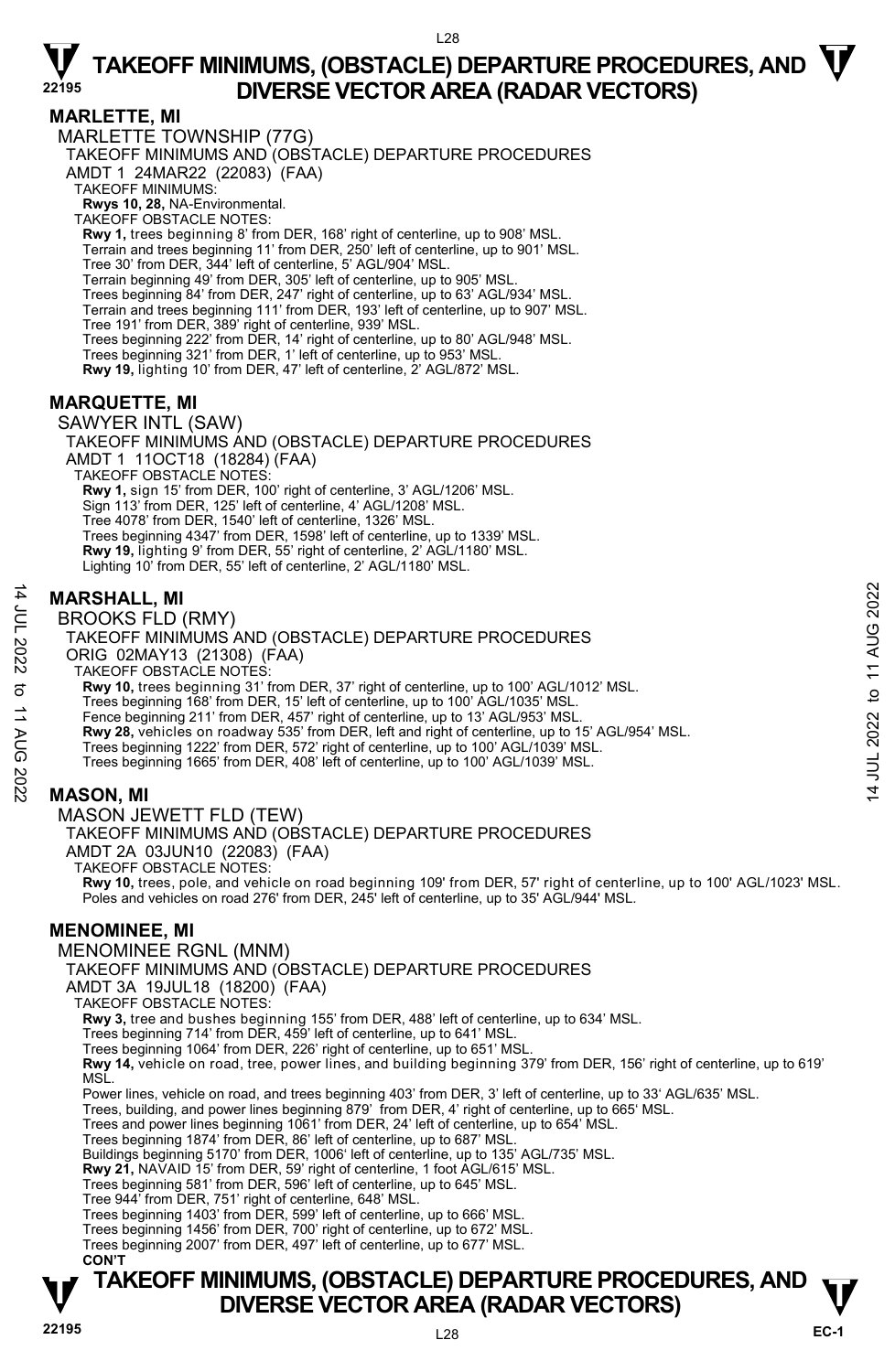# TAKEOFF MINIMUMS, (OBSTACLE) DEPARTURE PROCEDURES, AND DIVERSE VECTOR AREA (RADAR VECTORS)

## MARLETTE, MI

MARLETTE TOWNSHIP (77G)
TAKEOFF MINIMUMS AND (OBSTACLE) DEPARTURE PROCEDURES
AMDT 1 24MAR22 (22083) (FAA)
TAKEOFF MINIMUMS:
**Rwys 10, 28,** NA-Environmental.
TAKEOFF OBSTACLE NOTES:
**Rwy 1,** trees beginning 8' from DER, 168' right of centerline, up to 908' MSL.
Terrain and trees beginning 11' from DER, 250' left of centerline, up to 901' MSL.
Tree 30' from DER, 344' left of centerline, 5' AGL/904' MSL.
Terrain beginning 49' from DER, 305' left of centerline, up to 905' MSL.
Trees beginning 84' from DER, 247' right of centerline, up to 63' AGL/934' MSL.
Terrain and trees beginning 111' from DER, 193' left of centerline, up to 907' MSL.
Tree 191' from DER, 389' right of centerline, 939' MSL.
Trees beginning 222' from DER, 14' right of centerline, up to 80' AGL/948' MSL.
Trees beginning 321' from DER, 1' left of centerline, up to 953' MSL.
**Rwy 19,** lighting 10' from DER, 47' left of centerline, 2' AGL/872' MSL.

## MARQUETTE, MI

SAWYER INTL (SAW)
TAKEOFF MINIMUMS AND (OBSTACLE) DEPARTURE PROCEDURES
AMDT 1 11OCT18 (18284) (FAA)
TAKEOFF OBSTACLE NOTES:
**Rwy 1,** sign 15' from DER, 100' right of centerline, 3' AGL/1206' MSL.
Sign 113' from DER, 125' left of centerline, 4' AGL/1208' MSL.
Tree 4078' from DER, 1540' left of centerline, 1326' MSL.
Trees beginning 4347' from DER, 1598' left of centerline, up to 1339' MSL.
**Rwy 19,** lighting 9' from DER, 55' right of centerline, 2' AGL/1180' MSL.
Lighting 10' from DER, 55' left of centerline, 2' AGL/1180' MSL.

## MARSHALL, MI

BROOKS FLD (RMY)
TAKEOFF MINIMUMS AND (OBSTACLE) DEPARTURE PROCEDURES
ORIG 02MAY13 (21308) (FAA)
TAKEOFF OBSTACLE NOTES:
**Rwy 10,** trees beginning 31' from DER, 37' right of centerline, up to 100' AGL/1012' MSL.
Trees beginning 168' from DER, 15' left of centerline, up to 100' AGL/1035' MSL.
Fence beginning 211' from DER, 457' right of centerline, up to 13' AGL/953' MSL.
**Rwy 28,** vehicles on roadway 535' from DER, left and right of centerline, up to 15' AGL/954' MSL.
Trees beginning 1222' from DER, 572' right of centerline, up to 100' AGL/1039' MSL.
Trees beginning 1665' from DER, 408' left of centerline, up to 100' AGL/1039' MSL.

## MASON, MI

MASON JEWETT FLD (TEW)
TAKEOFF MINIMUMS AND (OBSTACLE) DEPARTURE PROCEDURES
AMDT 2A 03JUN10 (22083) (FAA)
TAKEOFF OBSTACLE NOTES:
**Rwy 10,** trees, pole, and vehicle on road beginning 109' from DER, 57' right of centerline, up to 100' AGL/1023' MSL.
Poles and vehicles on road 276' from DER, 245' left of centerline, up to 35' AGL/944' MSL.

## MENOMINEE, MI

MENOMINEE RGNL (MNM)
TAKEOFF MINIMUMS AND (OBSTACLE) DEPARTURE PROCEDURES
AMDT 3A 19JUL18 (18200) (FAA)
TAKEOFF OBSTACLE NOTES:
**Rwy 3,** tree and bushes beginning 155' from DER, 488' left of centerline, up to 634' MSL.
Trees beginning 714' from DER, 459' left of centerline, up to 641' MSL.
Trees beginning 1064' from DER, 226' right of centerline, up to 651' MSL.
**Rwy 14,** vehicle on road, tree, power lines, and building beginning 379' from DER, 156' right of centerline, up to 619' MSL.
Power lines, vehicle on road, and trees beginning 403' from DER, 3' left of centerline, up to 33' AGL/635' MSL.
Trees, building, and power lines beginning 879' from DER, 4' right of centerline, up to 665' MSL.
Trees and power lines beginning 1061' from DER, 24' left of centerline, up to 654' MSL.
Trees beginning 1874' from DER, 86' left of centerline, up to 687' MSL.
Buildings beginning 5170' from DER, 1006' left of centerline, up to 135' AGL/735' MSL.
**Rwy 21,** NAVAID 15' from DER, 59' right of centerline, 1 foot AGL/615' MSL.
Trees beginning 581' from DER, 596' left of centerline, up to 645' MSL.
Tree 944' from DER, 751' right of centerline, 648' MSL.
Trees beginning 1403' from DER, 599' left of centerline, up to 666' MSL.
Trees beginning 1456' from DER, 700' right of centerline, up to 672' MSL.
Trees beginning 2007' from DER, 497' left of centerline, up to 677' MSL.
**CON'T**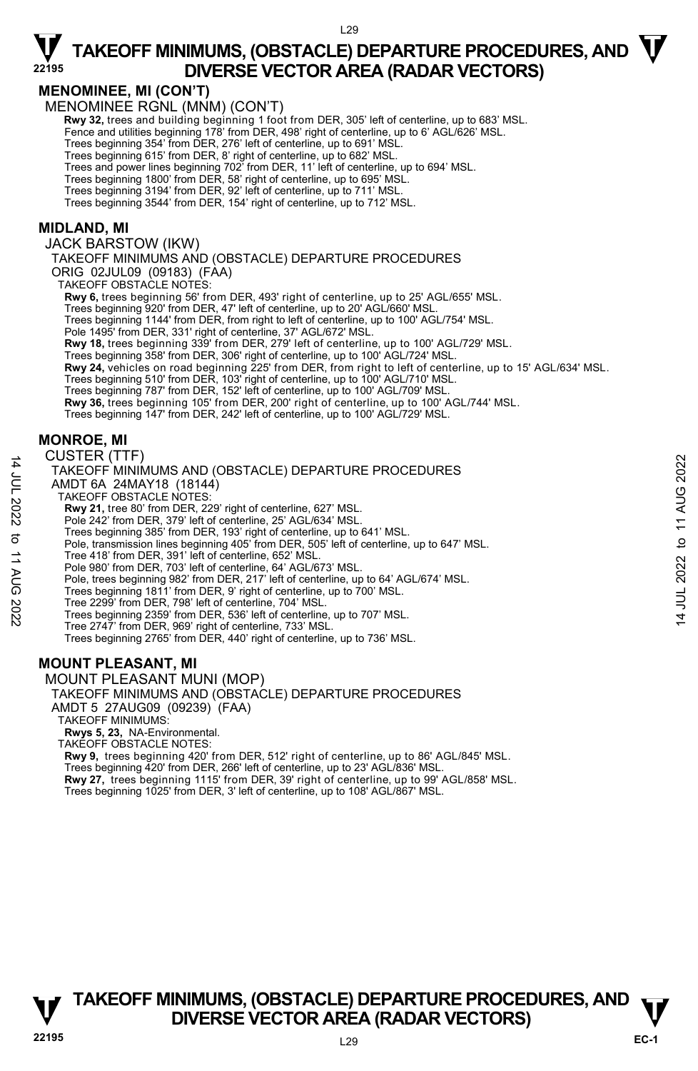## MENOMINEE, MI (CON'T)

MENOMINEE RGNL (MNM) (CON'T)

**Rwy 32,** trees and building beginning 1 foot from DER, 305' left of centerline, up to 683' MSL.
Fence and utilities beginning 178' from DER, 498' right of centerline, up to 6' AGL/626' MSL.
Trees beginning 354' from DER, 276' left of centerline, up to 691' MSL.
Trees beginning 615' from DER, 8' right of centerline, up to 682' MSL.
Trees and power lines beginning 702' from DER, 11' left of centerline, up to 694' MSL.
Trees beginning 1800' from DER, 58' right of centerline, up to 695' MSL.
Trees beginning 3194' from DER, 92' left of centerline, up to 711' MSL.
Trees beginning 3544' from DER, 154' right of centerline, up to 712' MSL.

## MIDLAND, MI

JACK BARSTOW (IKW)
TAKEOFF MINIMUMS AND (OBSTACLE) DEPARTURE PROCEDURES
ORIG 02JUL09 (09183) (FAA)
TAKEOFF OBSTACLE NOTES:

**Rwy 6,** trees beginning 56' from DER, 493' right of centerline, up to 25' AGL/655' MSL.
Trees beginning 920' from DER, 47' left of centerline, up to 20' AGL/660' MSL.
Trees beginning 1144' from DER, from right to left of centerline, up to 100' AGL/754' MSL.
Pole 1495' from DER, 331' right of centerline, 37' AGL/672' MSL.
**Rwy 18,** trees beginning 339' from DER, 279' left of centerline, up to 100' AGL/729' MSL.
Trees beginning 358' from DER, 306' right of centerline, up to 100' AGL/724' MSL.
**Rwy 24,** vehicles on road beginning 225' from DER, from right to left of centerline, up to 15' AGL/634' MSL.
Trees beginning 510' from DER, 103' right of centerline, up to 100' AGL/710' MSL.
Trees beginning 787' from DER, 152' left of centerline, up to 100' AGL/709' MSL.
**Rwy 36,** trees beginning 105' from DER, 200' right of centerline, up to 100' AGL/744' MSL.
Trees beginning 147' from DER, 242' left of centerline, up to 100' AGL/729' MSL.

## MONROE, MI

CUSTER (TTF)
TAKEOFF MINIMUMS AND (OBSTACLE) DEPARTURE PROCEDURES
AMDT 6A 24MAY18 (18144)
TAKEOFF OBSTACLE NOTES:

**Rwy 21,** tree 80' from DER, 229' right of centerline, 627' MSL.
Pole 242' from DER, 379' left of centerline, 25' AGL/634' MSL.
Trees beginning 385' from DER, 193' right of centerline, up to 641' MSL.
Pole, transmission lines beginning 405' from DER, 505' left of centerline, up to 647' MSL.
Tree 418' from DER, 391' left of centerline, 652' MSL.
Pole 980' from DER, 703' left of centerline, 64' AGL/673' MSL.
Pole, trees beginning 982' from DER, 217' left of centerline, up to 64' AGL/674' MSL.
Trees beginning 1811' from DER, 9' right of centerline, up to 700' MSL.
Tree 2299' from DER, 798' left of centerline, 704' MSL.
Trees beginning 2359' from DER, 536' left of centerline, up to 707' MSL.
Tree 2747' from DER, 969' right of centerline, 733' MSL.
Trees beginning 2765' from DER, 440' right of centerline, up to 736' MSL.

## MOUNT PLEASANT, MI

MOUNT PLEASANT MUNI (MOP)
TAKEOFF MINIMUMS AND (OBSTACLE) DEPARTURE PROCEDURES
AMDT 5 27AUG09 (09239) (FAA)
TAKEOFF MINIMUMS:
**Rwys 5, 23,** NA-Environmental.
TAKEOFF OBSTACLE NOTES:

**Rwy 9,** trees beginning 420' from DER, 512' right of centerline, up to 86' AGL/845' MSL.
Trees beginning 420' from DER, 266' left of centerline, up to 23' AGL/836' MSL.
**Rwy 27,** trees beginning 1115' from DER, 39' right of centerline, up to 99' AGL/858' MSL.
Trees beginning 1025' from DER, 3' left of centerline, up to 108' AGL/867' MSL.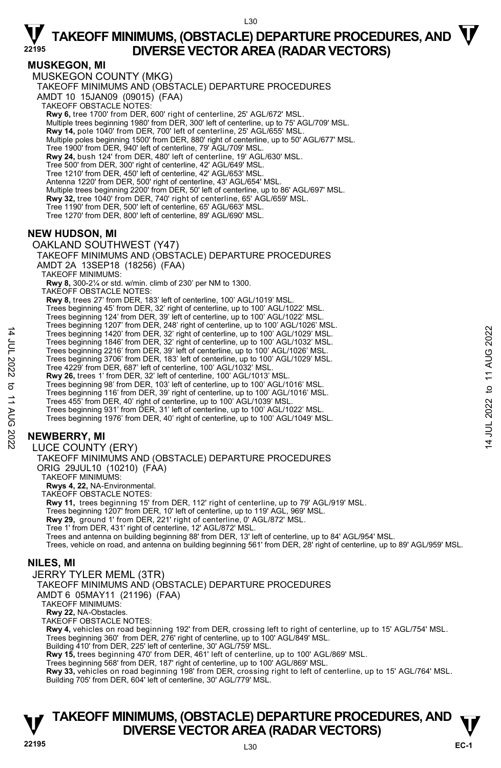## MUSKEGON, MI

MUSKEGON COUNTY (MKG)

TAKEOFF MINIMUMS AND (OBSTACLE) DEPARTURE PROCEDURES

AMDT 10 15JAN09 (09015) (FAA)

TAKEOFF OBSTACLE NOTES:

**Rwy 6,** tree 1700' from DER, 600' right of centerline, 25' AGL/672' MSL.
Multiple trees beginning 1980' from DER, 300' left of centerline, up to 75' AGL/709' MSL.
**Rwy 14,** pole 1040' from DER, 700' left of centerline, 25' AGL/655' MSL.
Multiple poles beginning 1500' from DER, 880' right of centerline, up to 50' AGL/677' MSL.
Tree 1900' from DER, 940' left of centerline, 79' AGL/709' MSL.
**Rwy 24,** bush 124' from DER, 480' left of centerline, 19' AGL/630' MSL.
Tree 500' from DER, 300' right of centerline, 42' AGL/649' MSL.
Tree 1210' from DER, 450' left of centerline, 42' AGL/653' MSL.
Antenna 1220' from DER, 500' right of centerline, 43' AGL/654' MSL.
Multiple trees beginning 2200' from DER, 50' left of centerline, up to 86' AGL/697' MSL.
**Rwy 32,** tree 1040' from DER, 740' right of centerline, 65' AGL/659' MSL.
Tree 1190' from DER, 500' left of centerline, 65' AGL/663' MSL.
Tree 1270' from DER, 800' left of centerline, 89' AGL/690' MSL.

## NEW HUDSON, MI

OAKLAND SOUTHWEST (Y47)

TAKEOFF MINIMUMS AND (OBSTACLE) DEPARTURE PROCEDURES

AMDT 2A 13SEP18 (18256) (FAA)

TAKEOFF MINIMUMS:

**Rwy 8,** 300-2¼ or std. w/min. climb of 230' per NM to 1300.

TAKEOFF OBSTACLE NOTES:

**Rwy 8,** trees 27' from DER, 183' left of centerline, 100' AGL/1019' MSL.
Trees beginning 45' from DER, 32' right of centerline, up to 100' AGL/1022' MSL.
Trees beginning 124' from DER, 39' left of centerline, up to 100' AGL/1022' MSL.
Trees beginning 1207' from DER, 248' right of centerline, up to 100' AGL/1026' MSL.
Trees beginning 1420' from DER, 32' right of centerline, up to 100' AGL/1029' MSL.
Trees beginning 1846' from DER, 32' right of centerline, up to 100' AGL/1032' MSL.
Trees beginning 2216' from DER, 39' left of centerline, up to 100' AGL/1026' MSL.
Trees beginning 3706' from DER, 183' left of centerline, up to 100' AGL/1029' MSL.
Tree 4229' from DER, 687' left of centerline, 100' AGL/1032' MSL.
**Rwy 26,** trees 1' from DER, 32' left of centerline, 100' AGL/1013' MSL.
Trees beginning 98' from DER, 103' left of centerline, up to 100' AGL/1016' MSL.
Trees beginning 116' from DER, 39' right of centerline, up to 100' AGL/1016' MSL.
Trees 455' from DER, 40' right of centerline, up to 100' AGL/1039' MSL.
Trees beginning 931' from DER, 31' left of centerline, up to 100' AGL/1022' MSL.
Trees beginning 1976' from DER, 40' right of centerline, up to 100' AGL/1049' MSL.

## NEWBERRY, MI

LUCE COUNTY (ERY)

TAKEOFF MINIMUMS AND (OBSTACLE) DEPARTURE PROCEDURES

ORIG 29JUL10 (10210) (FAA)

TAKEOFF MINIMUMS:

**Rwys 4, 22,** NA-Environmental.

TAKEOFF OBSTACLE NOTES:

**Rwy 11,** trees beginning 15' from DER, 112' right of centerline, up to 79' AGL/919' MSL.
Trees beginning 1207' from DER, 10' left of centerline, up to 119' AGL, 969' MSL.
**Rwy 29,** ground 1' from DER, 221' right of centerline, 0' AGL/872' MSL.
Tree 1' from DER, 431' right of centerline, 12' AGL/872' MSL.
Trees and antenna on building beginning 88' from DER, 13' left of centerline, up to 84' AGL/954' MSL.
Trees, vehicle on road, and antenna on building beginning 561' from DER, 28' right of centerline, up to 89' AGL/959' MSL.

## NILES, MI

JERRY TYLER MEML (3TR)

TAKEOFF MINIMUMS AND (OBSTACLE) DEPARTURE PROCEDURES

AMDT 6 05MAY11 (21196) (FAA)

TAKEOFF MINIMUMS:

**Rwy 22,** NA-Obstacles.

TAKEOFF OBSTACLE NOTES:

**Rwy 4,** vehicles on road beginning 192' from DER, crossing left to right of centerline, up to 15' AGL/754' MSL.
Trees beginning 360' from DER, 276' right of centerline, up to 100' AGL/849' MSL.
Building 410' from DER, 225' left of centerline, 30' AGL/759' MSL.
**Rwy 15,** trees beginning 470' from DER, 461' left of centerline, up to 100' AGL/869' MSL.
Trees beginning 568' from DER, 187' right of centerline, up to 100' AGL/869' MSL.
**Rwy 33,** vehicles on road beginning 198' from DER, crossing right to left of centerline, up to 15' AGL/764' MSL.
Building 705' from DER, 604' left of centerline, 30' AGL/779' MSL.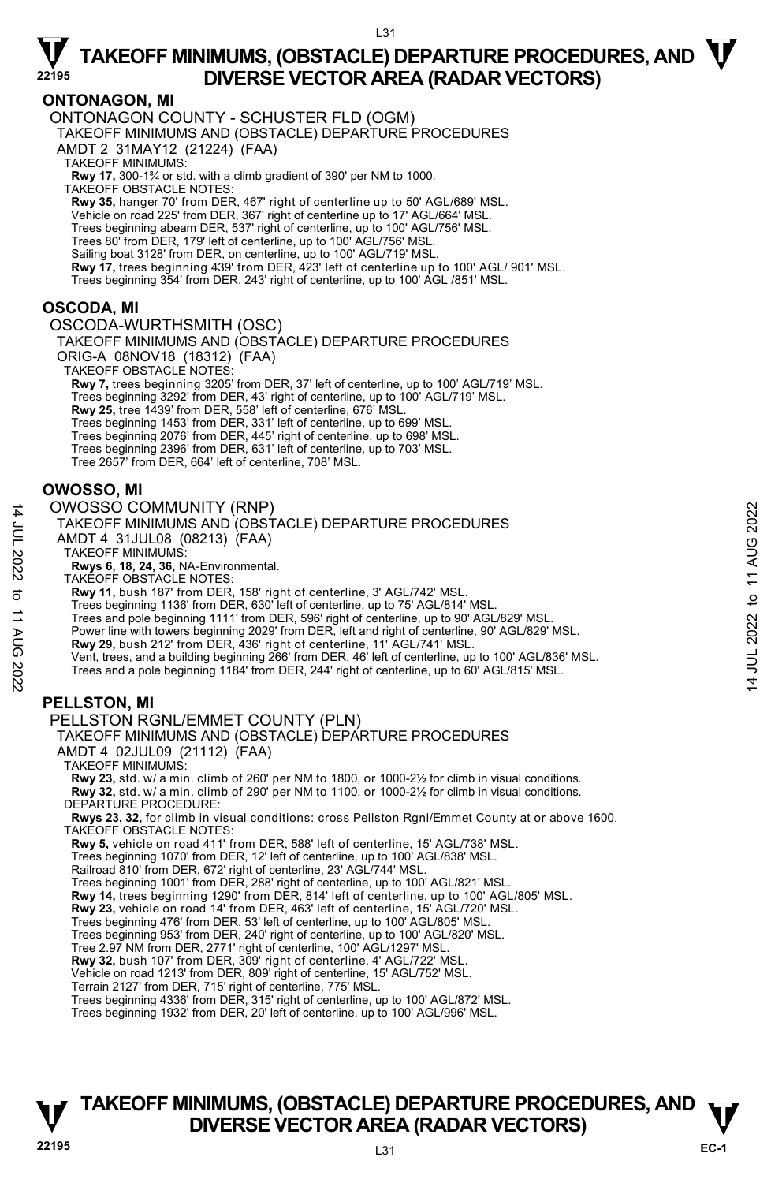## ONTONAGON, MI

ONTONAGON COUNTY - SCHUSTER FLD (OGM)

TAKEOFF MINIMUMS AND (OBSTACLE) DEPARTURE PROCEDURES

AMDT 2 31MAY12 (21224) (FAA)

TAKEOFF MINIMUMS:

**Rwy 17,** 300-1¾ or std. with a climb gradient of 390' per NM to 1000.

TAKEOFF OBSTACLE NOTES:

**Rwy 35,** hanger 70' from DER, 467' right of centerline up to 50' AGL/689' MSL.
Vehicle on road 225' from DER, 367' right of centerline up to 17' AGL/664' MSL.
Trees beginning abeam DER, 537' right of centerline, up to 100' AGL/756' MSL.
Trees 80' from DER, 179' left of centerline, up to 100' AGL/756' MSL.
Sailing boat 3128' from DER, on centerline, up to 100' AGL/719' MSL.
**Rwy 17,** trees beginning 439' from DER, 423' left of centerline up to 100' AGL/ 901' MSL.
Trees beginning 354' from DER, 243' right of centerline, up to 100' AGL /851' MSL.

## OSCODA, MI

OSCODA-WURTHSMITH (OSC)

TAKEOFF MINIMUMS AND (OBSTACLE) DEPARTURE PROCEDURES

ORIG-A 08NOV18 (18312) (FAA)

TAKEOFF OBSTACLE NOTES:

**Rwy 7,** trees beginning 3205' from DER, 37' left of centerline, up to 100' AGL/719' MSL.
Trees beginning 3292' from DER, 43' right of centerline, up to 100' AGL/719' MSL.
**Rwy 25,** tree 1439' from DER, 558' left of centerline, 676' MSL.
Trees beginning 1453' from DER, 331' left of centerline, up to 699' MSL.
Trees beginning 2076' from DER, 445' right of centerline, up to 698' MSL.
Trees beginning 2396' from DER, 631' left of centerline, up to 703' MSL.
Tree 2657' from DER, 664' left of centerline, 708' MSL.

## OWOSSO, MI

OWOSSO COMMUNITY (RNP)

TAKEOFF MINIMUMS AND (OBSTACLE) DEPARTURE PROCEDURES

AMDT 4 31JUL08 (08213) (FAA)

TAKEOFF MINIMUMS:

**Rwys 6, 18, 24, 36,** NA-Environmental.

TAKEOFF OBSTACLE NOTES:

**Rwy 11,** bush 187' from DER, 158' right of centerline, 3' AGL/742' MSL.
Trees beginning 1136' from DER, 630' left of centerline, up to 75' AGL/814' MSL.
Trees and pole beginning 1111' from DER, 596' right of centerline, up to 90' AGL/829' MSL.
Power line with towers beginning 2029' from DER, left and right of centerline, 90' AGL/829' MSL.
**Rwy 29,** bush 212' from DER, 436' right of centerline, 11' AGL/741' MSL.
Vent, trees, and a building beginning 266' from DER, 46' left of centerline, up to 100' AGL/836' MSL.
Trees and a pole beginning 1184' from DER, 244' right of centerline, up to 60' AGL/815' MSL.

## PELLSTON, MI

PELLSTON RGNL/EMMET COUNTY (PLN)

TAKEOFF MINIMUMS AND (OBSTACLE) DEPARTURE PROCEDURES

AMDT 4 02JUL09 (21112) (FAA)

TAKEOFF MINIMUMS:

**Rwy 23,** std. w/ a min. climb of 260' per NM to 1800, or 1000-2½ for climb in visual conditions.
**Rwy 32,** std. w/ a min. climb of 290' per NM to 1100, or 1000-2½ for climb in visual conditions.

DEPARTURE PROCEDURE:

**Rwys 23, 32,** for climb in visual conditions: cross Pellston Rgnl/Emmet County at or above 1600.

TAKEOFF OBSTACLE NOTES:

**Rwy 5,** vehicle on road 411' from DER, 588' left of centerline, 15' AGL/738' MSL.
Trees beginning 1070' from DER, 12' left of centerline, up to 100' AGL/838' MSL.
Railroad 810' from DER, 672' right of centerline, 23' AGL/744' MSL.
Trees beginning 1001' from DER, 288' right of centerline, up to 100' AGL/821' MSL.
**Rwy 14,** trees beginning 1290' from DER, 814' left of centerline, up to 100' AGL/805' MSL.
**Rwy 23,** vehicle on road 14' from DER, 463' left of centerline, 15' AGL/720' MSL.
Trees beginning 476' from DER, 53' left of centerline, up to 100' AGL/805' MSL.
Trees beginning 953' from DER, 240' right of centerline, up to 100' AGL/820' MSL.
Tree 2.97 NM from DER, 2771' right of centerline, 100' AGL/1297' MSL.
**Rwy 32,** bush 107' from DER, 309' right of centerline, 4' AGL/722' MSL.
Vehicle on road 1213' from DER, 809' right of centerline, 15' AGL/752' MSL.
Terrain 2127' from DER, 715' right of centerline, 775' MSL.
Trees beginning 4336' from DER, 315' right of centerline, up to 100' AGL/872' MSL.
Trees beginning 1932' from DER, 20' left of centerline, up to 100' AGL/996' MSL.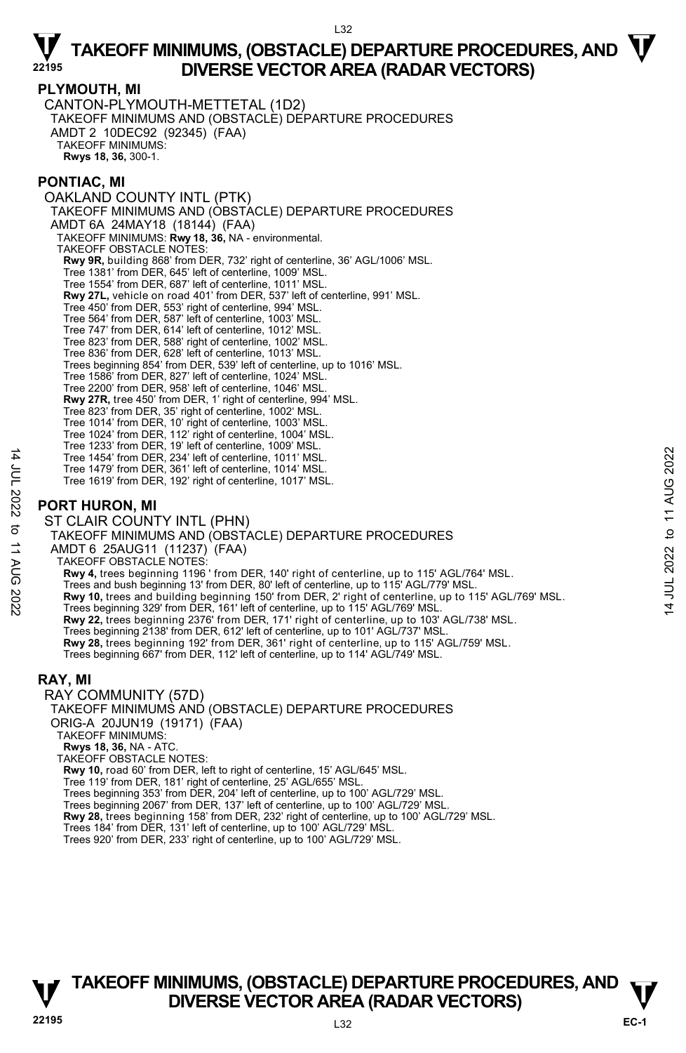## PLYMOUTH, MI

CANTON-PLYMOUTH-METTETAL (1D2)
TAKEOFF MINIMUMS AND (OBSTACLE) DEPARTURE PROCEDURES
AMDT 2 10DEC92 (92345) (FAA)
TAKEOFF MINIMUMS:
**Rwys 18, 36,** 300-1.

## PONTIAC, MI

OAKLAND COUNTY INTL (PTK)
TAKEOFF MINIMUMS AND (OBSTACLE) DEPARTURE PROCEDURES
AMDT 6A 24MAY18 (18144) (FAA)
TAKEOFF MINIMUMS: **Rwy 18, 36,** NA - environmental.
TAKEOFF OBSTACLE NOTES:
**Rwy 9R,** building 868' from DER, 732' right of centerline, 36' AGL/1006' MSL.
Tree 1381' from DER, 645' left of centerline, 1009' MSL.
Tree 1554' from DER, 687' left of centerline, 1011' MSL.
**Rwy 27L,** vehicle on road 401' from DER, 537' left of centerline, 991' MSL.
Tree 450' from DER, 553' right of centerline, 994' MSL.
Tree 564' from DER, 587' left of centerline, 1003' MSL.
Tree 747' from DER, 614' left of centerline, 1012' MSL.
Tree 823' from DER, 588' right of centerline, 1002' MSL.
Tree 836' from DER, 628' left of centerline, 1013' MSL.
Trees beginning 854' from DER, 539' left of centerline, up to 1016' MSL.
Tree 1586' from DER, 827' left of centerline, 1024' MSL.
Tree 2200' from DER, 958' left of centerline, 1046' MSL.
**Rwy 27R,** tree 450' from DER, 1' right of centerline, 994' MSL.
Tree 823' from DER, 35' right of centerline, 1002' MSL.
Tree 1014' from DER, 10' right of centerline, 1003' MSL.
Tree 1024' from DER, 112' right of centerline, 1004' MSL.
Tree 1233' from DER, 19' left of centerline, 1009' MSL.
Tree 1454' from DER, 234' left of centerline, 1011' MSL.
Tree 1479' from DER, 361' left of centerline, 1014' MSL.
Tree 1619' from DER, 192' right of centerline, 1017' MSL.

## PORT HURON, MI

ST CLAIR COUNTY INTL (PHN)
TAKEOFF MINIMUMS AND (OBSTACLE) DEPARTURE PROCEDURES
AMDT 6 25AUG11 (11237) (FAA)
TAKEOFF OBSTACLE NOTES:
**Rwy 4,** trees beginning 1196 ' from DER, 140' right of centerline, up to 115' AGL/764' MSL.
Trees and bush beginning 13' from DER, 80' left of centerline, up to 115' AGL/779' MSL.
**Rwy 10,** trees and building beginning 150' from DER, 2' right of centerline, up to 115' AGL/769' MSL.
Trees beginning 329' from DER, 161' left of centerline, up to 115' AGL/769' MSL.
**Rwy 22,** trees beginning 2376' from DER, 171' right of centerline, up to 103' AGL/738' MSL.
Trees beginning 2138' from DER, 612' left of centerline, up to 101' AGL/737' MSL.
**Rwy 28,** trees beginning 192' from DER, 361' right of centerline, up to 115' AGL/759' MSL.
Trees beginning 667' from DER, 112' left of centerline, up to 114' AGL/749' MSL.

## RAY, MI

RAY COMMUNITY (57D)
TAKEOFF MINIMUMS AND (OBSTACLE) DEPARTURE PROCEDURES
ORIG-A 20JUN19 (19171) (FAA)
TAKEOFF MINIMUMS:
**Rwys 18, 36,** NA - ATC.
TAKEOFF OBSTACLE NOTES:
**Rwy 10,** road 60' from DER, left to right of centerline, 15' AGL/645' MSL.
Tree 119' from DER, 181' right of centerline, 25' AGL/655' MSL.
Trees beginning 353' from DER, 204' left of centerline, up to 100' AGL/729' MSL.
Trees beginning 2067' from DER, 137' left of centerline, up to 100' AGL/729' MSL.
**Rwy 28,** trees beginning 158' from DER, 232' right of centerline, up to 100' AGL/729' MSL.
Trees 184' from DER, 131' left of centerline, up to 100' AGL/729' MSL.
Trees 920' from DER, 233' right of centerline, up to 100' AGL/729' MSL.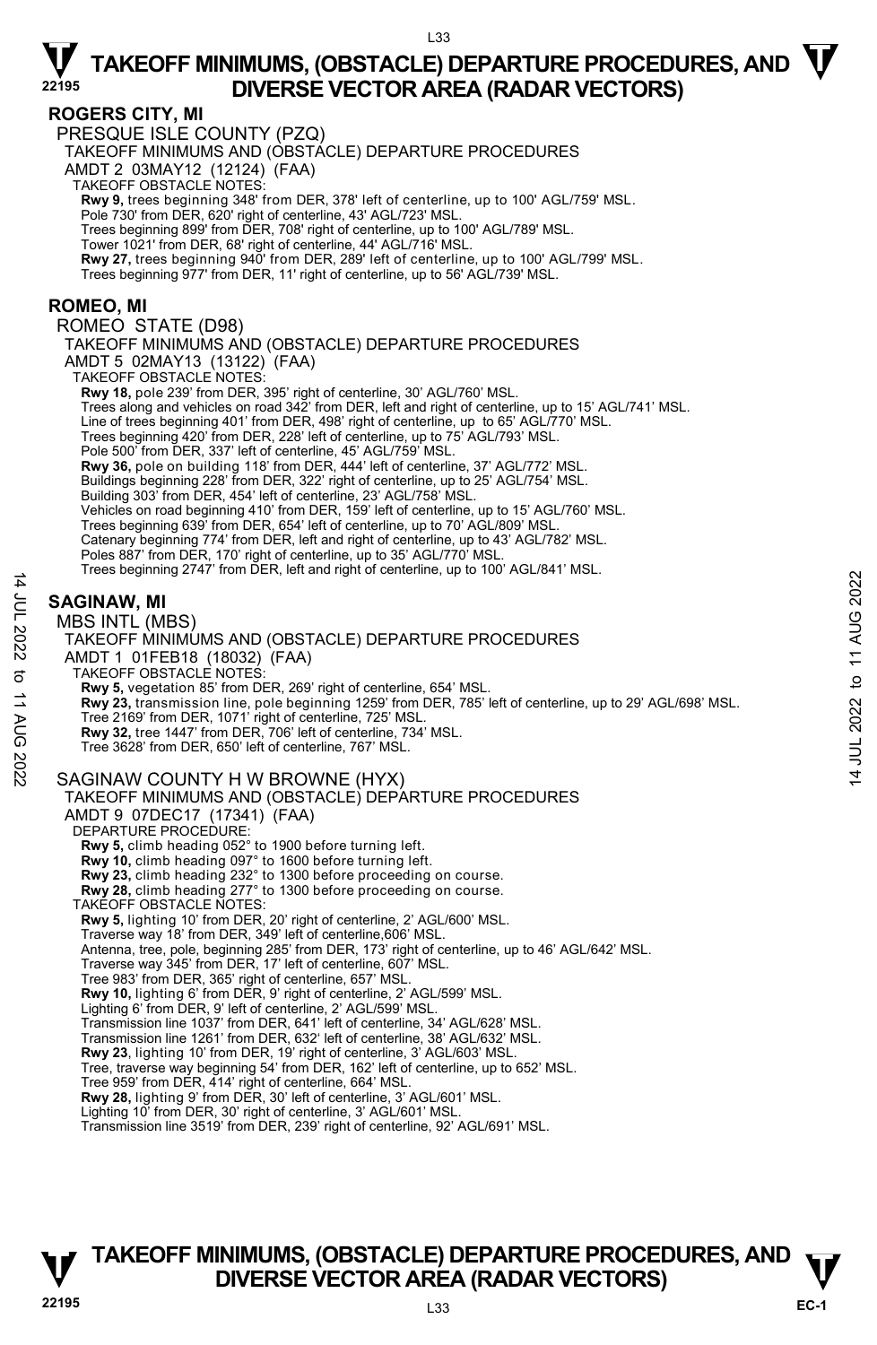## ROGERS CITY, MI

### PRESQUE ISLE COUNTY (PZQ)

TAKEOFF MINIMUMS AND (OBSTACLE) DEPARTURE PROCEDURES
AMDT 2 03MAY12 (12124) (FAA)

TAKEOFF OBSTACLE NOTES:

**Rwy 9,** trees beginning 348' from DER, 378' left of centerline, up to 100' AGL/759' MSL.
Pole 730' from DER, 620' right of centerline, 43' AGL/723' MSL.
Trees beginning 899' from DER, 708' right of centerline, up to 100' AGL/789' MSL.
Tower 1021' from DER, 68' right of centerline, 44' AGL/716' MSL.
**Rwy 27,** trees beginning 940' from DER, 289' left of centerline, up to 100' AGL/799' MSL.
Trees beginning 977' from DER, 11' right of centerline, up to 56' AGL/739' MSL.

## ROMEO, MI

### ROMEO STATE (D98)

TAKEOFF MINIMUMS AND (OBSTACLE) DEPARTURE PROCEDURES
AMDT 5 02MAY13 (13122) (FAA)

TAKEOFF OBSTACLE NOTES:

**Rwy 18,** pole 239' from DER, 395' right of centerline, 30' AGL/760' MSL.
Trees along and vehicles on road 342' from DER, left and right of centerline, up to 15' AGL/741' MSL.
Line of trees beginning 401' from DER, 498' right of centerline, up to 65' AGL/770' MSL.
Trees beginning 420' from DER, 228' left of centerline, up to 75' AGL/793' MSL.
Pole 500' from DER, 337' left of centerline, 45' AGL/759' MSL.
**Rwy 36,** pole on building 118' from DER, 444' left of centerline, 37' AGL/772' MSL.
Buildings beginning 228' from DER, 322' right of centerline, up to 25' AGL/754' MSL.
Building 303' from DER, 454' left of centerline, 23' AGL/758' MSL.
Vehicles on road beginning 410' from DER, 159' left of centerline, up to 15' AGL/760' MSL.
Trees beginning 639' from DER, 654' left of centerline, up to 70' AGL/809' MSL.
Catenary beginning 774' from DER, left and right of centerline, up to 43' AGL/782' MSL.
Poles 887' from DER, 170' right of centerline, up to 35' AGL/770' MSL.
Trees beginning 2747' from DER, left and right of centerline, up to 100' AGL/841' MSL.

## SAGINAW, MI

### MBS INTL (MBS)

TAKEOFF MINIMUMS AND (OBSTACLE) DEPARTURE PROCEDURES
AMDT 1 01FEB18 (18032) (FAA)

TAKEOFF OBSTACLE NOTES:

**Rwy 5,** vegetation 85' from DER, 269' right of centerline, 654' MSL.
**Rwy 23,** transmission line, pole beginning 1259' from DER, 785' left of centerline, up to 29' AGL/698' MSL.
Tree 2169' from DER, 1071' right of centerline, 725' MSL.
**Rwy 32,** tree 1447' from DER, 706' left of centerline, 734' MSL.
Tree 3628' from DER, 650' left of centerline, 767' MSL.

### SAGINAW COUNTY H W BROWNE (HYX)

TAKEOFF MINIMUMS AND (OBSTACLE) DEPARTURE PROCEDURES
AMDT 9 07DEC17 (17341) (FAA)

DEPARTURE PROCEDURE:

**Rwy 5,** climb heading 052° to 1900 before turning left.
**Rwy 10,** climb heading 097° to 1600 before turning left.
**Rwy 23,** climb heading 232° to 1300 before proceeding on course.
**Rwy 28,** climb heading 277° to 1300 before proceeding on course.

TAKEOFF OBSTACLE NOTES:

**Rwy 5,** lighting 10' from DER, 20' right of centerline, 2' AGL/600' MSL.
Traverse way 18' from DER, 349' left of centerline,606' MSL.
Antenna, tree, pole, beginning 285' from DER, 173' right of centerline, up to 46' AGL/642' MSL.
Traverse way 345' from DER, 17' left of centerline, 607' MSL.
Tree 983' from DER, 365' right of centerline, 657' MSL.
**Rwy 10,** lighting 6' from DER, 9' right of centerline, 2' AGL/599' MSL.
Lighting 6' from DER, 9' left of centerline, 2' AGL/599' MSL.
Transmission line 1037' from DER, 641' left of centerline, 34' AGL/628' MSL.
Transmission line 1261' from DER, 632' left of centerline, 38' AGL/632' MSL.
**Rwy 23**, lighting 10' from DER, 19' right of centerline, 3' AGL/603' MSL.
Tree, traverse way beginning 54' from DER, 162' left of centerline, up to 652' MSL.
Tree 959' from DER, 414' right of centerline, 664' MSL.
**Rwy 28,** lighting 9' from DER, 30' left of centerline, 3' AGL/601' MSL.
Lighting 10' from DER, 30' right of centerline, 3' AGL/601' MSL.
Transmission line 3519' from DER, 239' right of centerline, 92' AGL/691' MSL.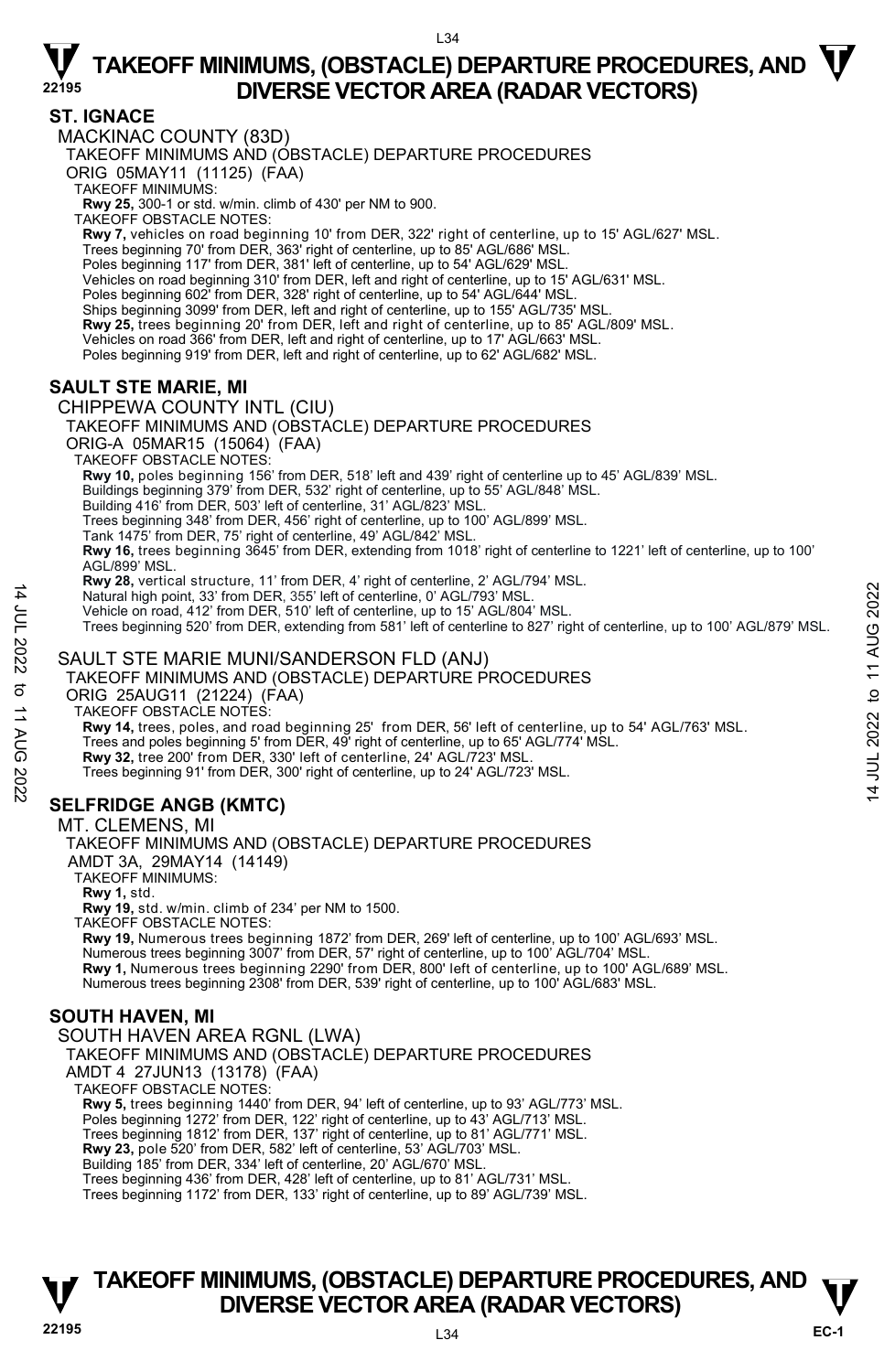# TAKEOFF MINIMUMS, (OBSTACLE) DEPARTURE PROCEDURES, AND DIVERSE VECTOR AREA (RADAR VECTORS)

## ST. IGNACE

MACKINAC COUNTY (83D)

TAKEOFF MINIMUMS AND (OBSTACLE) DEPARTURE PROCEDURES

ORIG 05MAY11 (11125) (FAA)

TAKEOFF MINIMUMS:

**Rwy 25,** 300-1 or std. w/min. climb of 430' per NM to 900.

TAKEOFF OBSTACLE NOTES:

**Rwy 7,** vehicles on road beginning 10' from DER, 322' right of centerline, up to 15' AGL/627' MSL.
Trees beginning 70' from DER, 363' right of centerline, up to 85' AGL/686' MSL.
Poles beginning 117' from DER, 381' left of centerline, up to 54' AGL/629' MSL.
Vehicles on road beginning 310' from DER, left and right of centerline, up to 15' AGL/631' MSL.
Poles beginning 602' from DER, 328' right of centerline, up to 54' AGL/644' MSL.
Ships beginning 3099' from DER, left and right of centerline, up to 155' AGL/735' MSL.
**Rwy 25,** trees beginning 20' from DER, left and right of centerline, up to 85' AGL/809' MSL.
Vehicles on road 366' from DER, left and right of centerline, up to 17' AGL/663' MSL.
Poles beginning 919' from DER, left and right of centerline, up to 62' AGL/682' MSL.

## SAULT STE MARIE, MI

CHIPPEWA COUNTY INTL (CIU)

TAKEOFF MINIMUMS AND (OBSTACLE) DEPARTURE PROCEDURES

ORIG-A 05MAR15 (15064) (FAA)

TAKEOFF OBSTACLE NOTES:

**Rwy 10,** poles beginning 156' from DER, 518' left and 439' right of centerline up to 45' AGL/839' MSL.
Buildings beginning 379' from DER, 532' right of centerline, up to 55' AGL/848' MSL.
Building 416' from DER, 503' left of centerline, 31' AGL/823' MSL.
Trees beginning 348' from DER, 456' right of centerline, up to 100' AGL/899' MSL.
Tank 1475' from DER, 75' right of centerline, 49' AGL/842' MSL.
**Rwy 16,** trees beginning 3645' from DER, extending from 1018' right of centerline to 1221' left of centerline, up to 100' AGL/899' MSL.
**Rwy 28,** vertical structure, 11' from DER, 4' right of centerline, 2' AGL/794' MSL.
Natural high point, 33' from DER, 355' left of centerline, 0' AGL/793' MSL.
Vehicle on road, 412' from DER, 510' left of centerline, up to 15' AGL/804' MSL.
Trees beginning 520' from DER, extending from 581' left of centerline to 827' right of centerline, up to 100' AGL/879' MSL.

SAULT STE MARIE MUNI/SANDERSON FLD (ANJ)

TAKEOFF MINIMUMS AND (OBSTACLE) DEPARTURE PROCEDURES

ORIG 25AUG11 (21224) (FAA)

TAKEOFF OBSTACLE NOTES:

**Rwy 14,** trees, poles, and road beginning 25' from DER, 56' left of centerline, up to 54' AGL/763' MSL.
Trees and poles beginning 5' from DER, 49' right of centerline, up to 65' AGL/774' MSL.
**Rwy 32,** tree 200' from DER, 330' left of centerline, 24' AGL/723' MSL.
Trees beginning 91' from DER, 300' right of centerline, up to 24' AGL/723' MSL.

## SELFRIDGE ANGB (KMTC)

MT. CLEMENS, MI

TAKEOFF MINIMUMS AND (OBSTACLE) DEPARTURE PROCEDURES

AMDT 3A, 29MAY14 (14149)

TAKEOFF MINIMUMS:

**Rwy 1,** std.
**Rwy 19,** std. w/min. climb of 234' per NM to 1500.

TAKEOFF OBSTACLE NOTES:

**Rwy 19,** Numerous trees beginning 1872' from DER, 269' left of centerline, up to 100' AGL/693' MSL.
Numerous trees beginning 3007' from DER, 57' right of centerline, up to 100' AGL/704' MSL.
**Rwy 1,** Numerous trees beginning 2290' from DER, 800' left of centerline, up to 100' AGL/689' MSL.
Numerous trees beginning 2308' from DER, 539' right of centerline, up to 100' AGL/683' MSL.

## SOUTH HAVEN, MI

SOUTH HAVEN AREA RGNL (LWA)

TAKEOFF MINIMUMS AND (OBSTACLE) DEPARTURE PROCEDURES

AMDT 4 27JUN13 (13178) (FAA)

TAKEOFF OBSTACLE NOTES:

**Rwy 5,** trees beginning 1440' from DER, 94' left of centerline, up to 93' AGL/773' MSL.
Poles beginning 1272' from DER, 122' right of centerline, up to 43' AGL/713' MSL.
Trees beginning 1812' from DER, 137' right of centerline, up to 81' AGL/771' MSL.
**Rwy 23,** pole 520' from DER, 582' left of centerline, 53' AGL/703' MSL.
Building 185' from DER, 334' left of centerline, 20' AGL/670' MSL.
Trees beginning 436' from DER, 428' left of centerline, up to 81' AGL/731' MSL.
Trees beginning 1172' from DER, 133' right of centerline, up to 89' AGL/739' MSL.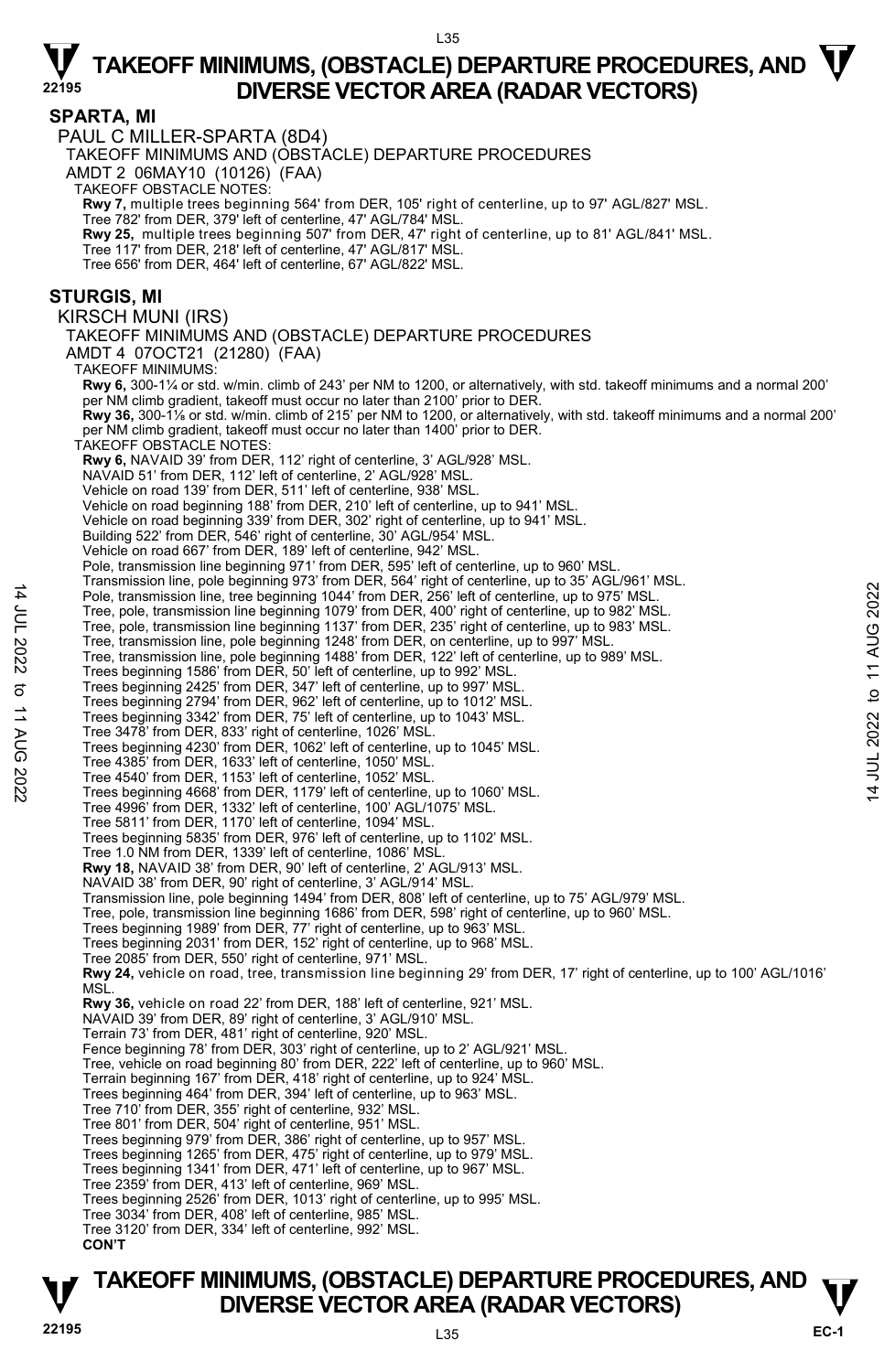# TAKEOFF MINIMUMS, (OBSTACLE) DEPARTURE PROCEDURES, AND DIVERSE VECTOR AREA (RADAR VECTORS)

## SPARTA, MI

PAUL C MILLER-SPARTA (8D4)

TAKEOFF MINIMUMS AND (OBSTACLE) DEPARTURE PROCEDURES

AMDT 2 06MAY10 (10126) (FAA)

TAKEOFF OBSTACLE NOTES:

**Rwy 7,** multiple trees beginning 564' from DER, 105' right of centerline, up to 97' AGL/827' MSL.
Tree 782' from DER, 379' left of centerline, 47' AGL/784' MSL.
**Rwy 25,** multiple trees beginning 507' from DER, 47' right of centerline, up to 81' AGL/841' MSL.
Tree 117' from DER, 218' left of centerline, 47' AGL/817' MSL.
Tree 656' from DER, 464' left of centerline, 67' AGL/822' MSL.

## STURGIS, MI

KIRSCH MUNI (IRS)

TAKEOFF MINIMUMS AND (OBSTACLE) DEPARTURE PROCEDURES

AMDT 4 07OCT21 (21280) (FAA)

TAKEOFF MINIMUMS:

**Rwy 6,** 300-1¼ or std. w/min. climb of 243' per NM to 1200, or alternatively, with std. takeoff minimums and a normal 200' per NM climb gradient, takeoff must occur no later than 2100' prior to DER.
**Rwy 36,** 300-1⅛ or std. w/min. climb of 215' per NM to 1200, or alternatively, with std. takeoff minimums and a normal 200' per NM climb gradient, takeoff must occur no later than 1400' prior to DER.

TAKEOFF OBSTACLE NOTES:

**Rwy 6,** NAVAID 39' from DER, 112' right of centerline, 3' AGL/928' MSL.
NAVAID 51' from DER, 112' left of centerline, 2' AGL/928' MSL.
Vehicle on road 139' from DER, 511' left of centerline, 938' MSL.
Vehicle on road beginning 188' from DER, 210' left of centerline, up to 941' MSL.
Vehicle on road beginning 339' from DER, 302' right of centerline, up to 941' MSL.
Building 522' from DER, 546' right of centerline, 30' AGL/954' MSL.
Vehicle on road 667' from DER, 189' left of centerline, 942' MSL.
Pole, transmission line beginning 971' from DER, 595' left of centerline, up to 960' MSL.
Transmission line, pole beginning 973' from DER, 564' right of centerline, up to 35' AGL/961' MSL.
Pole, transmission line, tree beginning 1044' from DER, 256' left of centerline, up to 975' MSL.
Tree, pole, transmission line beginning 1079' from DER, 400' right of centerline, up to 982' MSL.
Tree, pole, transmission line beginning 1137' from DER, 235' right of centerline, up to 983' MSL.
Tree, transmission line, pole beginning 1248' from DER, on centerline, up to 997' MSL.
Tree, transmission line, pole beginning 1488' from DER, 122' left of centerline, up to 989' MSL.
Trees beginning 1586' from DER, 50' left of centerline, up to 992' MSL.
Trees beginning 2425' from DER, 347' left of centerline, up to 997' MSL.
Trees beginning 2794' from DER, 962' left of centerline, up to 1012' MSL.
Trees beginning 3342' from DER, 75' left of centerline, up to 1043' MSL.
Tree 3478' from DER, 833' right of centerline, 1026' MSL.
Trees beginning 4230' from DER, 1062' left of centerline, up to 1045' MSL.
Tree 4385' from DER, 1633' left of centerline, 1050' MSL.
Tree 4540' from DER, 1153' left of centerline, 1052' MSL.
Trees beginning 4668' from DER, 1179' left of centerline, up to 1060' MSL.
Tree 4996' from DER, 1332' left of centerline, 100' AGL/1075' MSL.
Tree 5811' from DER, 1170' left of centerline, 1094' MSL.
Trees beginning 5835' from DER, 976' left of centerline, up to 1102' MSL.
Tree 1.0 NM from DER, 1339' left of centerline, 1086' MSL.
**Rwy 18,** NAVAID 38' from DER, 90' left of centerline, 2' AGL/913' MSL.
NAVAID 38' from DER, 90' right of centerline, 3' AGL/914' MSL.
Transmission line, pole beginning 1494' from DER, 808' left of centerline, up to 75' AGL/979' MSL.
Tree, pole, transmission line beginning 1686' from DER, 598' right of centerline, up to 960' MSL.
Trees beginning 1989' from DER, 77' right of centerline, up to 963' MSL.
Trees beginning 2031' from DER, 152' right of centerline, up to 968' MSL.
Tree 2085' from DER, 550' right of centerline, 971' MSL.
**Rwy 24,** vehicle on road, tree, transmission line beginning 29' from DER, 17' right of centerline, up to 100' AGL/1016' MSL.
**Rwy 36,** vehicle on road 22' from DER, 188' left of centerline, 921' MSL.
NAVAID 39' from DER, 89' right of centerline, 3' AGL/910' MSL.
Terrain 73' from DER, 481' right of centerline, 920' MSL.
Fence beginning 78' from DER, 303' right of centerline, up to 2' AGL/921' MSL.
Tree, vehicle on road beginning 80' from DER, 222' left of centerline, up to 960' MSL.
Terrain beginning 167' from DER, 418' right of centerline, up to 924' MSL.
Trees beginning 464' from DER, 394' left of centerline, up to 963' MSL.
Tree 710' from DER, 355' right of centerline, 932' MSL.
Tree 801' from DER, 504' right of centerline, 951' MSL.
Trees beginning 979' from DER, 386' right of centerline, up to 957' MSL.
Trees beginning 1265' from DER, 475' right of centerline, up to 979' MSL.
Trees beginning 1341' from DER, 471' left of centerline, up to 967' MSL.
Tree 2359' from DER, 413' left of centerline, 969' MSL.
Trees beginning 2526' from DER, 1013' right of centerline, up to 995' MSL.
Tree 3034' from DER, 408' left of centerline, 985' MSL.
Tree 3120' from DER, 334' left of centerline, 992' MSL.
**CON'T**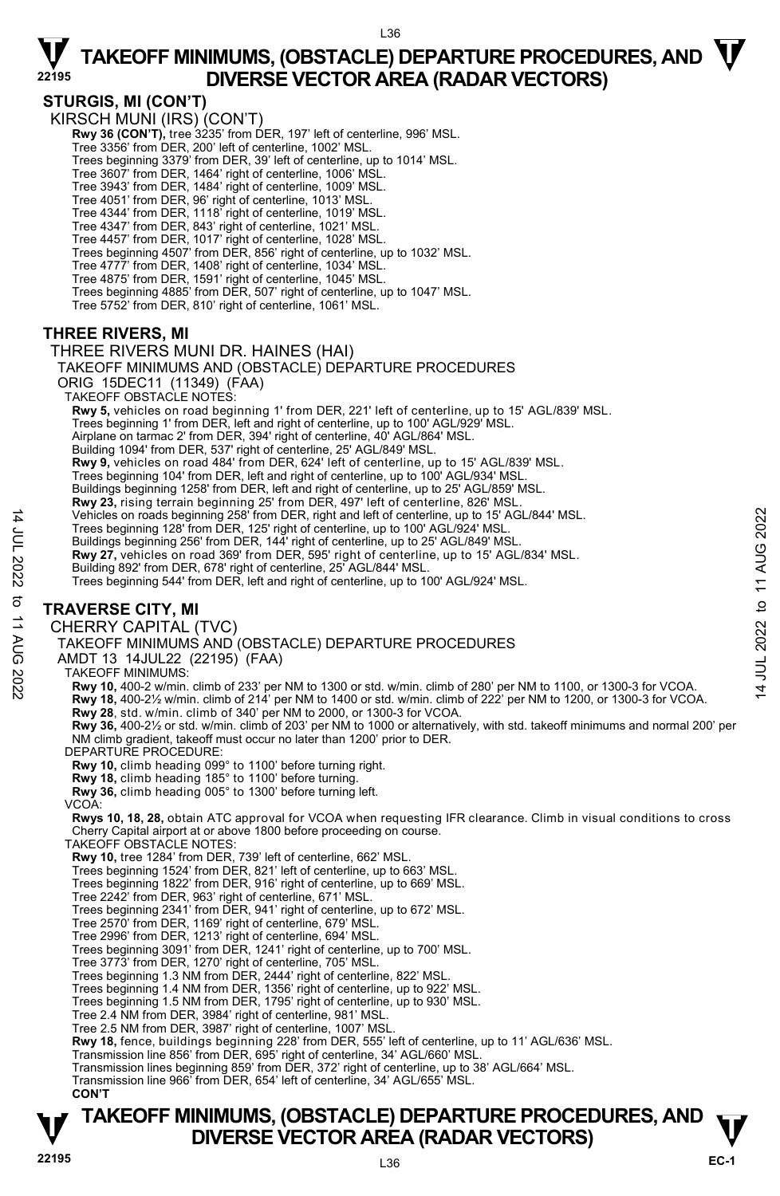## STURGIS, MI (CON'T)

KIRSCH MUNI (IRS) (CON'T)

**Rwy 36 (CON'T),** tree 3235' from DER, 197' left of centerline, 996' MSL.
Tree 3356' from DER, 200' left of centerline, 1002' MSL.
Trees beginning 3379' from DER, 39' left of centerline, up to 1014' MSL.
Tree 3607' from DER, 1464' right of centerline, 1006' MSL.
Tree 3943' from DER, 1484' right of centerline, 1009' MSL.
Tree 4051' from DER, 96' right of centerline, 1013' MSL.
Tree 4344' from DER, 1118' right of centerline, 1019' MSL.
Tree 4347' from DER, 843' right of centerline, 1021' MSL.
Tree 4457' from DER, 1017' right of centerline, 1028' MSL.
Trees beginning 4507' from DER, 856' right of centerline, up to 1032' MSL.
Tree 4777' from DER, 1408' right of centerline, 1034' MSL.
Tree 4875' from DER, 1591' right of centerline, 1045' MSL.
Trees beginning 4885' from DER, 507' right of centerline, up to 1047' MSL.
Tree 5752' from DER, 810' right of centerline, 1061' MSL.

## THREE RIVERS, MI

THREE RIVERS MUNI DR. HAINES (HAI)

TAKEOFF MINIMUMS AND (OBSTACLE) DEPARTURE PROCEDURES

ORIG 15DEC11 (11349) (FAA)

TAKEOFF OBSTACLE NOTES:

**Rwy 5,** vehicles on road beginning 1' from DER, 221' left of centerline, up to 15' AGL/839' MSL.
Trees beginning 1' from DER, left and right of centerline, up to 100' AGL/929' MSL.
Airplane on tarmac 2' from DER, 394' right of centerline, 40' AGL/864' MSL.
Building 1094' from DER, 537' right of centerline, 25' AGL/849' MSL.
**Rwy 9,** vehicles on road 484' from DER, 624' left of centerline, up to 15' AGL/839' MSL.
Trees beginning 104' from DER, left and right of centerline, up to 100' AGL/934' MSL.
Buildings beginning 1258' from DER, left and right of centerline, up to 25' AGL/859' MSL.
**Rwy 23,** rising terrain beginning 25' from DER, 497' left of centerline, 826' MSL.
Vehicles on roads beginning 258' from DER, right and left of centerline, up to 15' AGL/844' MSL.
Trees beginning 128' from DER, 125' right of centerline, up to 100' AGL/924' MSL.
Buildings beginning 256' from DER, 144' right of centerline, up to 25' AGL/849' MSL.
**Rwy 27,** vehicles on road 369' from DER, 595' right of centerline, up to 15' AGL/834' MSL.
Building 892' from DER, 678' right of centerline, 25' AGL/844' MSL.
Trees beginning 544' from DER, left and right of centerline, up to 100' AGL/924' MSL.

## TRAVERSE CITY, MI

CHERRY CAPITAL (TVC)

TAKEOFF MINIMUMS AND (OBSTACLE) DEPARTURE PROCEDURES

AMDT 13 14JUL22 (22195) (FAA)

TAKEOFF MINIMUMS:

**Rwy 10,** 400-2 w/min. climb of 233' per NM to 1300 or std. w/min. climb of 280' per NM to 1100, or 1300-3 for VCOA.
**Rwy 18,** 400-2½ w/min. climb of 214' per NM to 1400 or std. w/min. climb of 222' per NM to 1200, or 1300-3 for VCOA.
**Rwy 28**, std. w/min. climb of 340' per NM to 2000, or 1300-3 for VCOA.
**Rwy 36,** 400-2½ or std. w/min. climb of 203' per NM to 1000 or alternatively, with std. takeoff minimums and normal 200' per NM climb gradient, takeoff must occur no later than 1200' prior to DER.

DEPARTURE PROCEDURE:

**Rwy 10,** climb heading 099° to 1100' before turning right.
**Rwy 18,** climb heading 185° to 1100' before turning.
**Rwy 36,** climb heading 005° to 1300' before turning left.

VCOA:

**Rwys 10, 18, 28,** obtain ATC approval for VCOA when requesting IFR clearance. Climb in visual conditions to cross Cherry Capital airport at or above 1800 before proceeding on course.

TAKEOFF OBSTACLE NOTES:

**Rwy 10,** tree 1284' from DER, 739' left of centerline, 662' MSL.
Trees beginning 1524' from DER, 821' left of centerline, up to 663' MSL.
Trees beginning 1822' from DER, 916' right of centerline, up to 669' MSL.
Tree 2242' from DER, 963' right of centerline, 671' MSL.
Trees beginning 2341' from DER, 941' right of centerline, up to 672' MSL.
Tree 2570' from DER, 1169' right of centerline, 679' MSL.
Tree 2996' from DER, 1213' right of centerline, 694' MSL.
Trees beginning 3091' from DER, 1241' right of centerline, up to 700' MSL.
Tree 3773' from DER, 1270' right of centerline, 705' MSL.
Trees beginning 1.3 NM from DER, 2444' right of centerline, 822' MSL.
Trees beginning 1.4 NM from DER, 1356' right of centerline, up to 922' MSL.
Trees beginning 1.5 NM from DER, 1795' right of centerline, up to 930' MSL.
Tree 2.4 NM from DER, 3984' right of centerline, 981' MSL.
Tree 2.5 NM from DER, 3987' right of centerline, 1007' MSL.
**Rwy 18,** fence, buildings beginning 228' from DER, 555' left of centerline, up to 11' AGL/636' MSL.
Transmission line 856' from DER, 695' right of centerline, 34' AGL/660' MSL.
Transmission lines beginning 859' from DER, 372' right of centerline, up to 38' AGL/664' MSL.
Transmission line 966' from DER, 654' left of centerline, 34' AGL/655' MSL.

**CON'T**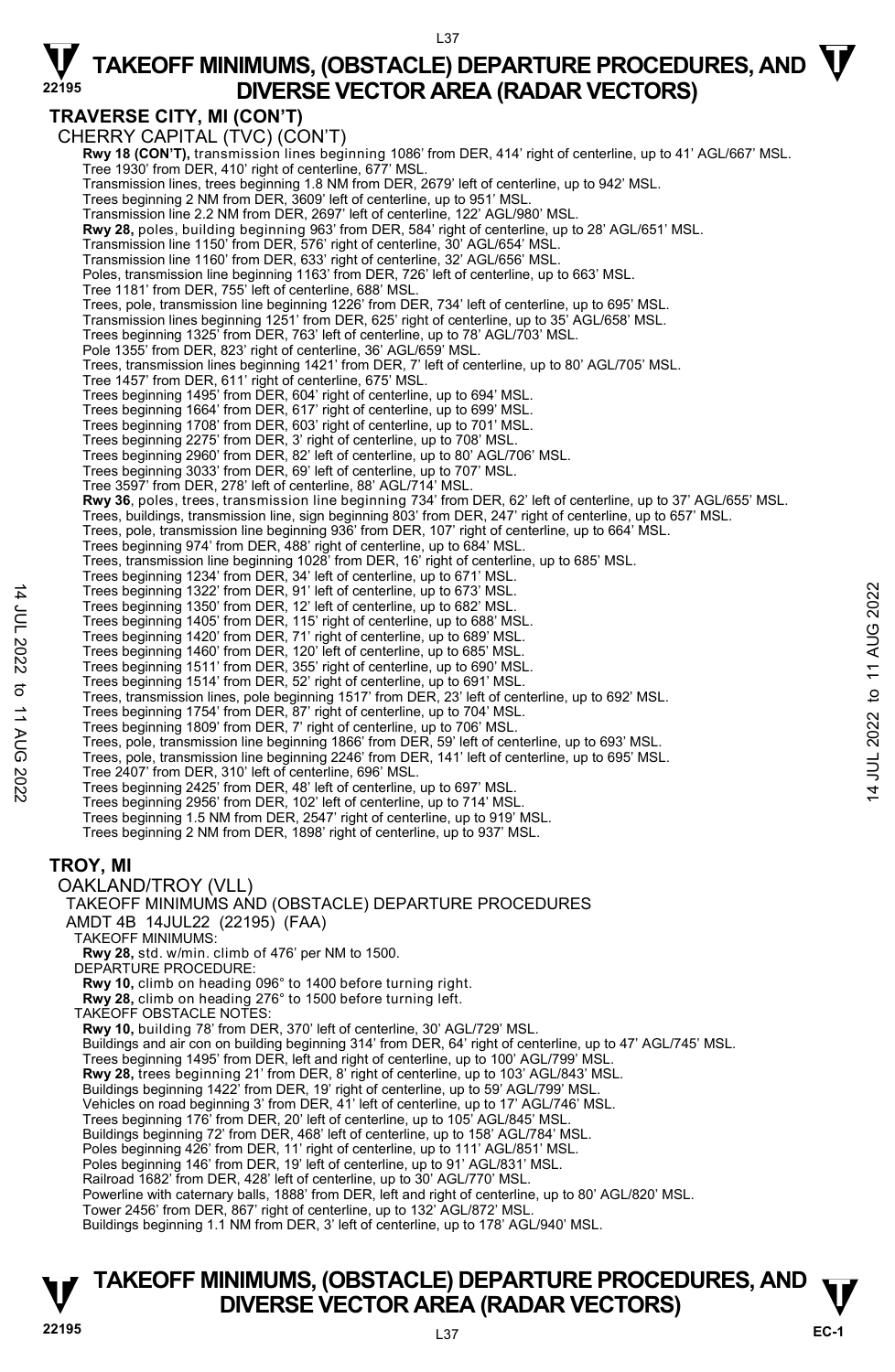## TRAVERSE CITY, MI (CON'T)

CHERRY CAPITAL (TVC) (CON'T)

**Rwy 18 (CON'T),** transmission lines beginning 1086' from DER, 414' right of centerline, up to 41' AGL/667' MSL.
Tree 1930' from DER, 410' right of centerline, 677' MSL.
Transmission lines, trees beginning 1.8 NM from DER, 2679' left of centerline, up to 942' MSL.
Trees beginning 2 NM from DER, 3609' left of centerline, up to 951' MSL.
Transmission line 2.2 NM from DER, 2697' left of centerline, 122' AGL/980' MSL.
**Rwy 28,** poles, building beginning 963' from DER, 584' right of centerline, up to 28' AGL/651' MSL.
Transmission line 1150' from DER, 576' right of centerline, 30' AGL/654' MSL.
Transmission line 1160' from DER, 633' right of centerline, 32' AGL/656' MSL.
Poles, transmission line beginning 1163' from DER, 726' left of centerline, up to 663' MSL.
Tree 1181' from DER, 755' left of centerline, 688' MSL.
Trees, pole, transmission line beginning 1226' from DER, 734' left of centerline, up to 695' MSL.
Transmission lines beginning 1251' from DER, 625' right of centerline, up to 35' AGL/658' MSL.
Trees beginning 1325' from DER, 763' left of centerline, up to 78' AGL/703' MSL.
Pole 1355' from DER, 823' right of centerline, 36' AGL/659' MSL.
Trees, transmission lines beginning 1421' from DER, 7' left of centerline, up to 80' AGL/705' MSL.
Tree 1457' from DER, 611' right of centerline, 675' MSL.
Trees beginning 1495' from DER, 604' right of centerline, up to 694' MSL.
Trees beginning 1664' from DER, 617' right of centerline, up to 699' MSL.
Trees beginning 1708' from DER, 603' right of centerline, up to 701' MSL.
Trees beginning 2275' from DER, 3' right of centerline, up to 708' MSL.
Trees beginning 2960' from DER, 82' left of centerline, up to 80' AGL/706' MSL.
Trees beginning 3033' from DER, 69' left of centerline, up to 707' MSL.
Tree 3597' from DER, 278' left of centerline, 88' AGL/714' MSL.
**Rwy 36**, poles, trees, transmission line beginning 734' from DER, 62' left of centerline, up to 37' AGL/655' MSL.
Trees, buildings, transmission line, sign beginning 803' from DER, 247' right of centerline, up to 657' MSL.
Trees, pole, transmission line beginning 936' from DER, 107' right of centerline, up to 664' MSL.
Trees beginning 974' from DER, 488' right of centerline, up to 684' MSL.
Trees, transmission line beginning 1028' from DER, 16' right of centerline, up to 685' MSL.
Trees beginning 1234' from DER, 34' left of centerline, up to 671' MSL.
Trees beginning 1322' from DER, 91' left of centerline, up to 673' MSL.
Trees beginning 1350' from DER, 12' left of centerline, up to 682' MSL.
Trees beginning 1405' from DER, 115' right of centerline, up to 688' MSL.
Trees beginning 1420' from DER, 71' right of centerline, up to 689' MSL.
Trees beginning 1460' from DER, 120' left of centerline, up to 685' MSL.
Trees beginning 1511' from DER, 355' right of centerline, up to 690' MSL.
Trees beginning 1514' from DER, 52' right of centerline, up to 691' MSL.
Trees, transmission lines, pole beginning 1517' from DER, 23' left of centerline, up to 692' MSL.
Trees beginning 1754' from DER, 87' right of centerline, up to 704' MSL.
Trees beginning 1809' from DER, 7' right of centerline, up to 706' MSL.
Trees, pole, transmission line beginning 1866' from DER, 59' left of centerline, up to 693' MSL.
Trees, pole, transmission line beginning 2246' from DER, 141' left of centerline, up to 695' MSL.
Tree 2407' from DER, 310' left of centerline, 696' MSL.
Trees beginning 2425' from DER, 48' left of centerline, up to 697' MSL.
Trees beginning 2956' from DER, 102' left of centerline, up to 714' MSL.
Trees beginning 1.5 NM from DER, 2547' right of centerline, up to 919' MSL.
Trees beginning 2 NM from DER, 1898' right of centerline, up to 937' MSL.

## TROY, MI

OAKLAND/TROY (VLL)

TAKEOFF MINIMUMS AND (OBSTACLE) DEPARTURE PROCEDURES

AMDT 4B 14JUL22 (22195) (FAA)

TAKEOFF MINIMUMS:
**Rwy 28,** std. w/min. climb of 476' per NM to 1500.

DEPARTURE PROCEDURE:
**Rwy 10,** climb on heading 096° to 1400 before turning right.
**Rwy 28,** climb on heading 276° to 1500 before turning left.

TAKEOFF OBSTACLE NOTES:
**Rwy 10,** building 78' from DER, 370' left of centerline, 30' AGL/729' MSL.
Buildings and air con on building beginning 314' from DER, 64' right of centerline, up to 47' AGL/745' MSL.
Trees beginning 1495' from DER, left and right of centerline, up to 100' AGL/799' MSL.
**Rwy 28,** trees beginning 21' from DER, 8' right of centerline, up to 103' AGL/843' MSL.
Buildings beginning 1422' from DER, 19' right of centerline, up to 59' AGL/799' MSL.
Vehicles on road beginning 3' from DER, 41' left of centerline, up to 17' AGL/746' MSL.
Trees beginning 176' from DER, 20' left of centerline, up to 105' AGL/845' MSL.
Buildings beginning 72' from DER, 468' left of centerline, up to 158' AGL/784' MSL.
Poles beginning 426' from DER, 11' right of centerline, up to 111' AGL/851' MSL.
Poles beginning 146' from DER, 19' left of centerline, up to 91' AGL/831' MSL.
Railroad 1682' from DER, 428' left of centerline, up to 30' AGL/770' MSL.
Powerline with caternary balls, 1888' from DER, left and right of centerline, up to 80' AGL/820' MSL.
Tower 2456' from DER, 867' right of centerline, up to 132' AGL/872' MSL.
Buildings beginning 1.1 NM from DER, 3' left of centerline, up to 178' AGL/940' MSL.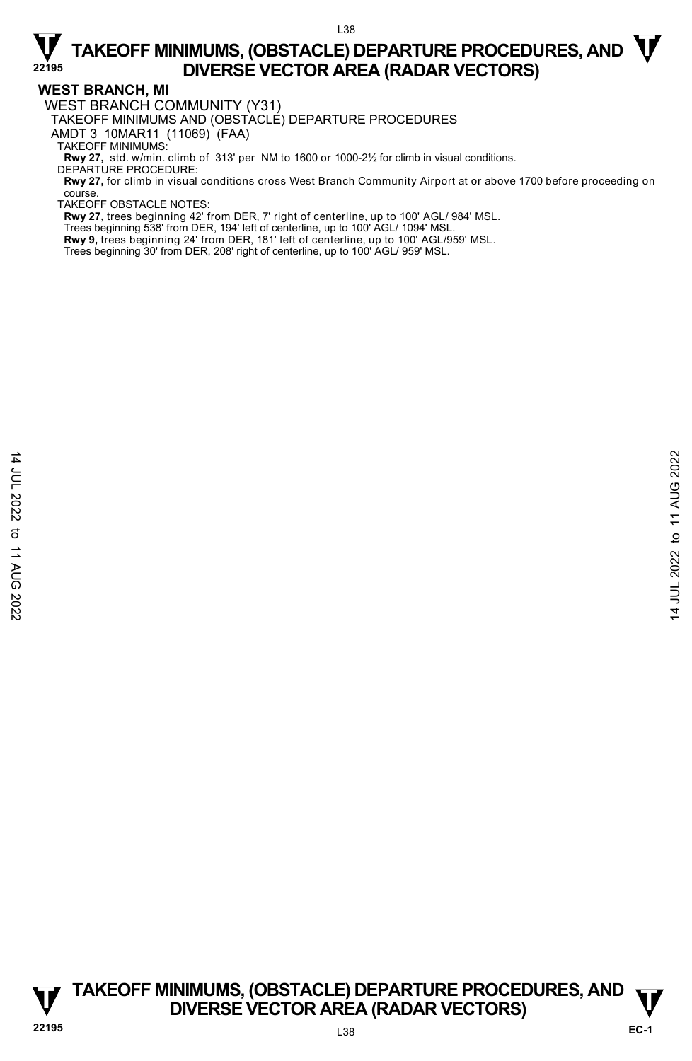## WEST BRANCH, MI

WEST BRANCH COMMUNITY (Y31)

TAKEOFF MINIMUMS AND (OBSTACLE) DEPARTURE PROCEDURES

AMDT 3 10MAR11 (11069) (FAA)

TAKEOFF MINIMUMS:

**Rwy 27,** std. w/min. climb of 313' per NM to 1600 or 1000-2½ for climb in visual conditions.

DEPARTURE PROCEDURE:

**Rwy 27,** for climb in visual conditions cross West Branch Community Airport at or above 1700 before proceeding on course.

TAKEOFF OBSTACLE NOTES:

**Rwy 27,** trees beginning 42' from DER, 7' right of centerline, up to 100' AGL/ 984' MSL.
Trees beginning 538' from DER, 194' left of centerline, up to 100' AGL/ 1094' MSL.
**Rwy 9,** trees beginning 24' from DER, 181' left of centerline, up to 100' AGL/959' MSL.
Trees beginning 30' from DER, 208' right of centerline, up to 100' AGL/ 959' MSL.